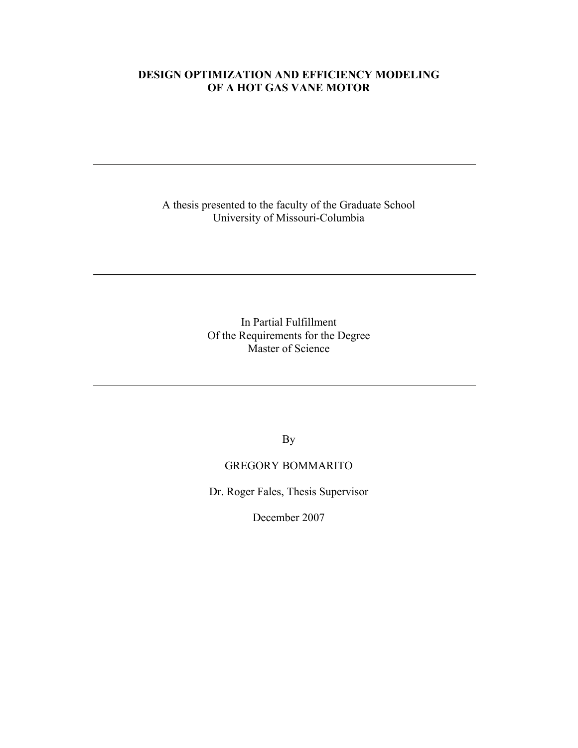# DESIGN OPTIMIZATION AND EFFICIENCY MODELING OF A HOT GAS VANE MOTOR

---

A thesis presented to the faculty of the Graduate School
University of Missouri-Columbia

---

In Partial Fulfillment
Of the Requirements for the Degree
Master of Science

---

By

GREGORY BOMMARITO

Dr. Roger Fales, Thesis Supervisor

December 2007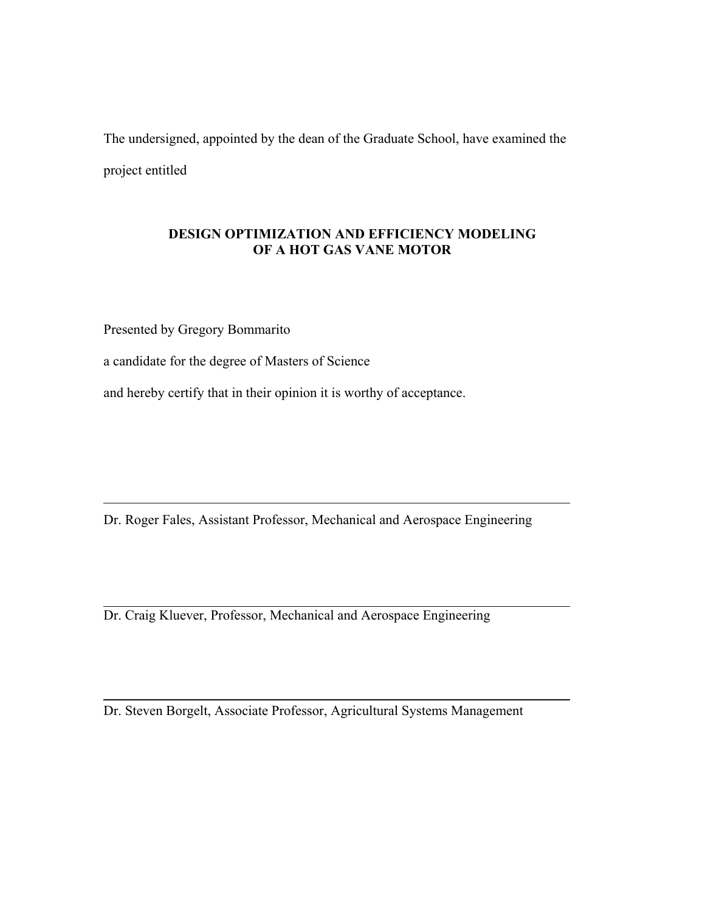The undersigned, appointed by the dean of the Graduate School, have examined the project entitled

**DESIGN OPTIMIZATION AND EFFICIENCY MODELING OF A HOT GAS VANE MOTOR**

Presented by Gregory Bommarito

a candidate for the degree of Masters of Science

and hereby certify that in their opinion it is worthy of acceptance.

---

Dr. Roger Fales, Assistant Professor, Mechanical and Aerospace Engineering

---

Dr. Craig Kluever, Professor, Mechanical and Aerospace Engineering

---

Dr. Steven Borgelt, Associate Professor, Agricultural Systems Management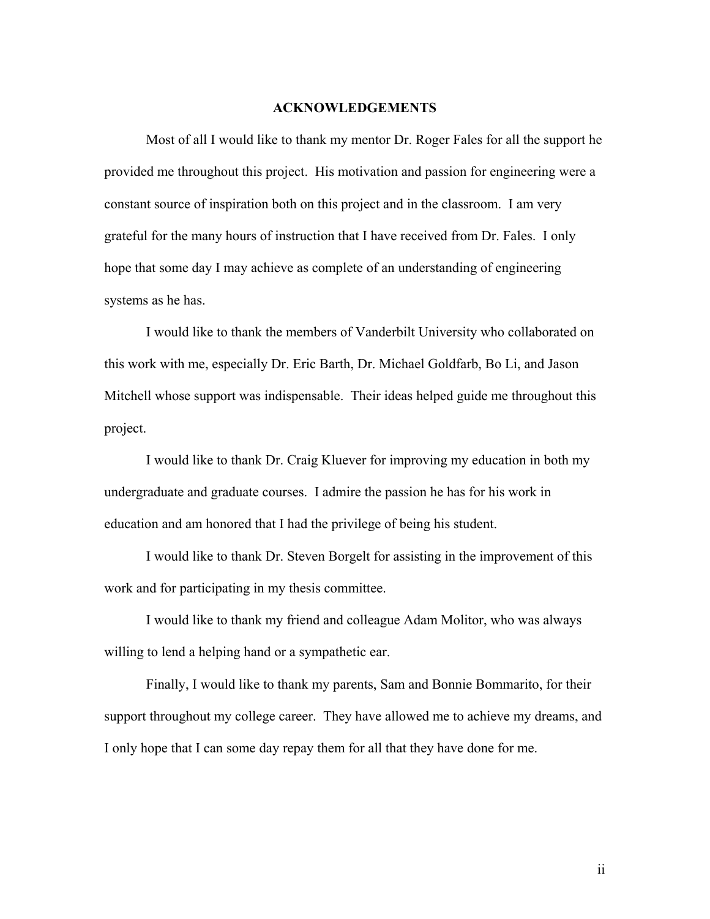## ACKNOWLEDGEMENTS

Most of all I would like to thank my mentor Dr. Roger Fales for all the support he provided me throughout this project. His motivation and passion for engineering were a constant source of inspiration both on this project and in the classroom. I am very grateful for the many hours of instruction that I have received from Dr. Fales. I only hope that some day I may achieve as complete of an understanding of engineering systems as he has.

I would like to thank the members of Vanderbilt University who collaborated on this work with me, especially Dr. Eric Barth, Dr. Michael Goldfarb, Bo Li, and Jason Mitchell whose support was indispensable. Their ideas helped guide me throughout this project.

I would like to thank Dr. Craig Kluever for improving my education in both my undergraduate and graduate courses. I admire the passion he has for his work in education and am honored that I had the privilege of being his student.

I would like to thank Dr. Steven Borgelt for assisting in the improvement of this work and for participating in my thesis committee.

I would like to thank my friend and colleague Adam Molitor, who was always willing to lend a helping hand or a sympathetic ear.

Finally, I would like to thank my parents, Sam and Bonnie Bommarito, for their support throughout my college career. They have allowed me to achieve my dreams, and I only hope that I can some day repay them for all that they have done for me.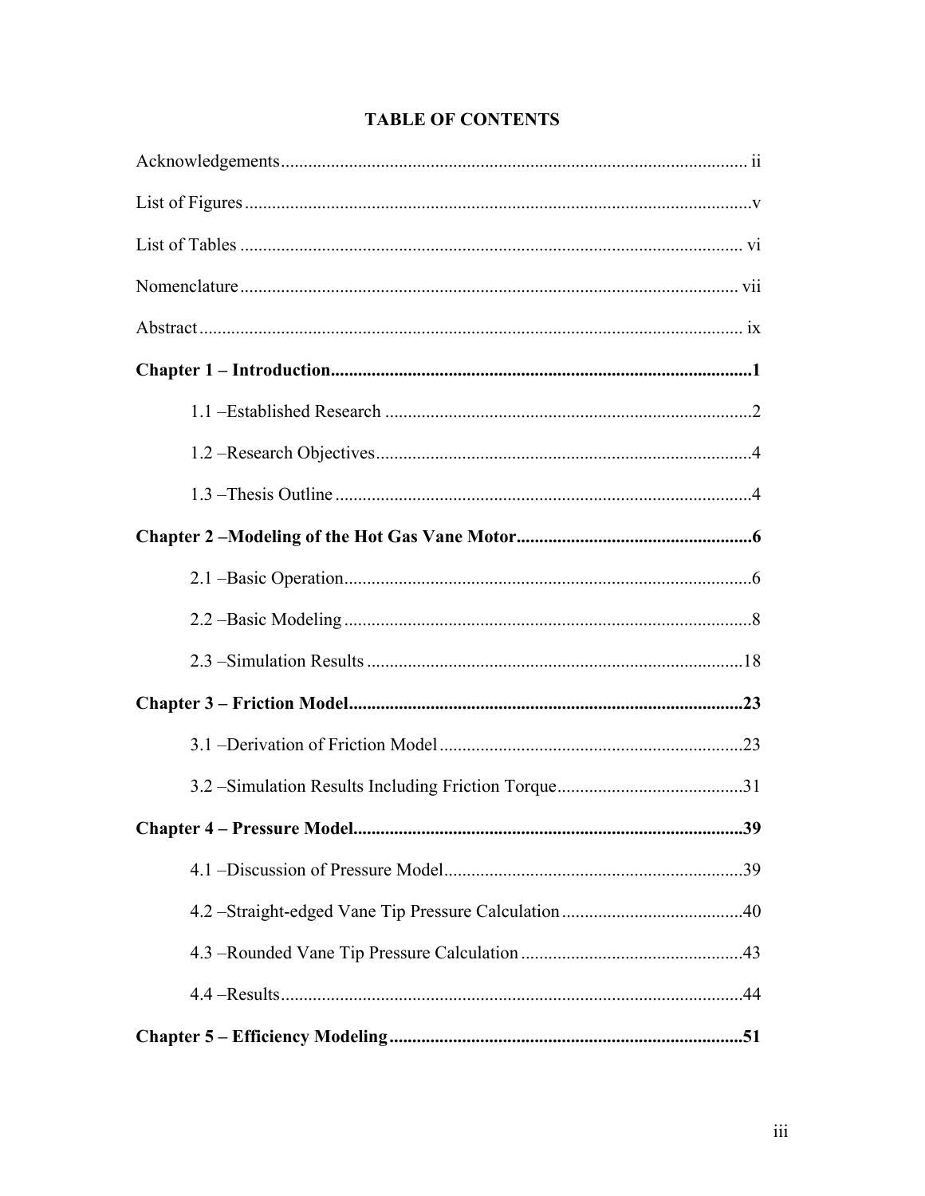# TABLE OF CONTENTS

Acknowledgements ..................................................................................................... ii

List of Figures ............................................................................................................. v

List of Tables ............................................................................................................. vi

Nomenclature ........................................................................................................... vii

Abstract ..................................................................................................................... ix

**Chapter 1 – Introduction..........................................................................................1**

1.1 –Established Research ................................................................................2

1.2 –Research Objectives ..................................................................................4

1.3 –Thesis Outline ...........................................................................................4

**Chapter 2 –Modeling of the Hot Gas Vane Motor..................................................6**

2.1 –Basic Operation .........................................................................................6

2.2 –Basic Modeling .........................................................................................8

2.3 –Simulation Results ..................................................................................18

**Chapter 3 – Friction Model.....................................................................................23**

3.1 –Derivation of Friction Model ..................................................................23

3.2 –Simulation Results Including Friction Torque.........................................31

**Chapter 4 – Pressure Model....................................................................................39**

4.1 –Discussion of Pressure Model .................................................................39

4.2 –Straight-edged Vane Tip Pressure Calculation ........................................40

4.3 –Rounded Vane Tip Pressure Calculation ................................................43

4.4 –Results .....................................................................................................44

**Chapter 5 – Efficiency Modeling ............................................................................51**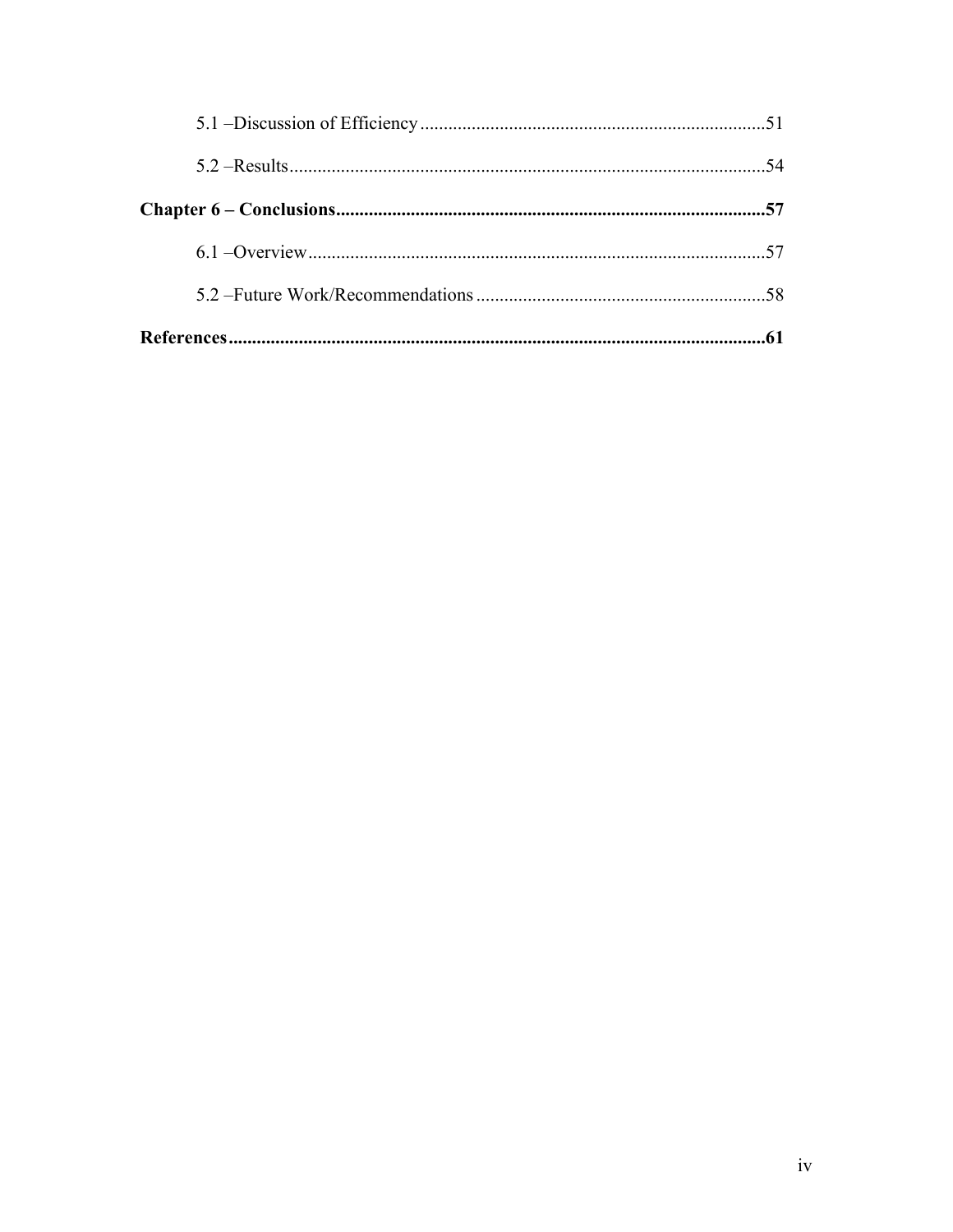5.1 –Discussion of Efficiency ........................................................................51

5.2 –Results....................................................................................................54

**Chapter 6 – Conclusions..........................................................................................57**

6.1 –Overview.................................................................................................57

5.2 –Future Work/Recommendations ............................................................58

**References.................................................................................................................61**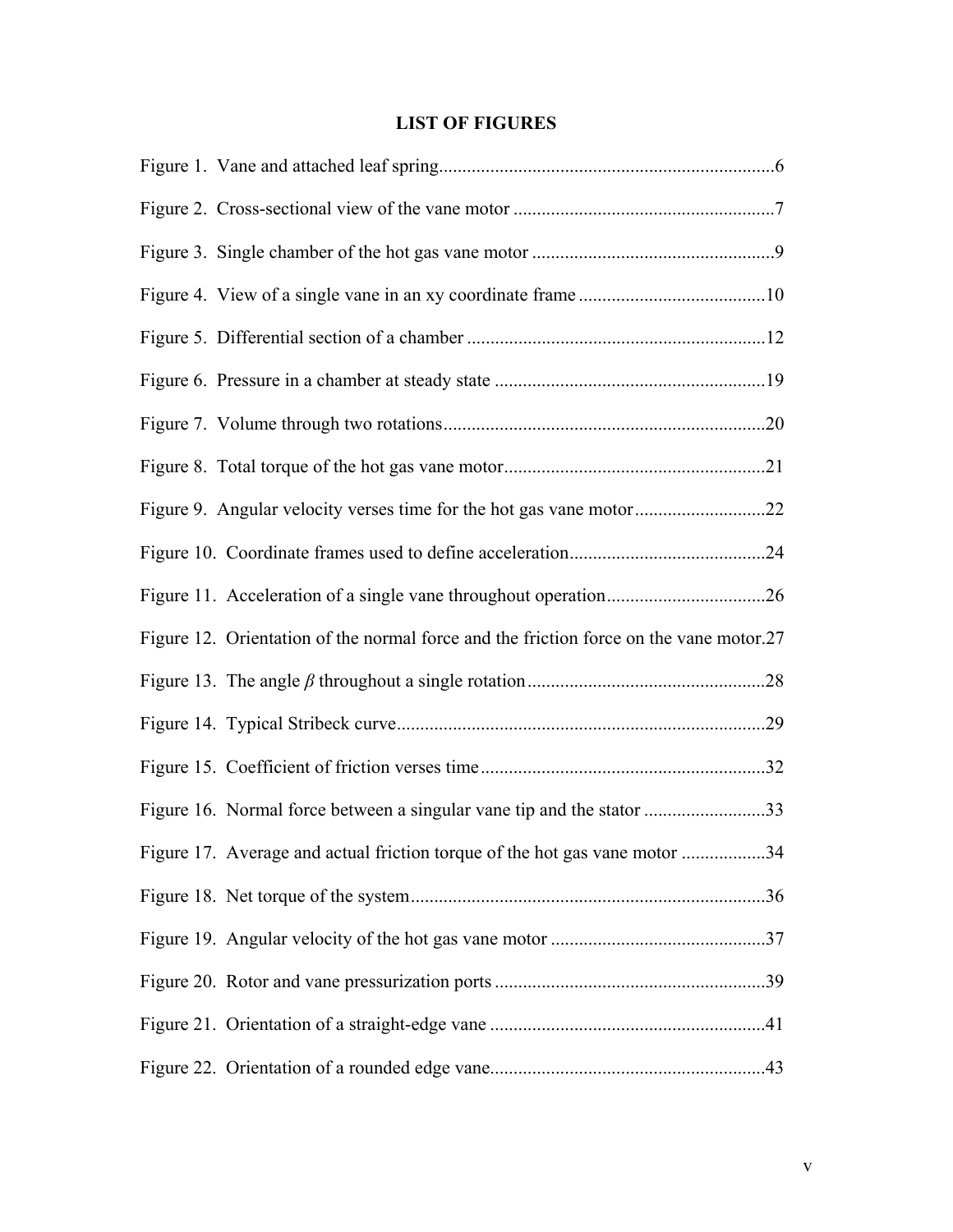# LIST OF FIGURES

Figure 1. Vane and attached leaf spring........................................................................6

Figure 2. Cross-sectional view of the vane motor ........................................................7

Figure 3. Single chamber of the hot gas vane motor ....................................................9

Figure 4. View of a single vane in an xy coordinate frame ........................................10

Figure 5. Differential section of a chamber ................................................................12

Figure 6. Pressure in a chamber at steady state ..........................................................19

Figure 7. Volume through two rotations.....................................................................20

Figure 8. Total torque of the hot gas vane motor.........................................................21

Figure 9. Angular velocity verses time for the hot gas vane motor............................22

Figure 10. Coordinate frames used to define acceleration..........................................24

Figure 11. Acceleration of a single vane throughout operation..................................26

Figure 12. Orientation of the normal force and the friction force on the vane motor.27

Figure 13. The angle $\beta$ throughout a single rotation...................................................28

Figure 14. Typical Stribeck curve...............................................................................29

Figure 15. Coefficient of friction verses time.............................................................32

Figure 16. Normal force between a singular vane tip and the stator ..........................33

Figure 17. Average and actual friction torque of the hot gas vane motor ..................34

Figure 18. Net torque of the system............................................................................36

Figure 19. Angular velocity of the hot gas vane motor ..............................................37

Figure 20. Rotor and vane pressurization ports ..........................................................39

Figure 21. Orientation of a straight-edge vane ...........................................................41

Figure 22. Orientation of a rounded edge vane...........................................................43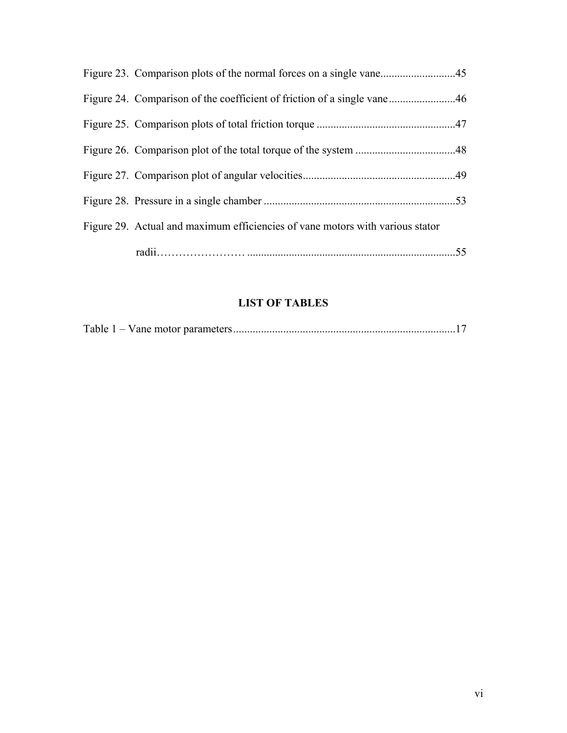Figure 23. Comparison plots of the normal forces on a single vane...........................45

Figure 24. Comparison of the coefficient of friction of a single vane........................46

Figure 25. Comparison plots of total friction torque .................................................47

Figure 26. Comparison plot of the total torque of the system ....................................48

Figure 27. Comparison plot of angular velocities.......................................................49

Figure 28. Pressure in a single chamber .....................................................................53

Figure 29. Actual and maximum efficiencies of vane motors with various stator radii…………………… ..........................................................................55

## LIST OF TABLES

Table 1 – Vane motor parameters................................................................................17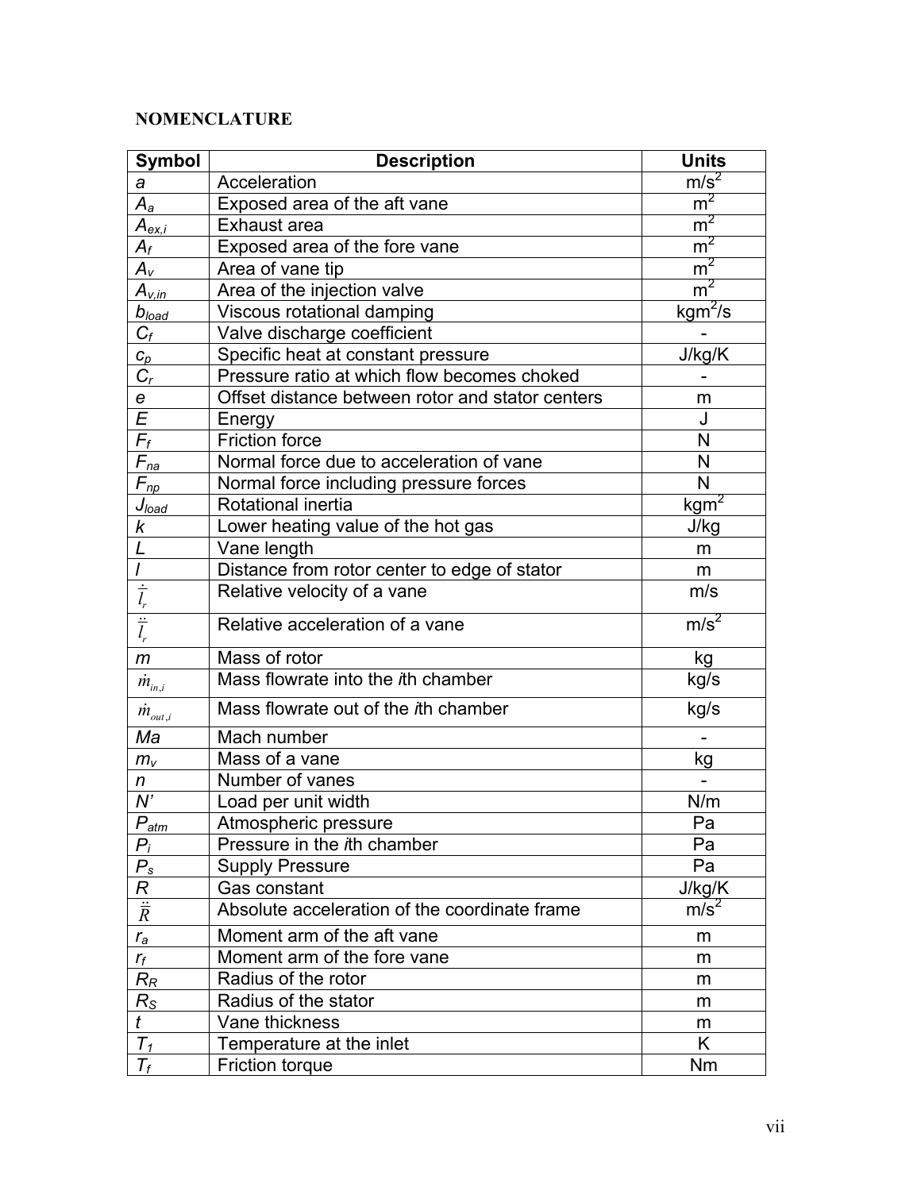**NOMENCLATURE**

| Symbol | Description | Units |
|---|---|---|
| $a$ | Acceleration | $m/s^2$ |
| $A_a$ | Exposed area of the aft vane | $m^2$ |
| $A_{ex,i}$ | Exhaust area | $m^2$ |
| $A_f$ | Exposed area of the fore vane | $m^2$ |
| $A_v$ | Area of vane tip | $m^2$ |
| $A_{v,in}$ | Area of the injection valve | $m^2$ |
| $b_{load}$ | Viscous rotational damping | $kgm^2/s$ |
| $C_f$ | Valve discharge coefficient | - |
| $c_p$ | Specific heat at constant pressure | J/kg/K |
| $C_r$ | Pressure ratio at which flow becomes choked | - |
| $e$ | Offset distance between rotor and stator centers | m |
| $E$ | Energy | J |
| $F_f$ | Friction force | N |
| $F_{na}$ | Normal force due to acceleration of vane | N |
| $F_{np}$ | Normal force including pressure forces | N |
| $J_{load}$ | Rotational inertia | $kgm^2$ |
| $k$ | Lower heating value of the hot gas | J/kg |
| $L$ | Vane length | m |
| $l$ | Distance from rotor center to edge of stator | m |
| $\dot{l}_r$ | Relative velocity of a vane | m/s |
| $\ddot{l}_r$ | Relative acceleration of a vane | $m/s^2$ |
| $m$ | Mass of rotor | kg |
| $\dot{m}_{in,i}$ | Mass flowrate into the *i*th chamber | kg/s |
| $\dot{m}_{out,i}$ | Mass flowrate out of the *i*th chamber | kg/s |
| $Ma$ | Mach number | - |
| $m_v$ | Mass of a vane | kg |
| $n$ | Number of vanes | - |
| $N'$ | Load per unit width | N/m |
| $P_{atm}$ | Atmospheric pressure | Pa |
| $P_i$ | Pressure in the *i*th chamber | Pa |
| $P_s$ | Supply Pressure | Pa |
| $R$ | Gas constant | J/kg/K |
| $\ddot{R}$ | Absolute acceleration of the coordinate frame | $m/s^2$ |
| $r_a$ | Moment arm of the aft vane | m |
| $r_f$ | Moment arm of the fore vane | m |
| $R_R$ | Radius of the rotor | m |
| $R_S$ | Radius of the stator | m |
| $t$ | Vane thickness | m |
| $T_1$ | Temperature at the inlet | K |
| $T_f$ | Friction torque | Nm |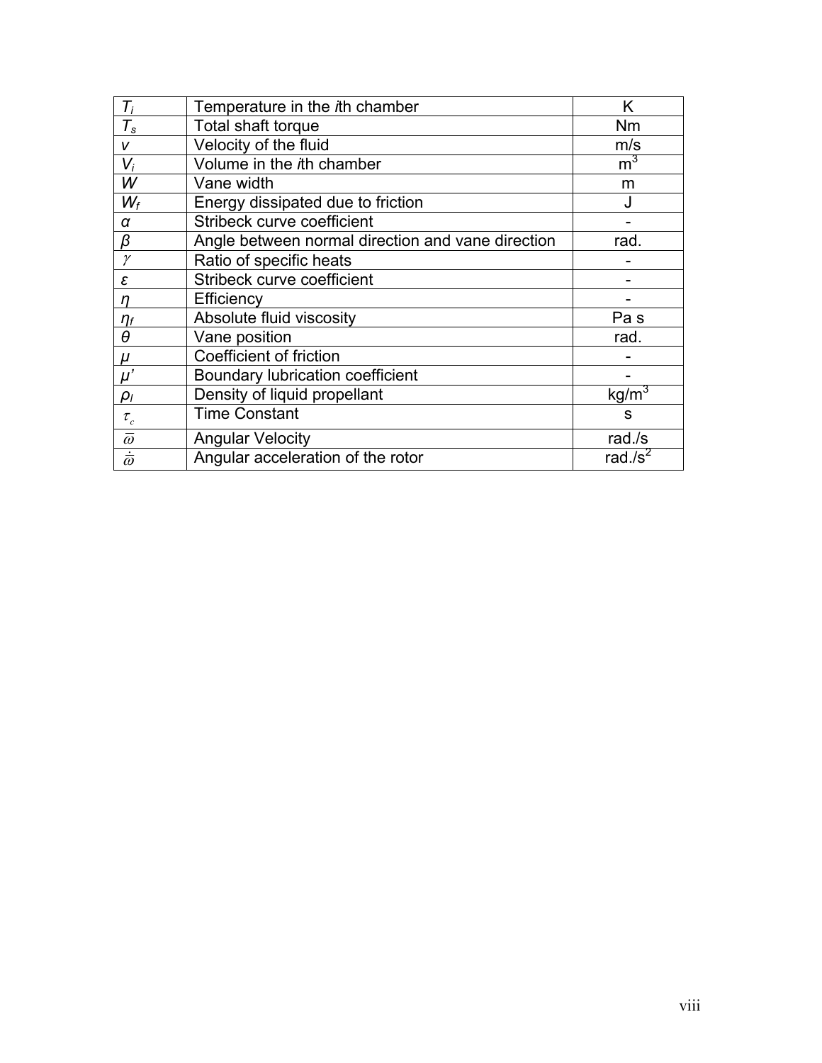| | | |
|---|---|---|
| $T_i$ | Temperature in the *i*th chamber | K |
| $T_s$ | Total shaft torque | Nm |
| $v$ | Velocity of the fluid | m/s |
| $V_i$ | Volume in the *i*th chamber | $m^3$ |
| $W$ | Vane width | m |
| $W_f$ | Energy dissipated due to friction | J |
| $\alpha$ | Stribeck curve coefficient | - |
| $\beta$ | Angle between normal direction and vane direction | rad. |
| $\gamma$ | Ratio of specific heats | - |
| $\varepsilon$ | Stribeck curve coefficient | - |
| $\eta$ | Efficiency | - |
| $\eta_f$ | Absolute fluid viscosity | Pa s |
| $\theta$ | Vane position | rad. |
| $\mu$ | Coefficient of friction | - |
| $\mu'$ | Boundary lubrication coefficient | - |
| $\rho_l$ | Density of liquid propellant | $kg/m^3$ |
| $\tau_c$ | Time Constant | s |
| $\bar{\omega}$ | Angular Velocity | rad./s |
| $\dot{\bar{\omega}}$ | Angular acceleration of the rotor | rad./$s^2$ |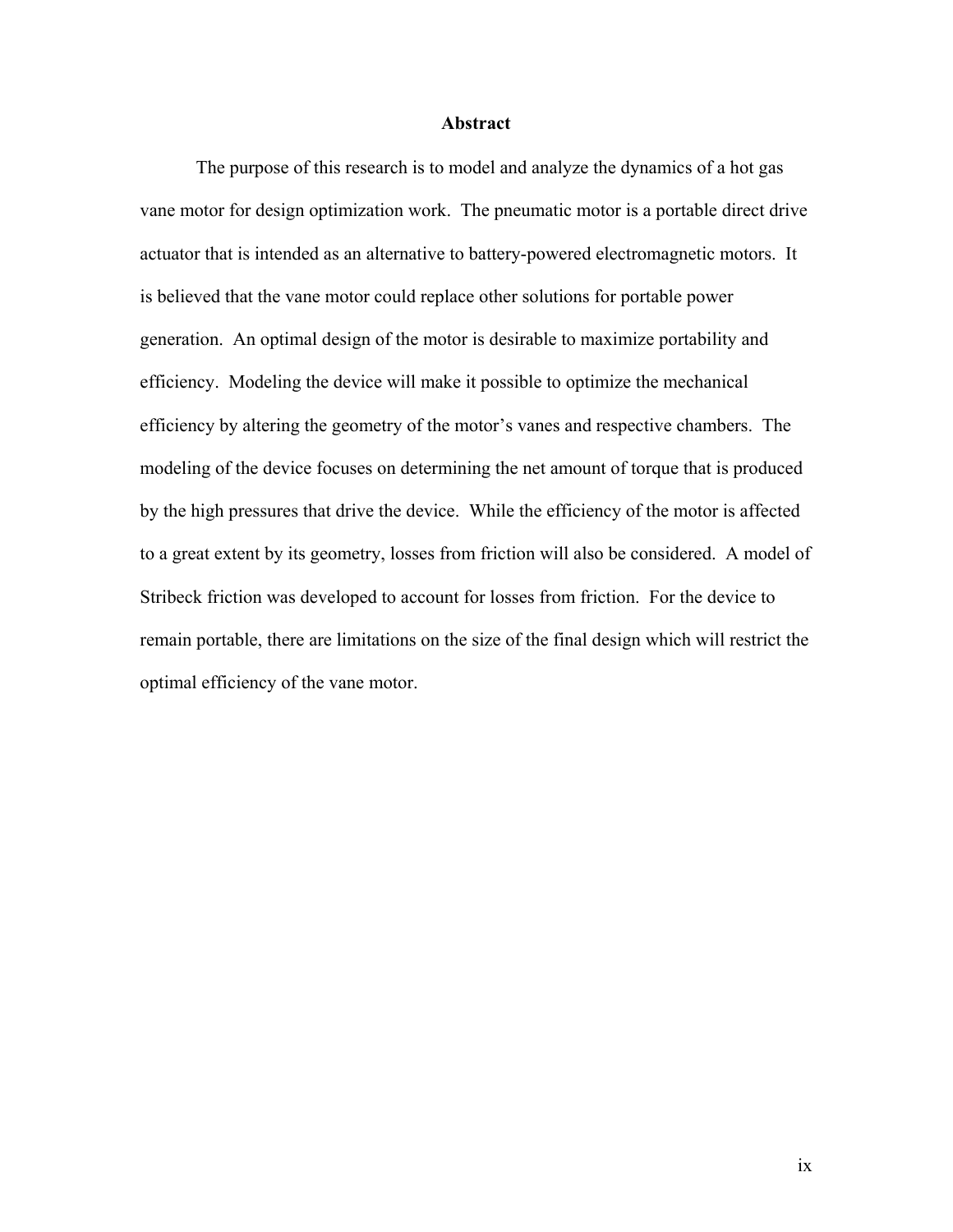# Abstract

The purpose of this research is to model and analyze the dynamics of a hot gas vane motor for design optimization work. The pneumatic motor is a portable direct drive actuator that is intended as an alternative to battery-powered electromagnetic motors. It is believed that the vane motor could replace other solutions for portable power generation. An optimal design of the motor is desirable to maximize portability and efficiency. Modeling the device will make it possible to optimize the mechanical efficiency by altering the geometry of the motor's vanes and respective chambers. The modeling of the device focuses on determining the net amount of torque that is produced by the high pressures that drive the device. While the efficiency of the motor is affected to a great extent by its geometry, losses from friction will also be considered. A model of Stribeck friction was developed to account for losses from friction. For the device to remain portable, there are limitations on the size of the final design which will restrict the optimal efficiency of the vane motor.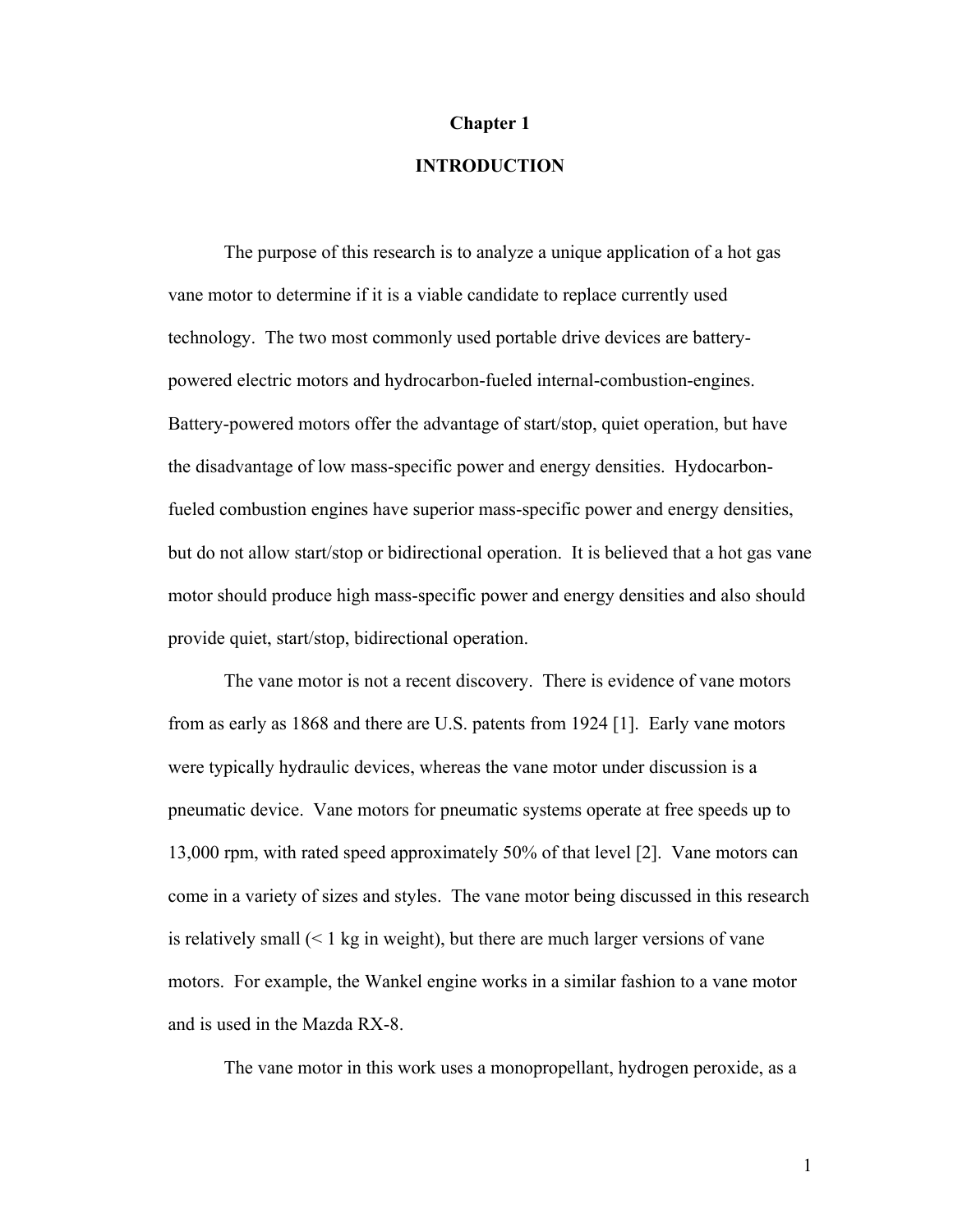# Chapter 1

# INTRODUCTION

The purpose of this research is to analyze a unique application of a hot gas vane motor to determine if it is a viable candidate to replace currently used technology. The two most commonly used portable drive devices are battery-powered electric motors and hydrocarbon-fueled internal-combustion-engines. Battery-powered motors offer the advantage of start/stop, quiet operation, but have the disadvantage of low mass-specific power and energy densities. Hydocarbon-fueled combustion engines have superior mass-specific power and energy densities, but do not allow start/stop or bidirectional operation. It is believed that a hot gas vane motor should produce high mass-specific power and energy densities and also should provide quiet, start/stop, bidirectional operation.

The vane motor is not a recent discovery. There is evidence of vane motors from as early as 1868 and there are U.S. patents from 1924 [1]. Early vane motors were typically hydraulic devices, whereas the vane motor under discussion is a pneumatic device. Vane motors for pneumatic systems operate at free speeds up to 13,000 rpm, with rated speed approximately 50% of that level [2]. Vane motors can come in a variety of sizes and styles. The vane motor being discussed in this research is relatively small (< 1 kg in weight), but there are much larger versions of vane motors. For example, the Wankel engine works in a similar fashion to a vane motor and is used in the Mazda RX-8.

The vane motor in this work uses a monopropellant, hydrogen peroxide, as a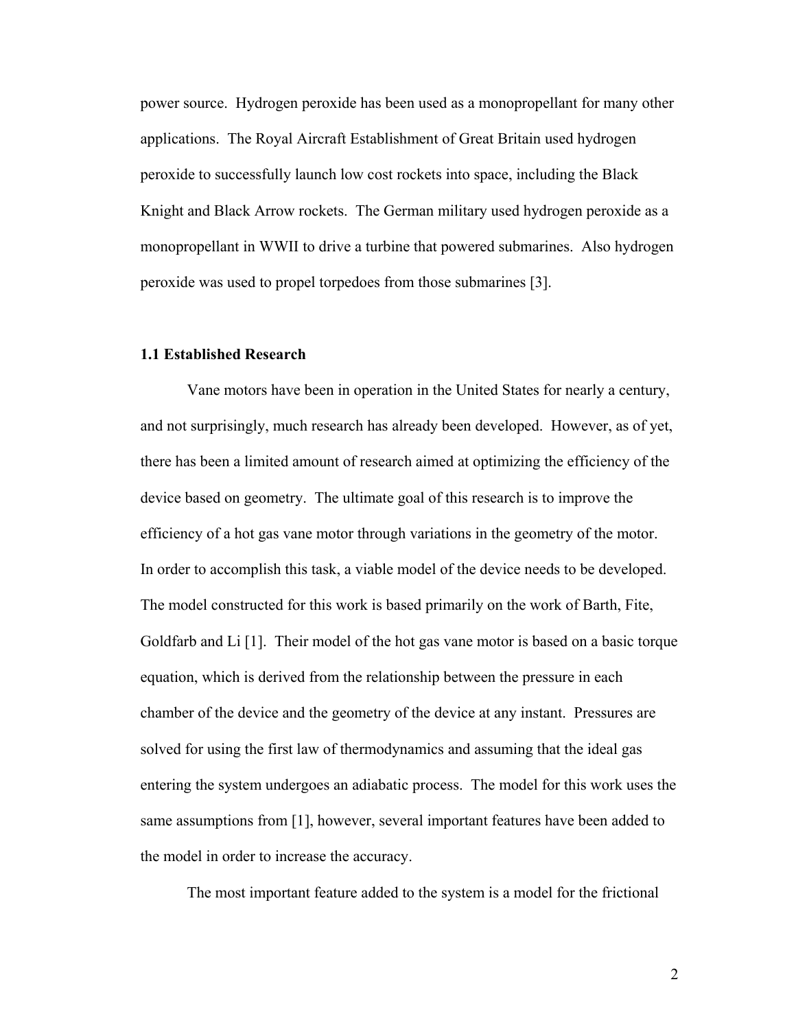power source. Hydrogen peroxide has been used as a monopropellant for many other applications. The Royal Aircraft Establishment of Great Britain used hydrogen peroxide to successfully launch low cost rockets into space, including the Black Knight and Black Arrow rockets. The German military used hydrogen peroxide as a monopropellant in WWII to drive a turbine that powered submarines. Also hydrogen peroxide was used to propel torpedoes from those submarines [3].

### 1.1 Established Research

Vane motors have been in operation in the United States for nearly a century, and not surprisingly, much research has already been developed. However, as of yet, there has been a limited amount of research aimed at optimizing the efficiency of the device based on geometry. The ultimate goal of this research is to improve the efficiency of a hot gas vane motor through variations in the geometry of the motor. In order to accomplish this task, a viable model of the device needs to be developed. The model constructed for this work is based primarily on the work of Barth, Fite, Goldfarb and Li [1]. Their model of the hot gas vane motor is based on a basic torque equation, which is derived from the relationship between the pressure in each chamber of the device and the geometry of the device at any instant. Pressures are solved for using the first law of thermodynamics and assuming that the ideal gas entering the system undergoes an adiabatic process. The model for this work uses the same assumptions from [1], however, several important features have been added to the model in order to increase the accuracy.

The most important feature added to the system is a model for the frictional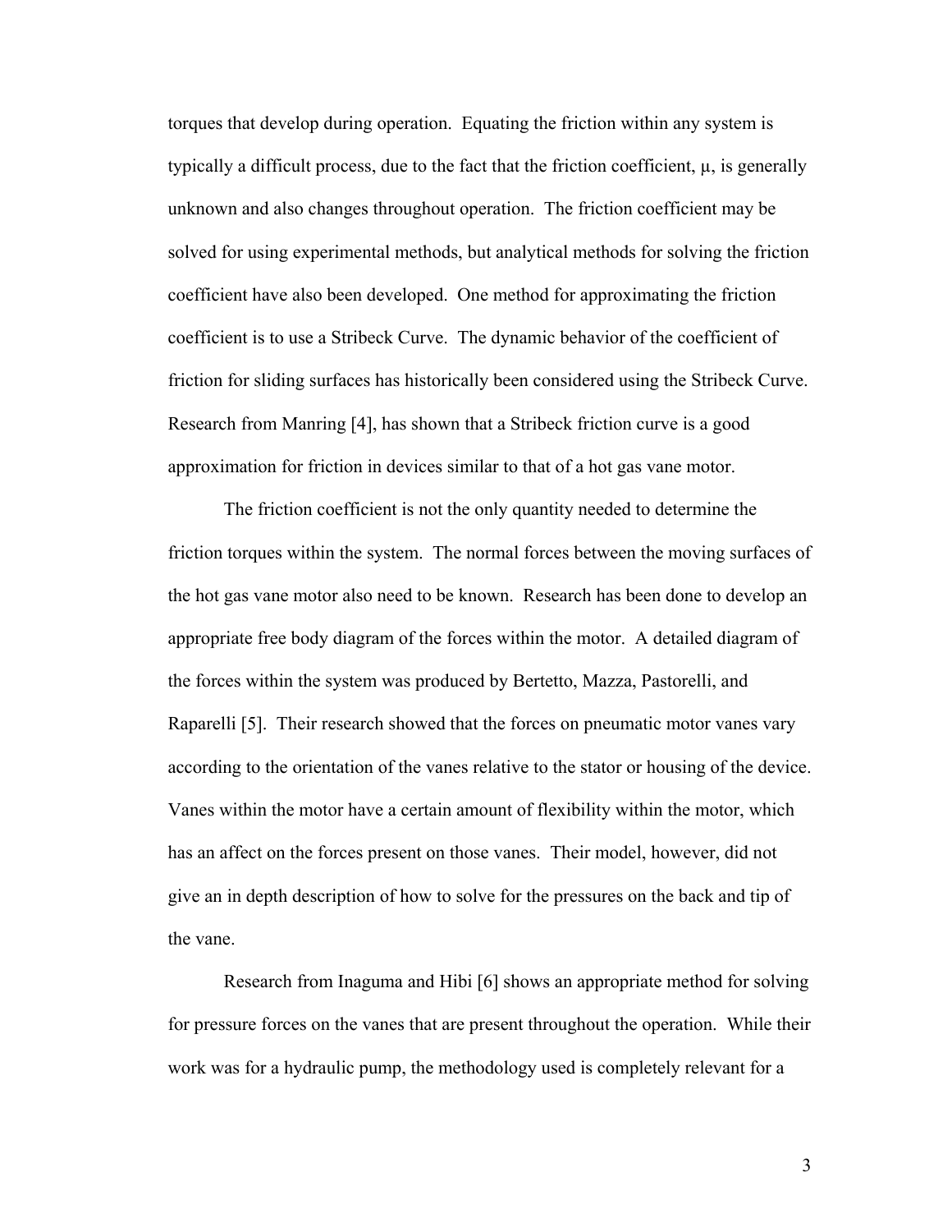torques that develop during operation. Equating the friction within any system is typically a difficult process, due to the fact that the friction coefficient, $\mu$, is generally unknown and also changes throughout operation. The friction coefficient may be solved for using experimental methods, but analytical methods for solving the friction coefficient have also been developed. One method for approximating the friction coefficient is to use a Stribeck Curve. The dynamic behavior of the coefficient of friction for sliding surfaces has historically been considered using the Stribeck Curve. Research from Manring [4], has shown that a Stribeck friction curve is a good approximation for friction in devices similar to that of a hot gas vane motor.

The friction coefficient is not the only quantity needed to determine the friction torques within the system. The normal forces between the moving surfaces of the hot gas vane motor also need to be known. Research has been done to develop an appropriate free body diagram of the forces within the motor. A detailed diagram of the forces within the system was produced by Bertetto, Mazza, Pastorelli, and Raparelli [5]. Their research showed that the forces on pneumatic motor vanes vary according to the orientation of the vanes relative to the stator or housing of the device. Vanes within the motor have a certain amount of flexibility within the motor, which has an affect on the forces present on those vanes. Their model, however, did not give an in depth description of how to solve for the pressures on the back and tip of the vane.

Research from Inaguma and Hibi [6] shows an appropriate method for solving for pressure forces on the vanes that are present throughout the operation. While their work was for a hydraulic pump, the methodology used is completely relevant for a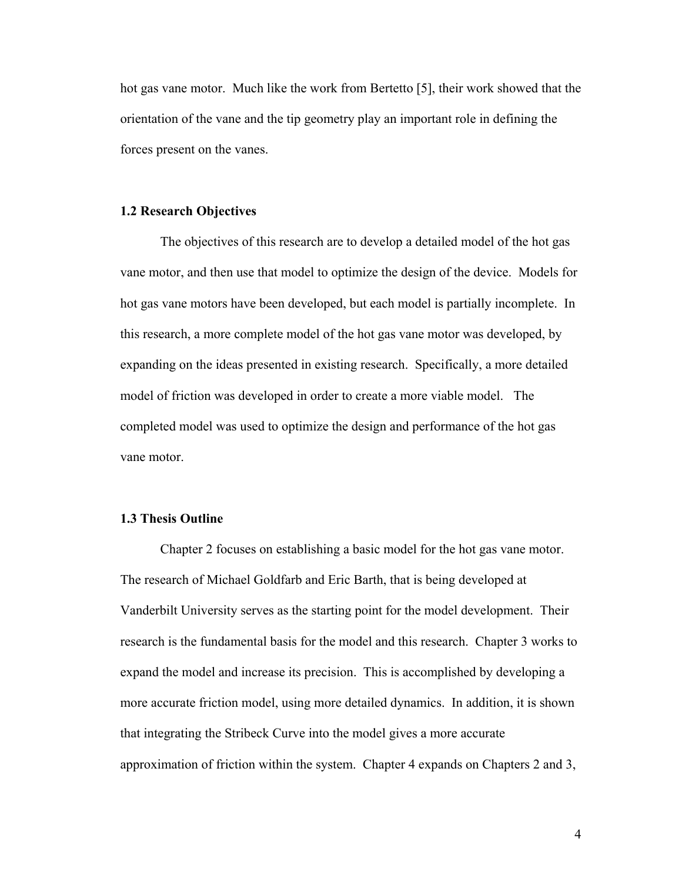hot gas vane motor. Much like the work from Bertetto [5], their work showed that the orientation of the vane and the tip geometry play an important role in defining the forces present on the vanes.

### 1.2 Research Objectives

The objectives of this research are to develop a detailed model of the hot gas vane motor, and then use that model to optimize the design of the device. Models for hot gas vane motors have been developed, but each model is partially incomplete. In this research, a more complete model of the hot gas vane motor was developed, by expanding on the ideas presented in existing research. Specifically, a more detailed model of friction was developed in order to create a more viable model. The completed model was used to optimize the design and performance of the hot gas vane motor.

### 1.3 Thesis Outline

Chapter 2 focuses on establishing a basic model for the hot gas vane motor. The research of Michael Goldfarb and Eric Barth, that is being developed at Vanderbilt University serves as the starting point for the model development. Their research is the fundamental basis for the model and this research. Chapter 3 works to expand the model and increase its precision. This is accomplished by developing a more accurate friction model, using more detailed dynamics. In addition, it is shown that integrating the Stribeck Curve into the model gives a more accurate approximation of friction within the system. Chapter 4 expands on Chapters 2 and 3,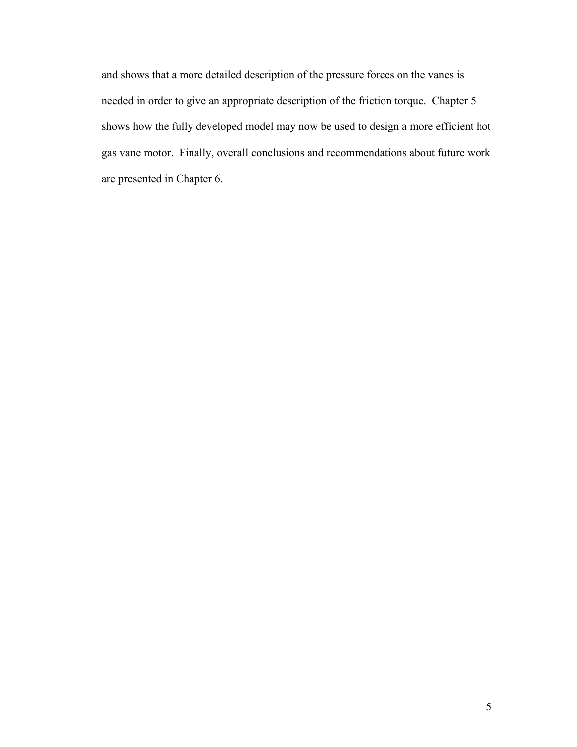and shows that a more detailed description of the pressure forces on the vanes is needed in order to give an appropriate description of the friction torque. Chapter 5 shows how the fully developed model may now be used to design a more efficient hot gas vane motor. Finally, overall conclusions and recommendations about future work are presented in Chapter 6.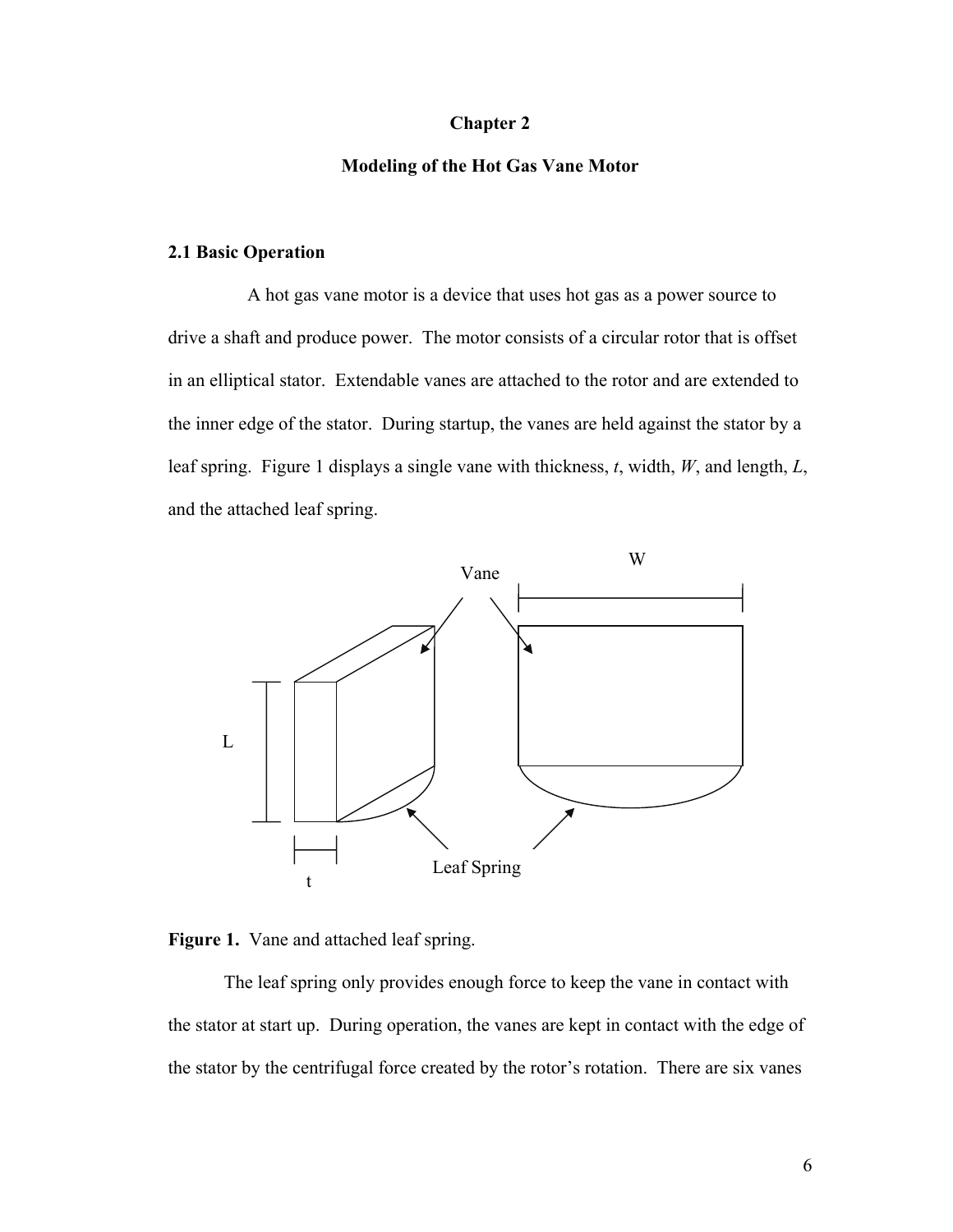# Chapter 2

## Modeling of the Hot Gas Vane Motor

### 2.1 Basic Operation

A hot gas vane motor is a device that uses hot gas as a power source to drive a shaft and produce power. The motor consists of a circular rotor that is offset in an elliptical stator. Extendable vanes are attached to the rotor and are extended to the inner edge of the stator. During startup, the vanes are held against the stator by a leaf spring. Figure 1 displays a single vane with thickness, $t$, width, $W$, and length, $L$, and the attached leaf spring.

**Figure 1.** Vane and attached leaf spring.

The leaf spring only provides enough force to keep the vane in contact with the stator at start up. During operation, the vanes are kept in contact with the edge of the stator by the centrifugal force created by the rotor's rotation. There are six vanes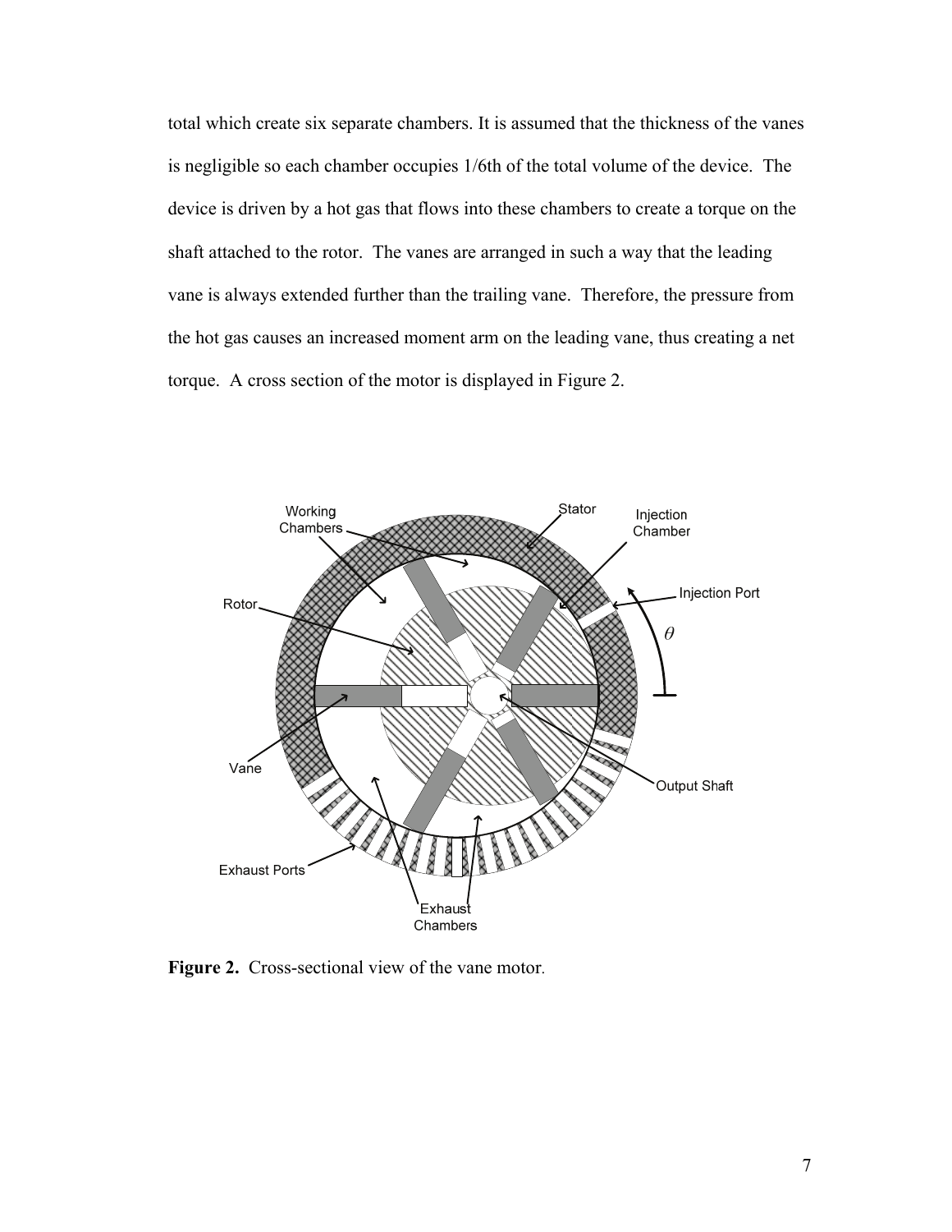total which create six separate chambers. It is assumed that the thickness of the vanes is negligible so each chamber occupies 1/6th of the total volume of the device. The device is driven by a hot gas that flows into these chambers to create a torque on the shaft attached to the rotor. The vanes are arranged in such a way that the leading vane is always extended further than the trailing vane. Therefore, the pressure from the hot gas causes an increased moment arm on the leading vane, thus creating a net torque. A cross section of the motor is displayed in Figure 2.

**Figure 2.** Cross-sectional view of the vane motor.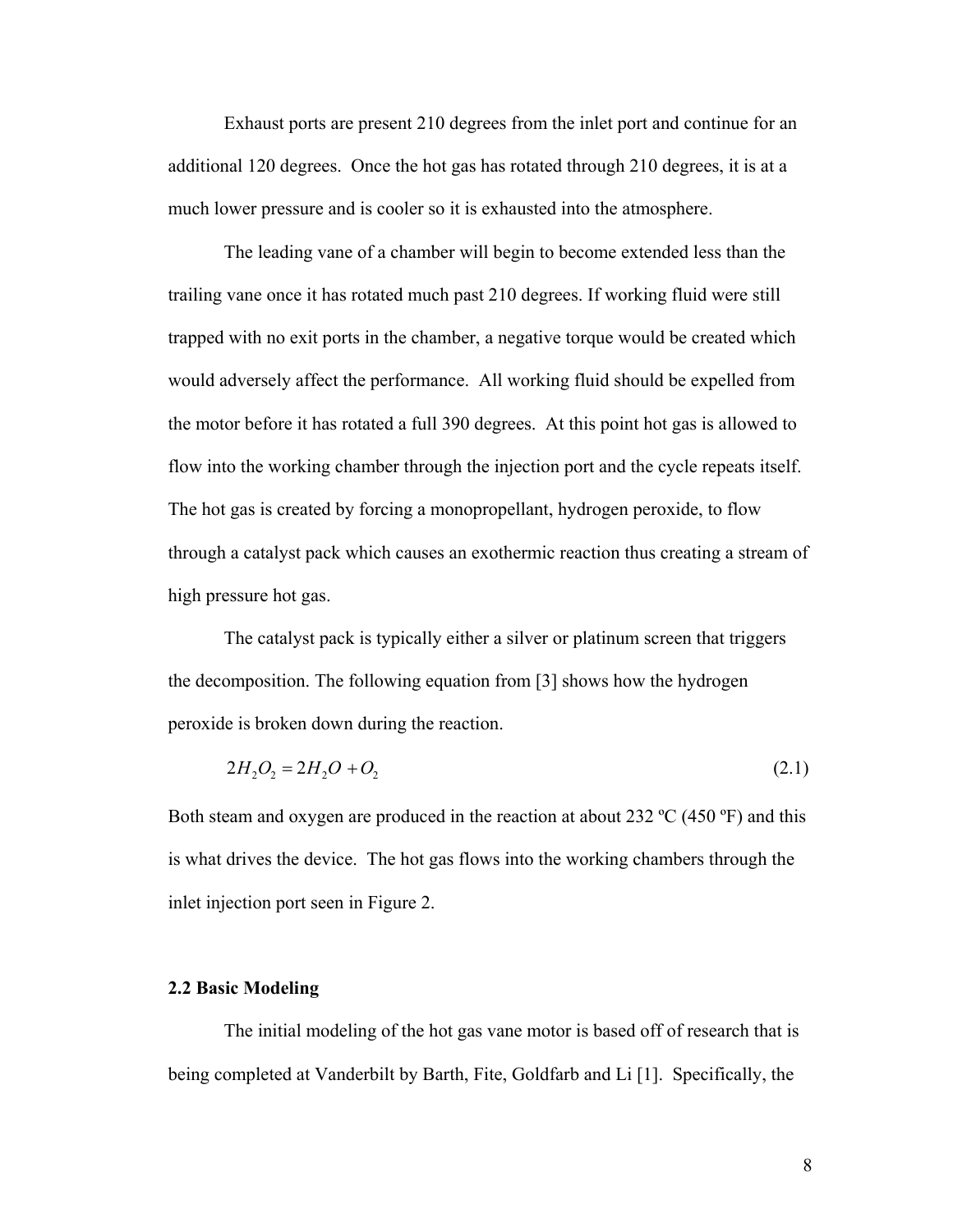Exhaust ports are present 210 degrees from the inlet port and continue for an additional 120 degrees. Once the hot gas has rotated through 210 degrees, it is at a much lower pressure and is cooler so it is exhausted into the atmosphere.

The leading vane of a chamber will begin to become extended less than the trailing vane once it has rotated much past 210 degrees. If working fluid were still trapped with no exit ports in the chamber, a negative torque would be created which would adversely affect the performance. All working fluid should be expelled from the motor before it has rotated a full 390 degrees. At this point hot gas is allowed to flow into the working chamber through the injection port and the cycle repeats itself. The hot gas is created by forcing a monopropellant, hydrogen peroxide, to flow through a catalyst pack which causes an exothermic reaction thus creating a stream of high pressure hot gas.

The catalyst pack is typically either a silver or platinum screen that triggers the decomposition. The following equation from [3] shows how the hydrogen peroxide is broken down during the reaction.

$$2H_2O_2 = 2H_2O + O_2 \tag{2.1}$$

Both steam and oxygen are produced in the reaction at about 232 ºC (450 ºF) and this is what drives the device. The hot gas flows into the working chambers through the inlet injection port seen in Figure 2.

## 2.2 Basic Modeling

The initial modeling of the hot gas vane motor is based off of research that is being completed at Vanderbilt by Barth, Fite, Goldfarb and Li [1]. Specifically, the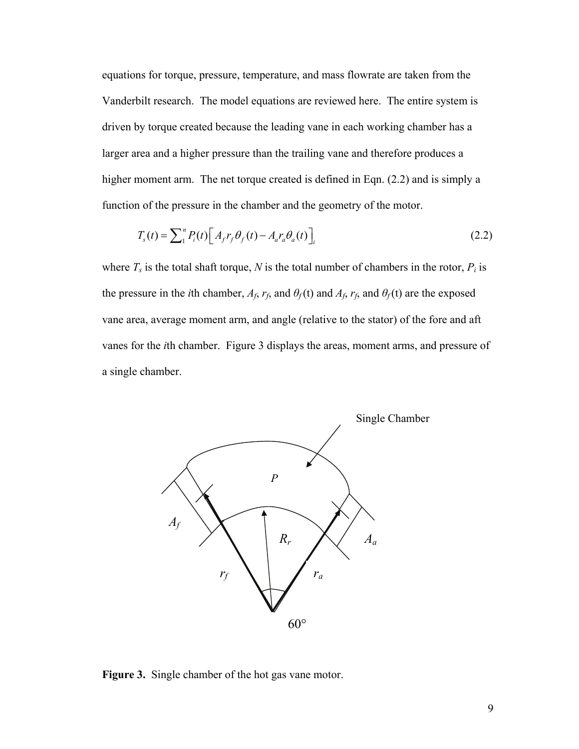equations for torque, pressure, temperature, and mass flowrate are taken from the Vanderbilt research. The model equations are reviewed here. The entire system is driven by torque created because the leading vane in each working chamber has a larger area and a higher pressure than the trailing vane and therefore produces a higher moment arm. The net torque created is defined in Eqn. (2.2) and is simply a function of the pressure in the chamber and the geometry of the motor.

$$T_s(t) = \sum_1^n P_i(t)\left[A_f r_f \theta_f(t) - A_a r_a \theta_a(t)\right]_i \tag{2.2}$$

where $T_s$ is the total shaft torque, $N$ is the total number of chambers in the rotor, $P_i$ is the pressure in the $i$th chamber, $A_f$, $r_f$, and $\theta_f$(t) and $A_f$, $r_f$, and $\theta_f$(t) are the exposed vane area, average moment arm, and angle (relative to the stator) of the fore and aft vanes for the $i$th chamber. Figure 3 displays the areas, moment arms, and pressure of a single chamber.

**Figure 3.** Single chamber of the hot gas vane motor.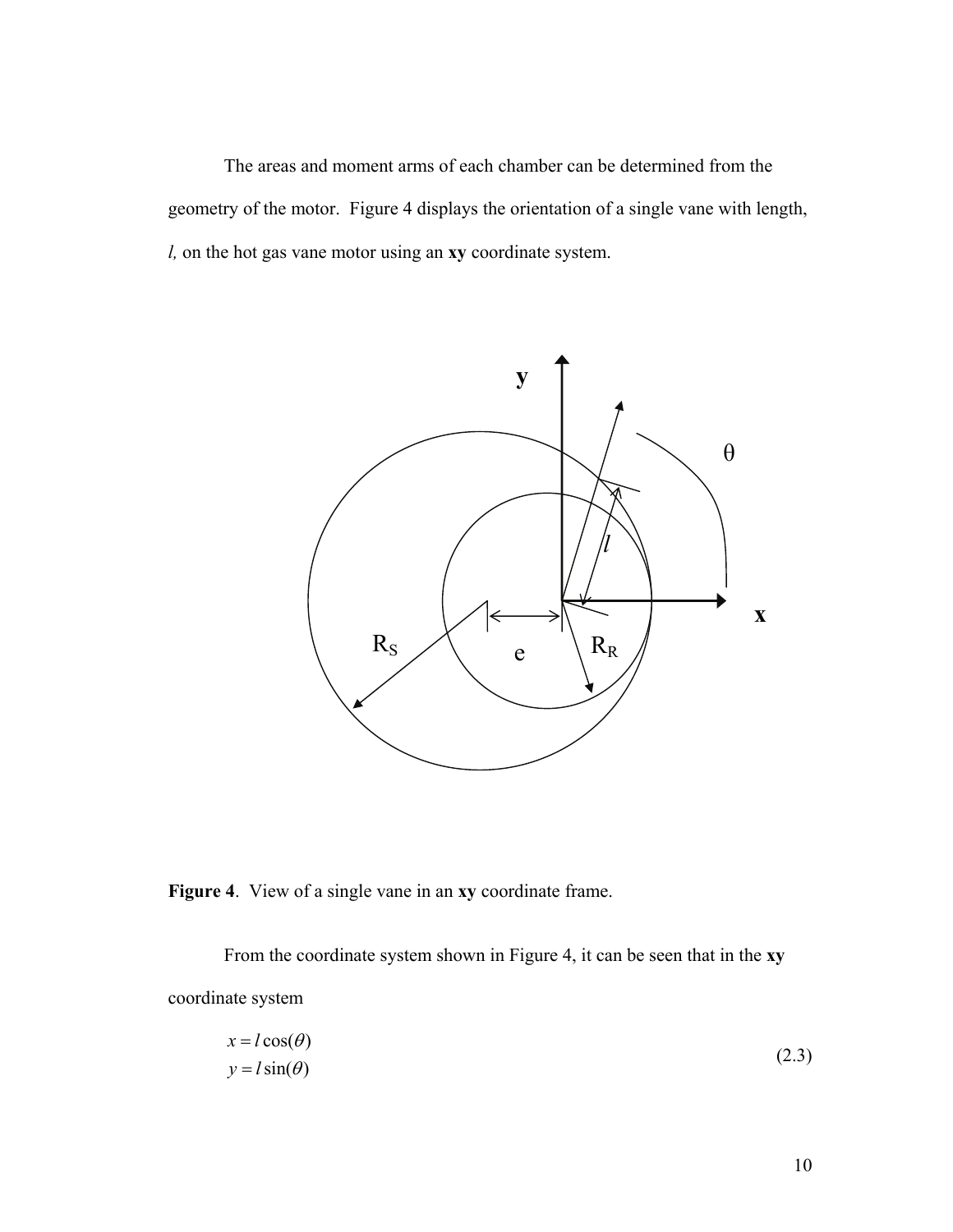The areas and moment arms of each chamber can be determined from the geometry of the motor. Figure 4 displays the orientation of a single vane with length, *l,* on the hot gas vane motor using an **xy** coordinate system.

**Figure 4**. View of a single vane in an **xy** coordinate frame.

From the coordinate system shown in Figure 4, it can be seen that in the **xy** coordinate system

$$
\begin{aligned}
x &= l\cos(\theta) \\
y &= l\sin(\theta)
\end{aligned}
\tag{2.3}
$$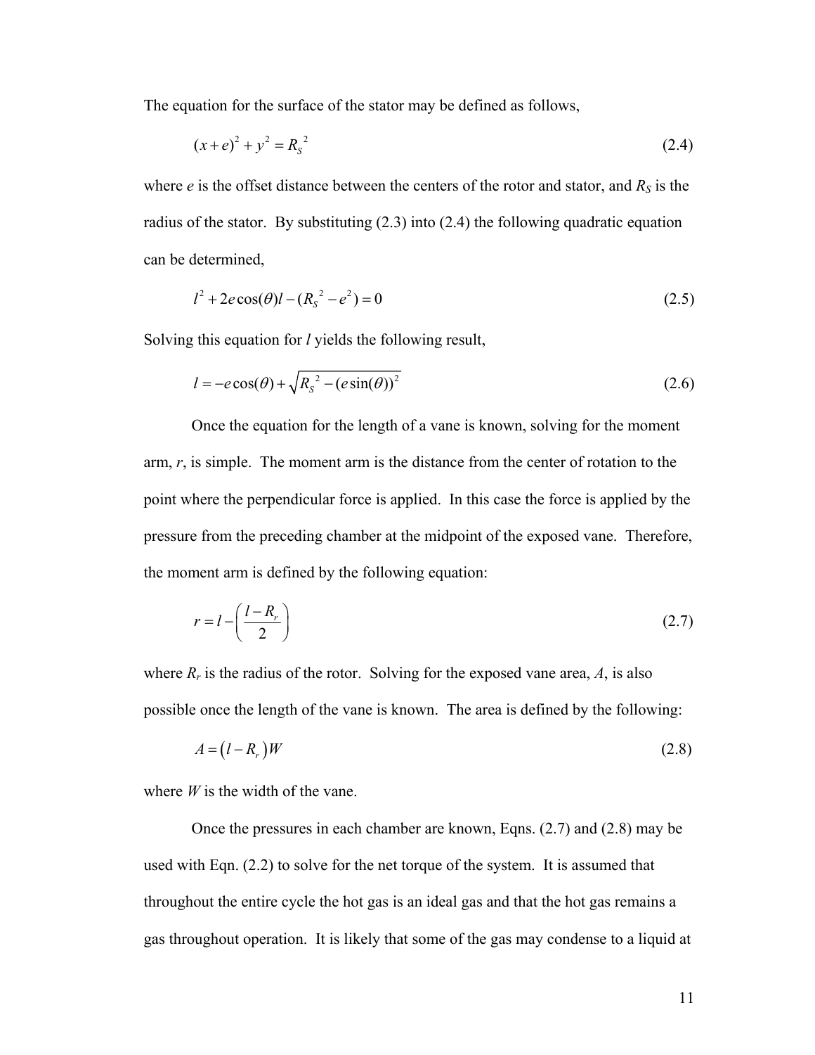The equation for the surface of the stator may be defined as follows,

$$(x+e)^2 + y^2 = R_S^{\,2} \tag{2.4}$$

where $e$ is the offset distance between the centers of the rotor and stator, and $R_S$ is the radius of the stator. By substituting (2.3) into (2.4) the following quadratic equation can be determined,

$$l^2 + 2e\cos(\theta)l - (R_S^{\,2} - e^2) = 0 \tag{2.5}$$

Solving this equation for $l$ yields the following result,

$$l = -e\cos(\theta) + \sqrt{R_S^{\,2} - (e\sin(\theta))^2} \tag{2.6}$$

Once the equation for the length of a vane is known, solving for the moment arm, $r$, is simple. The moment arm is the distance from the center of rotation to the point where the perpendicular force is applied. In this case the force is applied by the pressure from the preceding chamber at the midpoint of the exposed vane. Therefore, the moment arm is defined by the following equation:

$$r = l - \left(\frac{l - R_r}{2}\right) \tag{2.7}$$

where $R_r$ is the radius of the rotor. Solving for the exposed vane area, $A$, is also possible once the length of the vane is known. The area is defined by the following:

$$A = \left(l - R_r\right)W \tag{2.8}$$

where $W$ is the width of the vane.

Once the pressures in each chamber are known, Eqns. (2.7) and (2.8) may be used with Eqn. (2.2) to solve for the net torque of the system. It is assumed that throughout the entire cycle the hot gas is an ideal gas and that the hot gas remains a gas throughout operation. It is likely that some of the gas may condense to a liquid at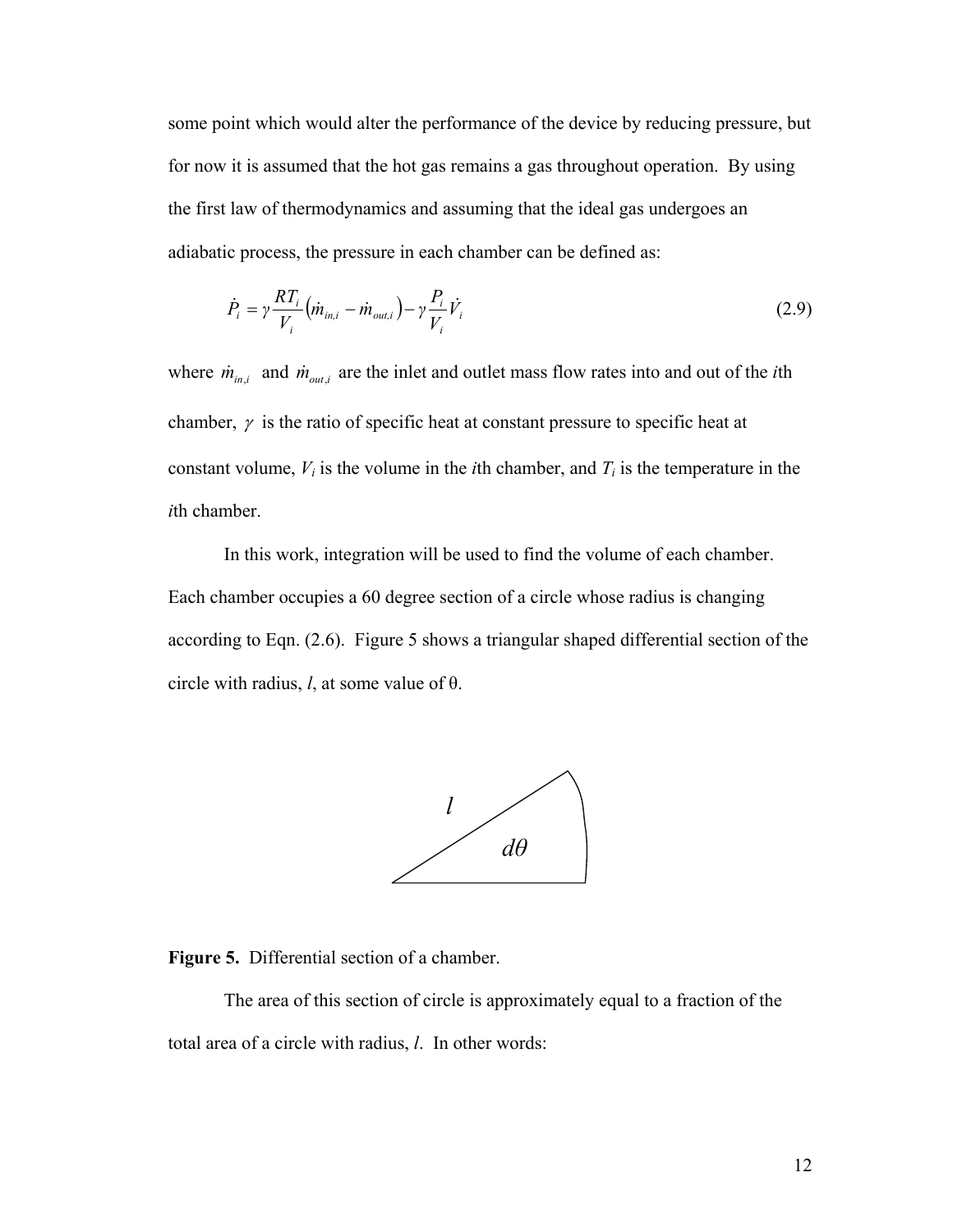some point which would alter the performance of the device by reducing pressure, but for now it is assumed that the hot gas remains a gas throughout operation. By using the first law of thermodynamics and assuming that the ideal gas undergoes an adiabatic process, the pressure in each chamber can be defined as:

$$\dot{P}_i = \gamma \frac{RT_i}{V_i}\left(\dot{m}_{in,i} - \dot{m}_{out,i}\right) - \gamma \frac{P_i}{V_i}\dot{V}_i \tag{2.9}$$

where $\dot{m}_{in,i}$ and $\dot{m}_{out,i}$ are the inlet and outlet mass flow rates into and out of the *i*th chamber, $\gamma$ is the ratio of specific heat at constant pressure to specific heat at constant volume, $V_i$ is the volume in the *i*th chamber, and $T_i$ is the temperature in the *i*th chamber.

In this work, integration will be used to find the volume of each chamber. Each chamber occupies a 60 degree section of a circle whose radius is changing according to Eqn. (2.6). Figure 5 shows a triangular shaped differential section of the circle with radius, *l*, at some value of θ.

**Figure 5.** Differential section of a chamber.

The area of this section of circle is approximately equal to a fraction of the total area of a circle with radius, *l*. In other words: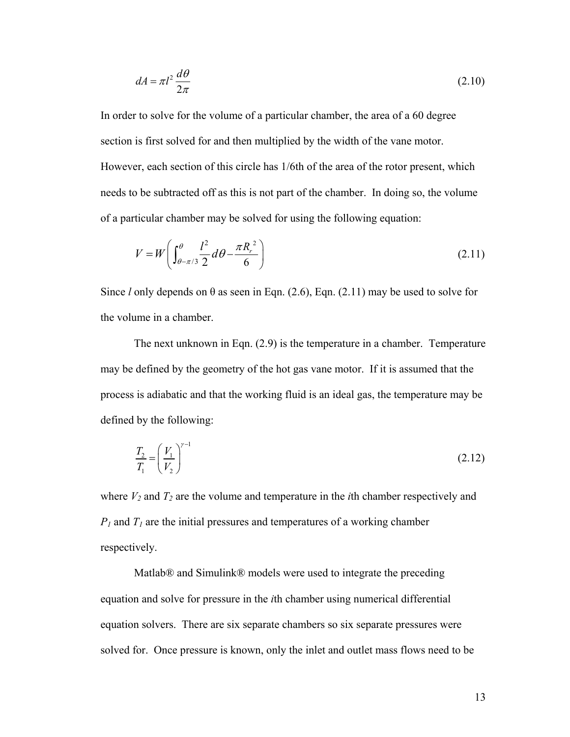$$dA = \pi l^2 \frac{d\theta}{2\pi} \tag{2.10}$$

In order to solve for the volume of a particular chamber, the area of a 60 degree section is first solved for and then multiplied by the width of the vane motor. However, each section of this circle has 1/6th of the area of the rotor present, which needs to be subtracted off as this is not part of the chamber. In doing so, the volume of a particular chamber may be solved for using the following equation:

$$V = W\left( \int_{\theta-\pi/3}^{\theta} \frac{l^2}{2} d\theta - \frac{\pi R_r^{\ 2}}{6} \right) \tag{2.11}$$

Since $l$ only depends on θ as seen in Eqn. (2.6), Eqn. (2.11) may be used to solve for the volume in a chamber.

The next unknown in Eqn. (2.9) is the temperature in a chamber. Temperature may be defined by the geometry of the hot gas vane motor. If it is assumed that the process is adiabatic and that the working fluid is an ideal gas, the temperature may be defined by the following:

$$\frac{T_2}{T_1} = \left( \frac{V_1}{V_2} \right)^{\gamma-1} \tag{2.12}$$

where $V_2$ and $T_2$ are the volume and temperature in the $i$th chamber respectively and $P_1$ and $T_1$ are the initial pressures and temperatures of a working chamber respectively.

Matlab® and Simulink® models were used to integrate the preceding equation and solve for pressure in the $i$th chamber using numerical differential equation solvers. There are six separate chambers so six separate pressures were solved for. Once pressure is known, only the inlet and outlet mass flows need to be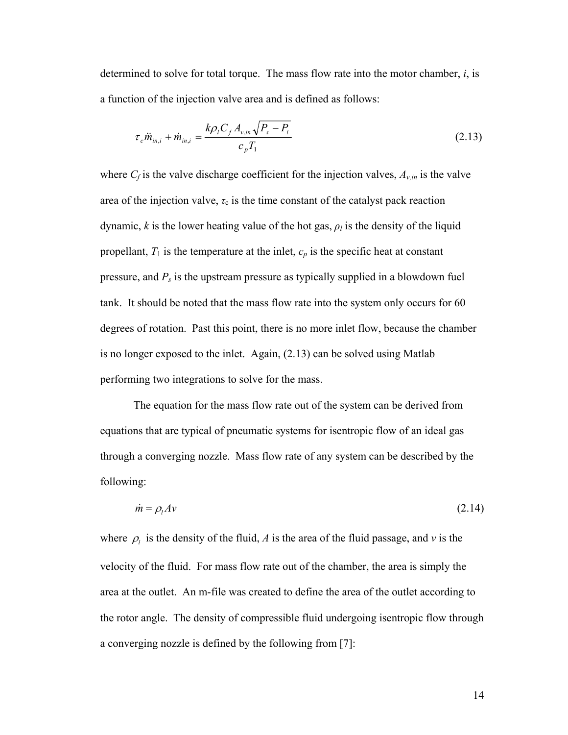determined to solve for total torque. The mass flow rate into the motor chamber, $i$, is a function of the injection valve area and is defined as follows:

$$\tau_c \ddot{m}_{in,i} + \dot{m}_{in,i} = \frac{k \rho_l C_f A_{v,in} \sqrt{P_s - P_i}}{c_p T_1} \tag{2.13}$$

where $C_f$ is the valve discharge coefficient for the injection valves, $A_{v,in}$ is the valve area of the injection valve, $\tau_c$ is the time constant of the catalyst pack reaction dynamic, $k$ is the lower heating value of the hot gas, $\rho_l$ is the density of the liquid propellant, $T_1$ is the temperature at the inlet, $c_p$ is the specific heat at constant pressure, and $P_s$ is the upstream pressure as typically supplied in a blowdown fuel tank. It should be noted that the mass flow rate into the system only occurs for 60 degrees of rotation. Past this point, there is no more inlet flow, because the chamber is no longer exposed to the inlet. Again, (2.13) can be solved using Matlab performing two integrations to solve for the mass.

The equation for the mass flow rate out of the system can be derived from equations that are typical of pneumatic systems for isentropic flow of an ideal gas through a converging nozzle. Mass flow rate of any system can be described by the following:

$$\dot{m} = \rho_l A v \tag{2.14}$$

where $\rho_l$ is the density of the fluid, $A$ is the area of the fluid passage, and $v$ is the velocity of the fluid. For mass flow rate out of the chamber, the area is simply the area at the outlet. An m-file was created to define the area of the outlet according to the rotor angle. The density of compressible fluid undergoing isentropic flow through a converging nozzle is defined by the following from [7]: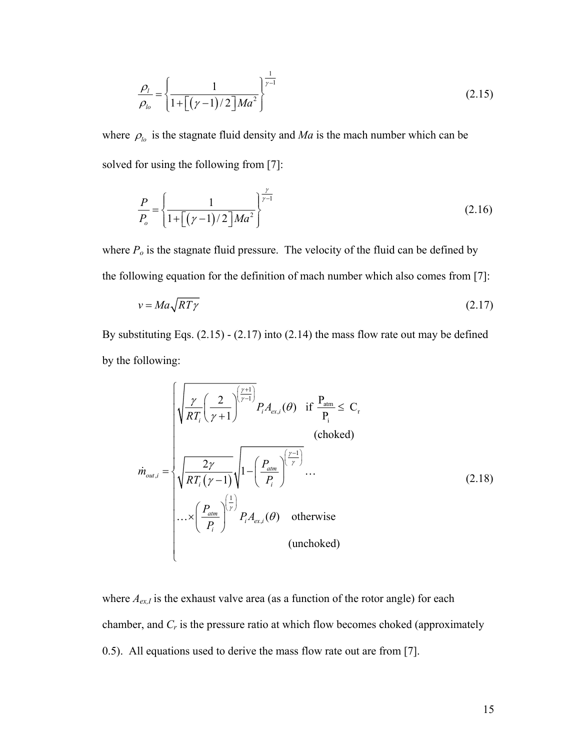$$\frac{\rho_l}{\rho_{lo}} = \left\{ \frac{1}{1+\left[\left(\gamma-1\right)/2\right]Ma^2} \right\}^{\frac{1}{\gamma-1}} \tag{2.15}$$

where $\rho_{lo}$ is the stagnate fluid density and $Ma$ is the mach number which can be solved for using the following from [7]:

$$\frac{P}{P_o} = \left\{ \frac{1}{1+\left[\left(\gamma-1\right)/2\right]Ma^2} \right\}^{\frac{\gamma}{\gamma-1}} \tag{2.16}$$

where $P_o$ is the stagnate fluid pressure. The velocity of the fluid can be defined by the following equation for the definition of mach number which also comes from [7]:

$$v = Ma\sqrt{RT\gamma} \tag{2.17}$$

By substituting Eqs. (2.15) - (2.17) into (2.14) the mass flow rate out may be defined by the following:

$$\dot{m}_{out,i} = \begin{cases} \sqrt{\dfrac{\gamma}{RT_i}\left(\dfrac{2}{\gamma+1}\right)^{\left(\frac{\gamma+1}{\gamma-1}\right)}} P_i A_{ex,i}(\theta) \quad \text{if } \dfrac{\mathrm{P_{atm}}}{\mathrm{P_i}} \leq \mathrm{C_r} \\ \qquad\qquad\qquad\qquad\qquad\qquad \text{(choked)} \\ \sqrt{\dfrac{2\gamma}{RT_i\left(\gamma-1\right)}}\sqrt{1-\left(\dfrac{P_{atm}}{P_i}\right)^{\left(\frac{\gamma-1}{\gamma}\right)}} \ldots \\ \ldots\times\left(\dfrac{P_{atm}}{P_i}\right)^{\left(\frac{1}{\gamma}\right)} P_i A_{ex,i}(\theta) \quad \text{otherwise} \\ \qquad\qquad\qquad\qquad\qquad\qquad \text{(unchoked)} \end{cases} \tag{2.18}$$

where $A_{ex,I}$ is the exhaust valve area (as a function of the rotor angle) for each chamber, and $C_r$ is the pressure ratio at which flow becomes choked (approximately 0.5). All equations used to derive the mass flow rate out are from [7].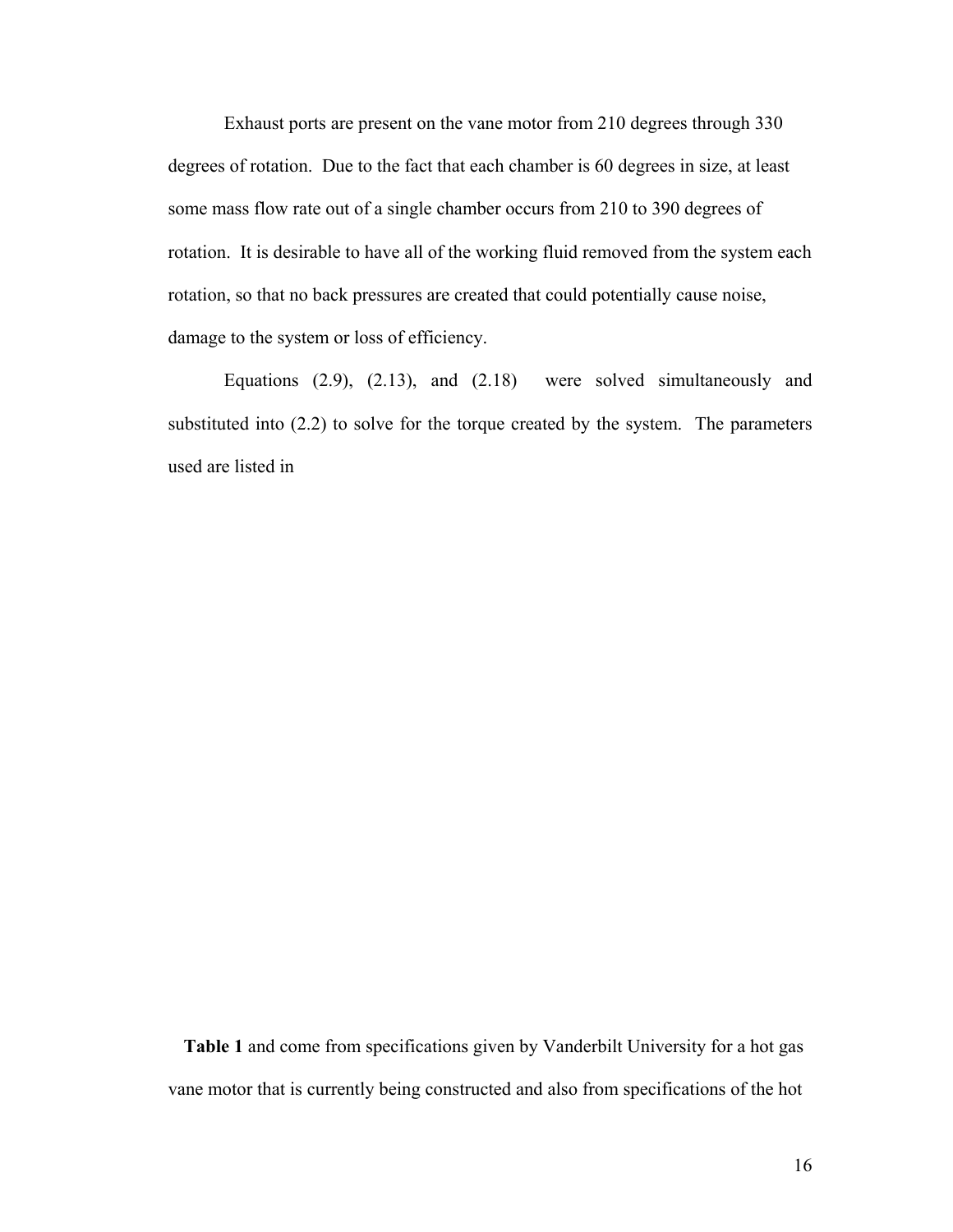Exhaust ports are present on the vane motor from 210 degrees through 330 degrees of rotation. Due to the fact that each chamber is 60 degrees in size, at least some mass flow rate out of a single chamber occurs from 210 to 390 degrees of rotation. It is desirable to have all of the working fluid removed from the system each rotation, so that no back pressures are created that could potentially cause noise, damage to the system or loss of efficiency.

Equations (2.9), (2.13), and (2.18) were solved simultaneously and substituted into (2.2) to solve for the torque created by the system. The parameters used are listed in

**Table 1** and come from specifications given by Vanderbilt University for a hot gas vane motor that is currently being constructed and also from specifications of the hot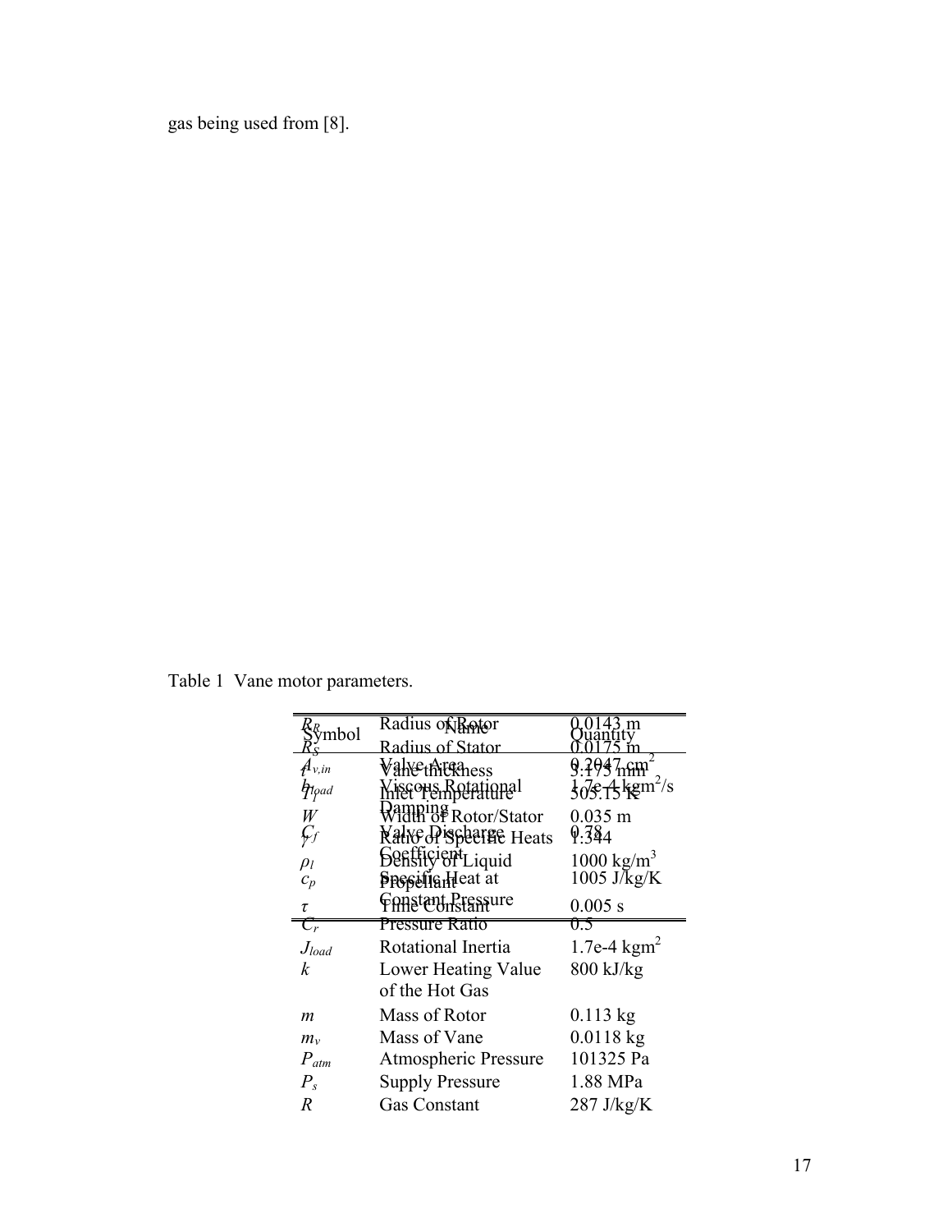gas being used from [8].

Table 1 Vane motor parameters.

| Symbol | Name | Quantity |
|---|---|---|
| $A_{v,in}$ | Valve Area | 0.2047 cm$^2$ |
| $b_{load}$ | Viscous Rotational Damping | 1.7e-4 kgm$^2$/s |
| $C_f$ | Valve Discharge Coefficient | 0.78 |
| $C_r$ | Pressure Ratio | 0.5 |
| $J_{load}$ | Rotational Inertia | 1.7e-4 kgm$^2$ |
| $k$ | Lower Heating Value of the Hot Gas | 800 kJ/kg |
| $m$ | Mass of Rotor | 0.113 kg |
| $m_v$ | Mass of Vane | 0.0118 kg |
| $P_{atm}$ | Atmospheric Pressure | 101325 Pa |
| $P_s$ | Supply Pressure | 1.88 MPa |
| $R$ | Gas Constant | 287 J/kg/K |
| $R_R$ | Radius of Rotor | 0.0143 m |
| $R_S$ | Radius of Stator | 0.0175 m |
| $t$ | Vane thickness | 3.175 mm |
| $T_I$ | Inlet Temperature | 505.15 K |
| $W$ | Width of Rotor/Stator | 0.035 m |
| $\gamma$ | Ratio of Specific Heats | 1.344 |
| $\rho_l$ | Density of Liquid Propellant | 1000 kg/m$^3$ |
| $c_p$ | Specific Heat at Constant Pressure | 1005 J/kg/K |
| $\tau$ | Time Constant | 0.005 s |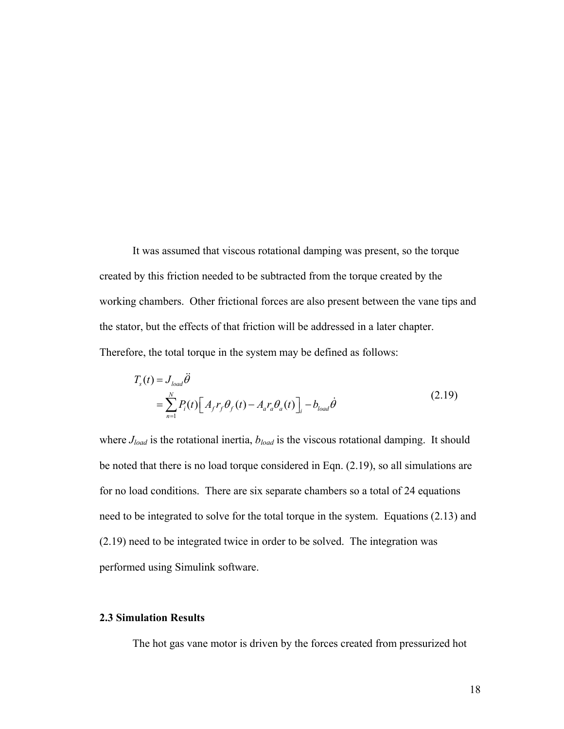It was assumed that viscous rotational damping was present, so the torque created by this friction needed to be subtracted from the torque created by the working chambers. Other frictional forces are also present between the vane tips and the stator, but the effects of that friction will be addressed in a later chapter. Therefore, the total torque in the system may be defined as follows:

$$
\begin{aligned}
T_s(t) &= J_{load}\ddot{\theta} \\
&= \sum_{n=1}^{N} P_i(t)\Big[A_f r_f \theta_f(t) - A_a r_a \theta_a(t)\Big]_i - b_{load}\dot{\theta}
\end{aligned}
\tag{2.19}
$$

where $J_{load}$ is the rotational inertia, $b_{load}$ is the viscous rotational damping. It should be noted that there is no load torque considered in Eqn. (2.19), so all simulations are for no load conditions. There are six separate chambers so a total of 24 equations need to be integrated to solve for the total torque in the system. Equations (2.13) and (2.19) need to be integrated twice in order to be solved. The integration was performed using Simulink software.

## 2.3 Simulation Results

The hot gas vane motor is driven by the forces created from pressurized hot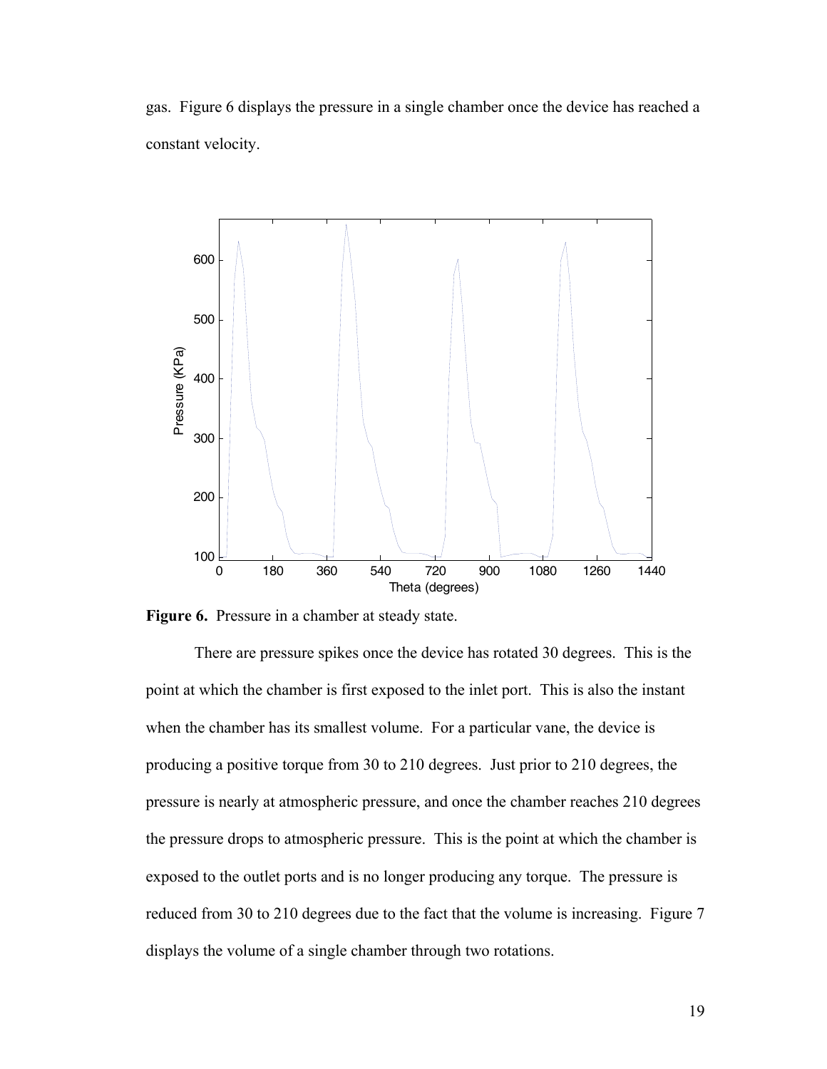gas. Figure 6 displays the pressure in a single chamber once the device has reached a constant velocity.

**Figure 6.** Pressure in a chamber at steady state.

There are pressure spikes once the device has rotated 30 degrees. This is the point at which the chamber is first exposed to the inlet port. This is also the instant when the chamber has its smallest volume. For a particular vane, the device is producing a positive torque from 30 to 210 degrees. Just prior to 210 degrees, the pressure is nearly at atmospheric pressure, and once the chamber reaches 210 degrees the pressure drops to atmospheric pressure. This is the point at which the chamber is exposed to the outlet ports and is no longer producing any torque. The pressure is reduced from 30 to 210 degrees due to the fact that the volume is increasing. Figure 7 displays the volume of a single chamber through two rotations.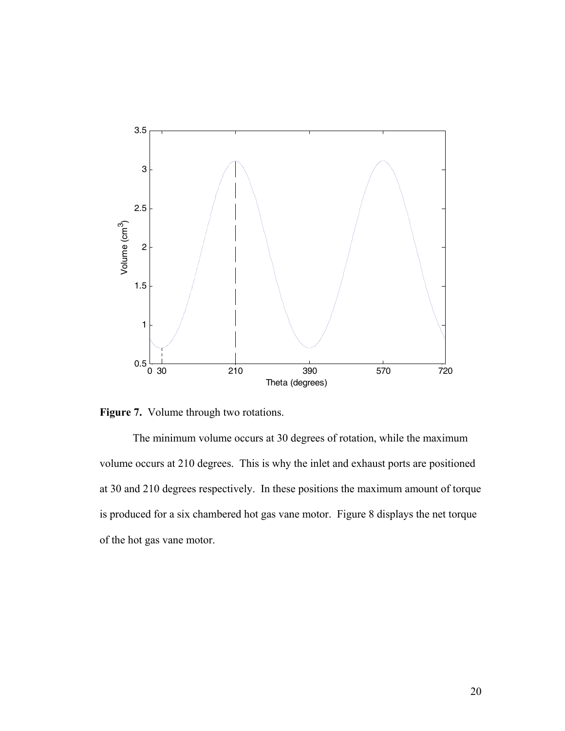**Figure 7.** Volume through two rotations.

The minimum volume occurs at 30 degrees of rotation, while the maximum volume occurs at 210 degrees. This is why the inlet and exhaust ports are positioned at 30 and 210 degrees respectively. In these positions the maximum amount of torque is produced for a six chambered hot gas vane motor. Figure 8 displays the net torque of the hot gas vane motor.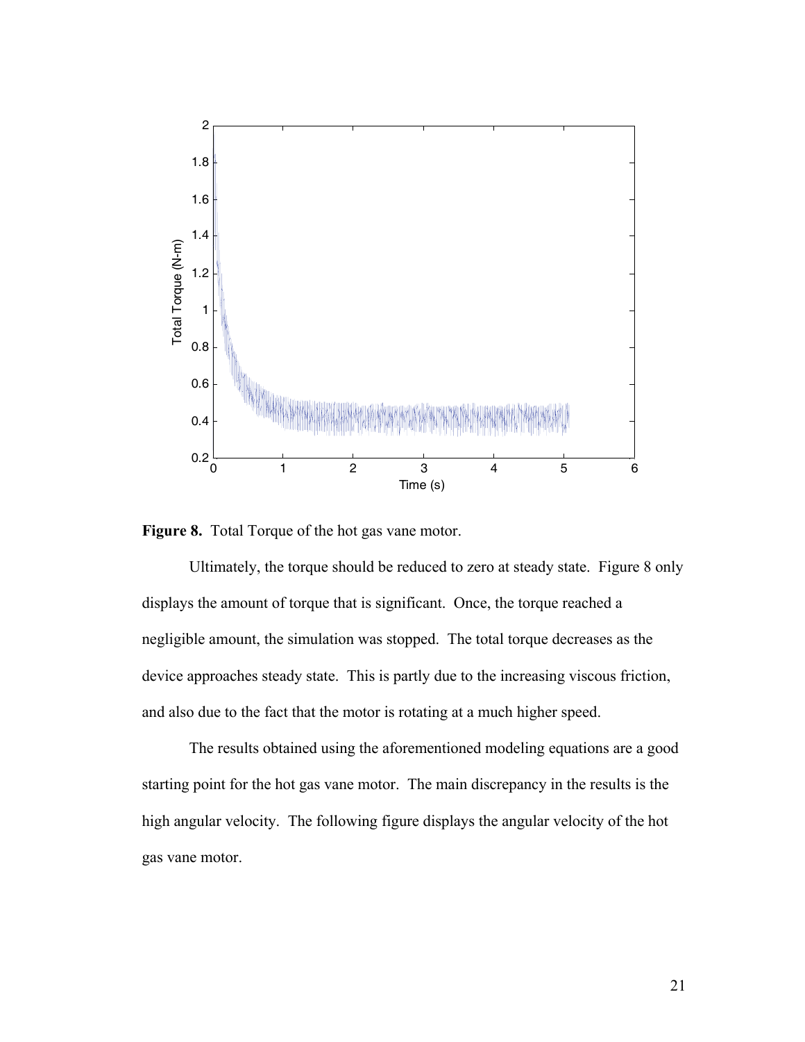**Figure 8.** Total Torque of the hot gas vane motor.

Ultimately, the torque should be reduced to zero at steady state. Figure 8 only displays the amount of torque that is significant. Once, the torque reached a negligible amount, the simulation was stopped. The total torque decreases as the device approaches steady state. This is partly due to the increasing viscous friction, and also due to the fact that the motor is rotating at a much higher speed.

The results obtained using the aforementioned modeling equations are a good starting point for the hot gas vane motor. The main discrepancy in the results is the high angular velocity. The following figure displays the angular velocity of the hot gas vane motor.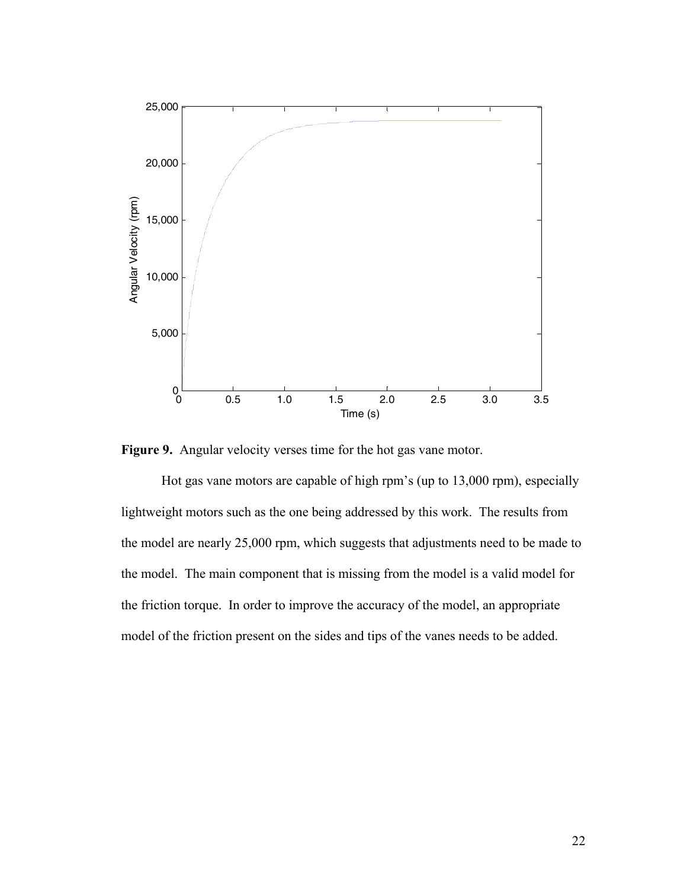**Figure 9.** Angular velocity verses time for the hot gas vane motor.

Hot gas vane motors are capable of high rpm's (up to 13,000 rpm), especially lightweight motors such as the one being addressed by this work. The results from the model are nearly 25,000 rpm, which suggests that adjustments need to be made to the model. The main component that is missing from the model is a valid model for the friction torque. In order to improve the accuracy of the model, an appropriate model of the friction present on the sides and tips of the vanes needs to be added.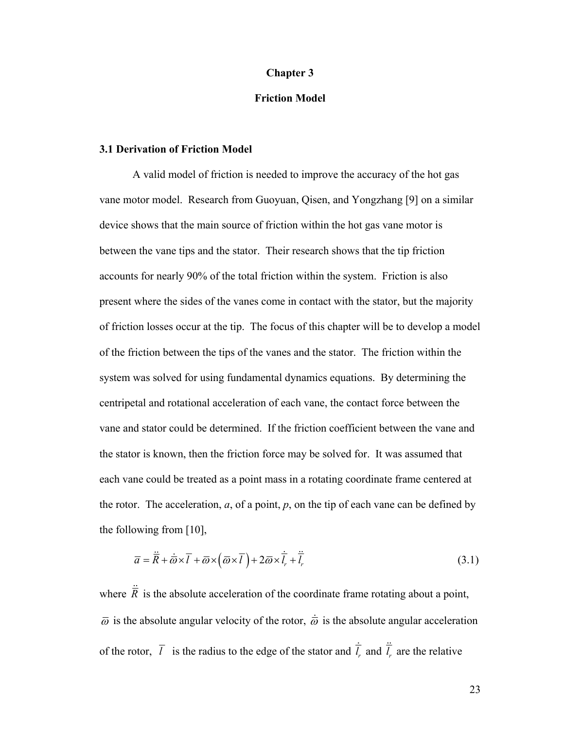# Chapter 3

# Friction Model

## 3.1 Derivation of Friction Model

A valid model of friction is needed to improve the accuracy of the hot gas vane motor model. Research from Guoyuan, Qisen, and Yongzhang [9] on a similar device shows that the main source of friction within the hot gas vane motor is between the vane tips and the stator. Their research shows that the tip friction accounts for nearly 90% of the total friction within the system. Friction is also present where the sides of the vanes come in contact with the stator, but the majority of friction losses occur at the tip. The focus of this chapter will be to develop a model of the friction between the tips of the vanes and the stator. The friction within the system was solved for using fundamental dynamics equations. By determining the centripetal and rotational acceleration of each vane, the contact force between the vane and stator could be determined. If the friction coefficient between the vane and the stator is known, then the friction force may be solved for. It was assumed that each vane could be treated as a point mass in a rotating coordinate frame centered at the rotor. The acceleration, *a*, of a point, *p*, on the tip of each vane can be defined by the following from [10],

$$\bar{a} = \ddot{\bar{R}} + \dot{\bar{\varpi}} \times \bar{l} + \bar{\varpi} \times \left( \bar{\varpi} \times \bar{l} \right) + 2\bar{\varpi} \times \dot{\bar{l}}_r + \ddot{\bar{l}}_r \tag{3.1}$$

where $\ddot{\bar{R}}$ is the absolute acceleration of the coordinate frame rotating about a point, $\bar{\varpi}$ is the absolute angular velocity of the rotor, $\dot{\bar{\varpi}}$ is the absolute angular acceleration of the rotor, $\bar{l}$ is the radius to the edge of the stator and $\dot{\bar{l}}_r$ and $\ddot{\bar{l}}_r$ are the relative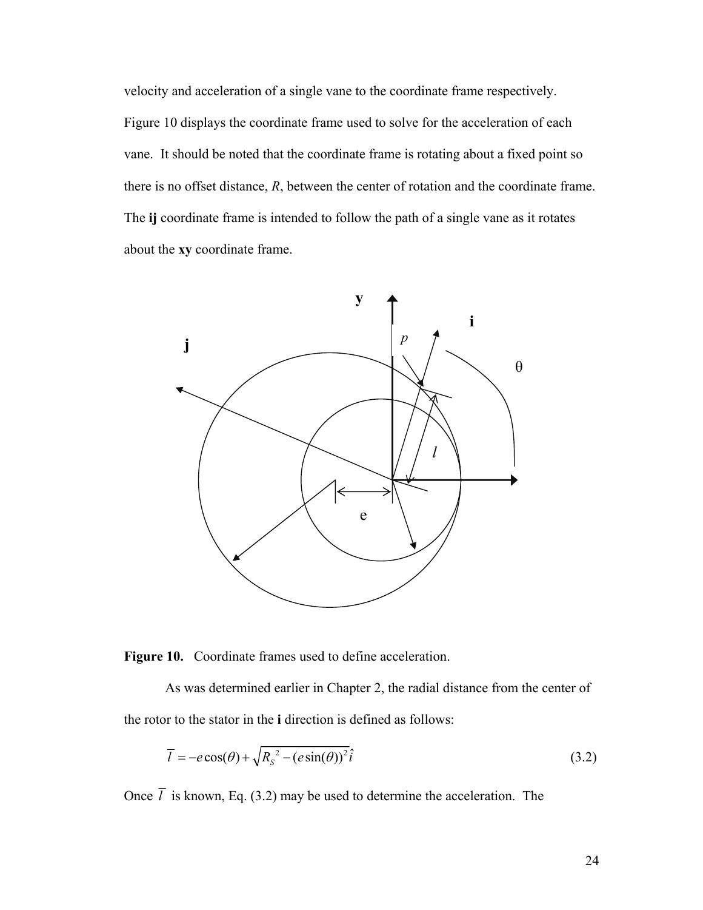velocity and acceleration of a single vane to the coordinate frame respectively. Figure 10 displays the coordinate frame used to solve for the acceleration of each vane. It should be noted that the coordinate frame is rotating about a fixed point so there is no offset distance, *R*, between the center of rotation and the coordinate frame. The **ij** coordinate frame is intended to follow the path of a single vane as it rotates about the **xy** coordinate frame.

**Figure 10.** Coordinate frames used to define acceleration.

As was determined earlier in Chapter 2, the radial distance from the center of the rotor to the stator in the **i** direction is defined as follows:

$$\overline{l} = -e\cos(\theta) + \sqrt{R_S^{\,2} - (e\sin(\theta))^2}\,\hat{i} \tag{3.2}$$

Once $\overline{l}$ is known, Eq. (3.2) may be used to determine the acceleration. The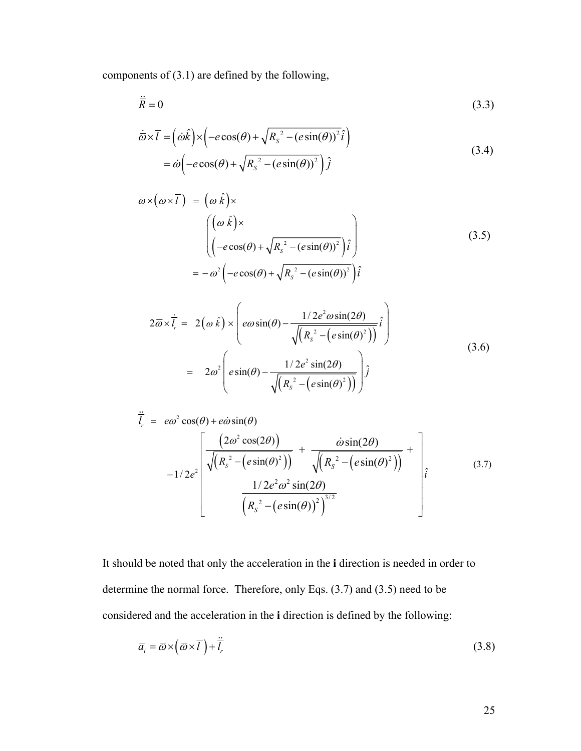components of (3.1) are defined by the following,

$$\ddot{\overline{R}} = 0 \tag{3.3}$$

$$\begin{aligned}\dot{\overline{\omega}} \times \overline{l} &= \left(\dot{\omega}\hat{k}\right) \times \left(-e\cos(\theta) + \sqrt{R_S^{\ 2} - (e\sin(\theta))^2}\,\hat{i}\right) \\ &= \dot{\omega}\left(-e\cos(\theta) + \sqrt{R_S^{\ 2} - (e\sin(\theta))^2}\right)\hat{j}\end{aligned} \tag{3.4}$$

$$\begin{aligned}\overline{\omega} \times \left(\overline{\omega} \times \overline{l}\right) &= \left(\omega\,\hat{k}\right) \times \\ &\quad \begin{pmatrix} \left(\omega\,\hat{k}\right) \times \\ \left(-e\cos(\theta) + \sqrt{R_S^{\ 2} - (e\sin(\theta))^2}\right)\hat{i} \end{pmatrix} \\ &= -\,\omega^2\left(-e\cos(\theta) + \sqrt{R_S^{\ 2} - (e\sin(\theta))^2}\right)\hat{i}\end{aligned} \tag{3.5}$$

$$\begin{aligned}2\overline{\omega} \times \dot{\overline{l}}_r &= 2\left(\omega\,\hat{k}\right) \times \left(e\omega\sin(\theta) - \frac{1/2e^2\omega\sin(2\theta)}{\sqrt{\left(R_S^{\ 2} - \left(e\sin(\theta)^2\right)\right)}}\,\hat{i}\right) \\ &= 2\omega^2\left(e\sin(\theta) - \frac{1/2e^2\sin(2\theta)}{\sqrt{\left(R_S^{\ 2} - \left(e\sin(\theta)^2\right)\right)}}\right)\hat{j}\end{aligned} \tag{3.6}$$

$$\begin{aligned}\ddot{\overline{l}}_r &= e\omega^2\cos(\theta) + e\dot{\omega}\sin(\theta) \\ &\quad -1/2e^2\left[\frac{\left(2\omega^2\cos(2\theta)\right)}{\sqrt{\left(R_S^{\ 2} - \left(e\sin(\theta)^2\right)\right)}} + \frac{\dot{\omega}\sin(2\theta)}{\sqrt{\left(R_S^{\ 2} - \left(e\sin(\theta)^2\right)\right)}} + \frac{1/2e^2\omega^2\sin(2\theta)}{\left(R_S^{\ 2} - \left(e\sin(\theta)\right)^2\right)^{3/2}}\right]\hat{i}\end{aligned} \tag{3.7}$$

It should be noted that only the acceleration in the **i** direction is needed in order to determine the normal force. Therefore, only Eqs. (3.7) and (3.5) need to be considered and the acceleration in the **i** direction is defined by the following:

$$\overline{a}_i = \overline{\omega} \times \left(\overline{\omega} \times \overline{l}\right) + \ddot{\overline{l}}_r \tag{3.8}$$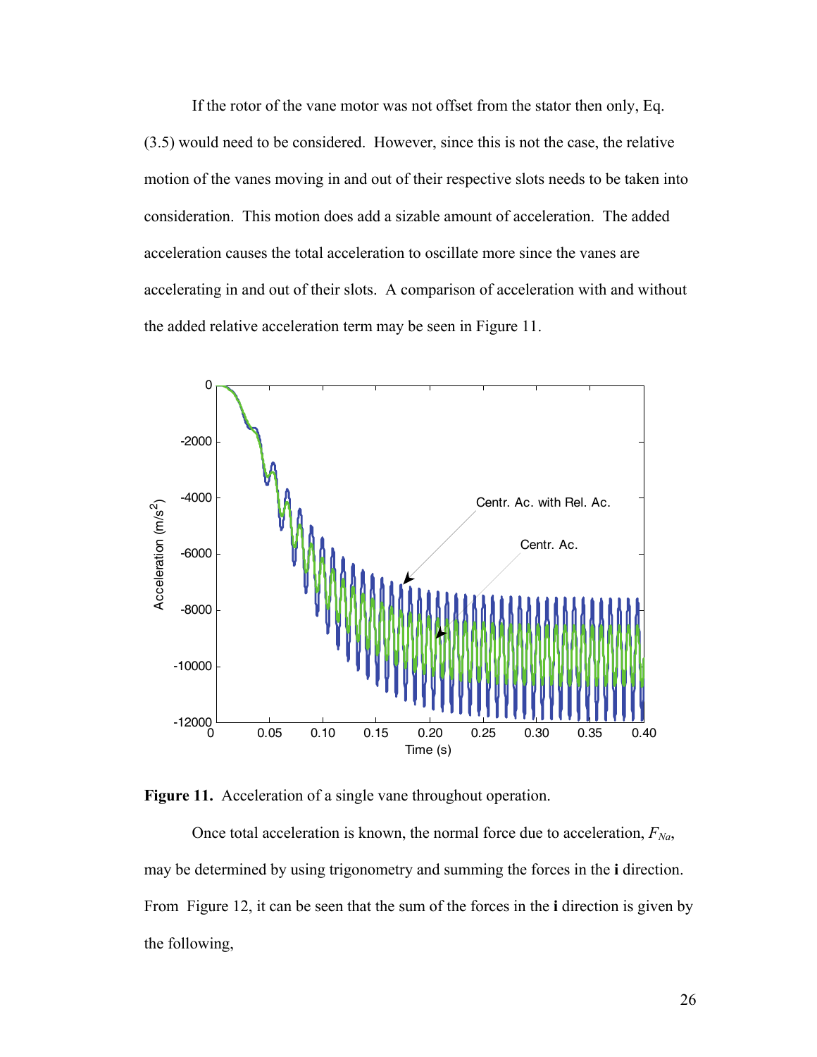If the rotor of the vane motor was not offset from the stator then only, Eq. (3.5) would need to be considered. However, since this is not the case, the relative motion of the vanes moving in and out of their respective slots needs to be taken into consideration. This motion does add a sizable amount of acceleration. The added acceleration causes the total acceleration to oscillate more since the vanes are accelerating in and out of their slots. A comparison of acceleration with and without the added relative acceleration term may be seen in Figure 11.

**Figure 11.** Acceleration of a single vane throughout operation.

Once total acceleration is known, the normal force due to acceleration, $F_{Na}$, may be determined by using trigonometry and summing the forces in the **i** direction. From Figure 12, it can be seen that the sum of the forces in the **i** direction is given by the following,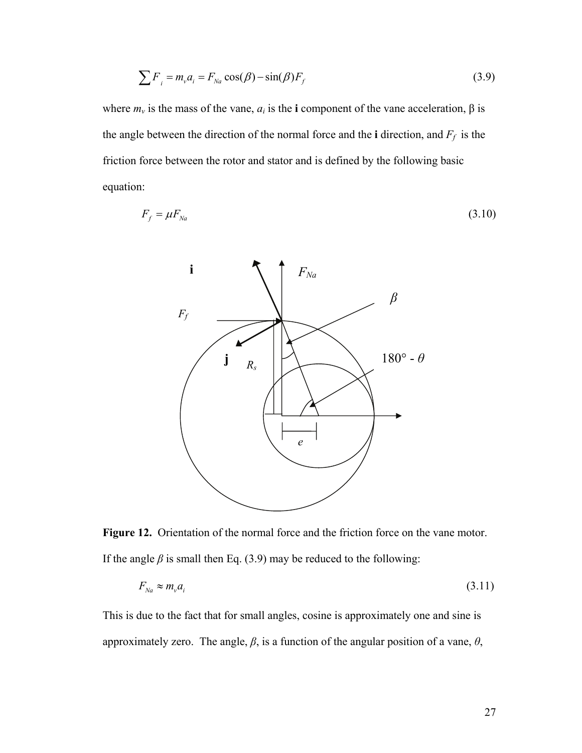$$\sum F_i = m_v a_i = F_{Na}\cos(\beta) - \sin(\beta)F_f \tag{3.9}$$

where $m_v$ is the mass of the vane, $a_i$ is the **i** component of the vane acceleration, β is the angle between the direction of the normal force and the **i** direction, and $F_f$ is the friction force between the rotor and stator and is defined by the following basic equation:

$$F_f = \mu F_{Na} \tag{3.10}$$

**Figure 12.** Orientation of the normal force and the friction force on the vane motor.

If the angle $\beta$ is small then Eq. (3.9) may be reduced to the following:

$$F_{Na} \approx m_v a_i \tag{3.11}$$

This is due to the fact that for small angles, cosine is approximately one and sine is approximately zero. The angle, $\beta$, is a function of the angular position of a vane, $\theta$,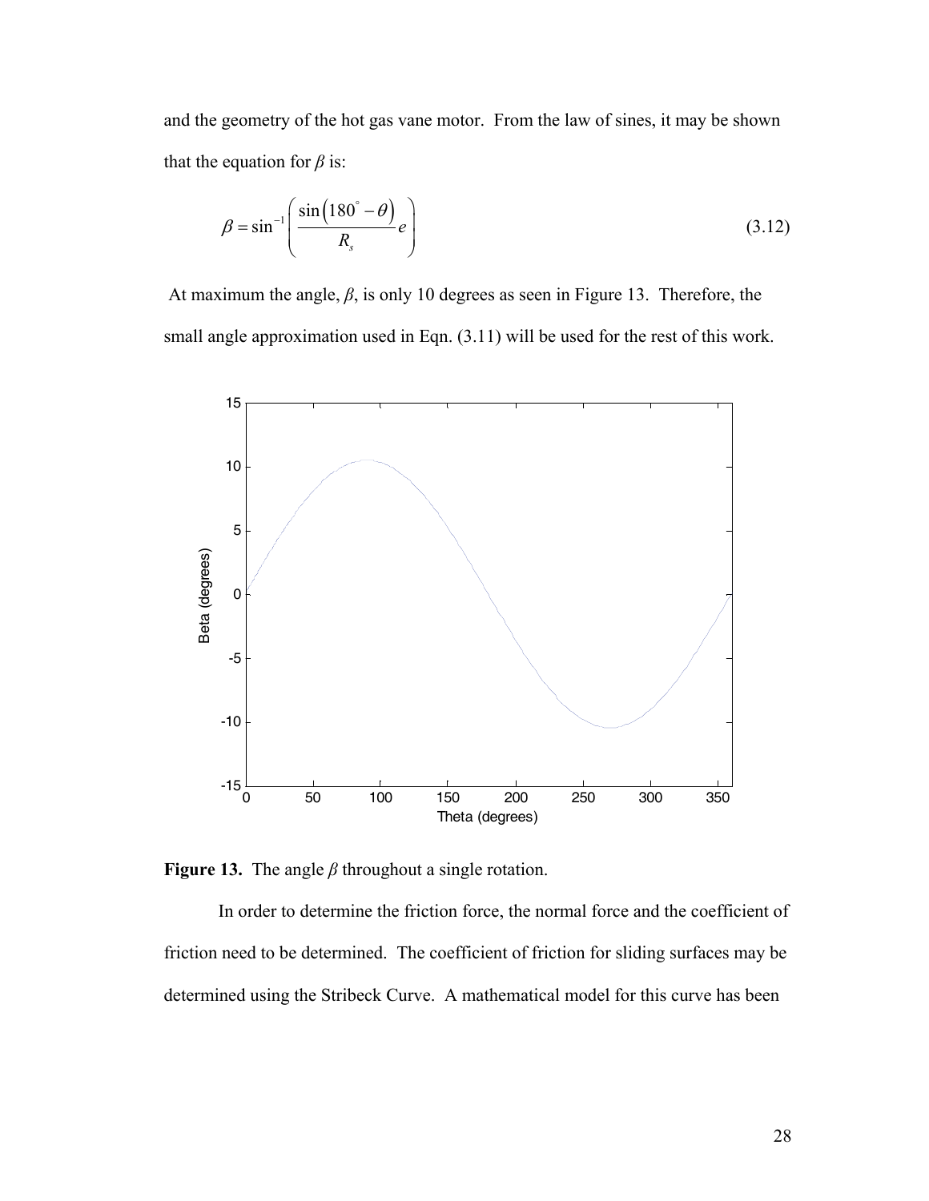and the geometry of the hot gas vane motor. From the law of sines, it may be shown that the equation for $\beta$ is:

$$\beta = \sin^{-1}\left(\frac{\sin\left(180^{\circ} - \theta\right)}{R_s}e\right) \tag{3.12}$$

At maximum the angle, $\beta$, is only 10 degrees as seen in Figure 13. Therefore, the small angle approximation used in Eqn. (3.11) will be used for the rest of this work.

**Figure 13.** The angle $\beta$ throughout a single rotation.

In order to determine the friction force, the normal force and the coefficient of friction need to be determined. The coefficient of friction for sliding surfaces may be determined using the Stribeck Curve. A mathematical model for this curve has been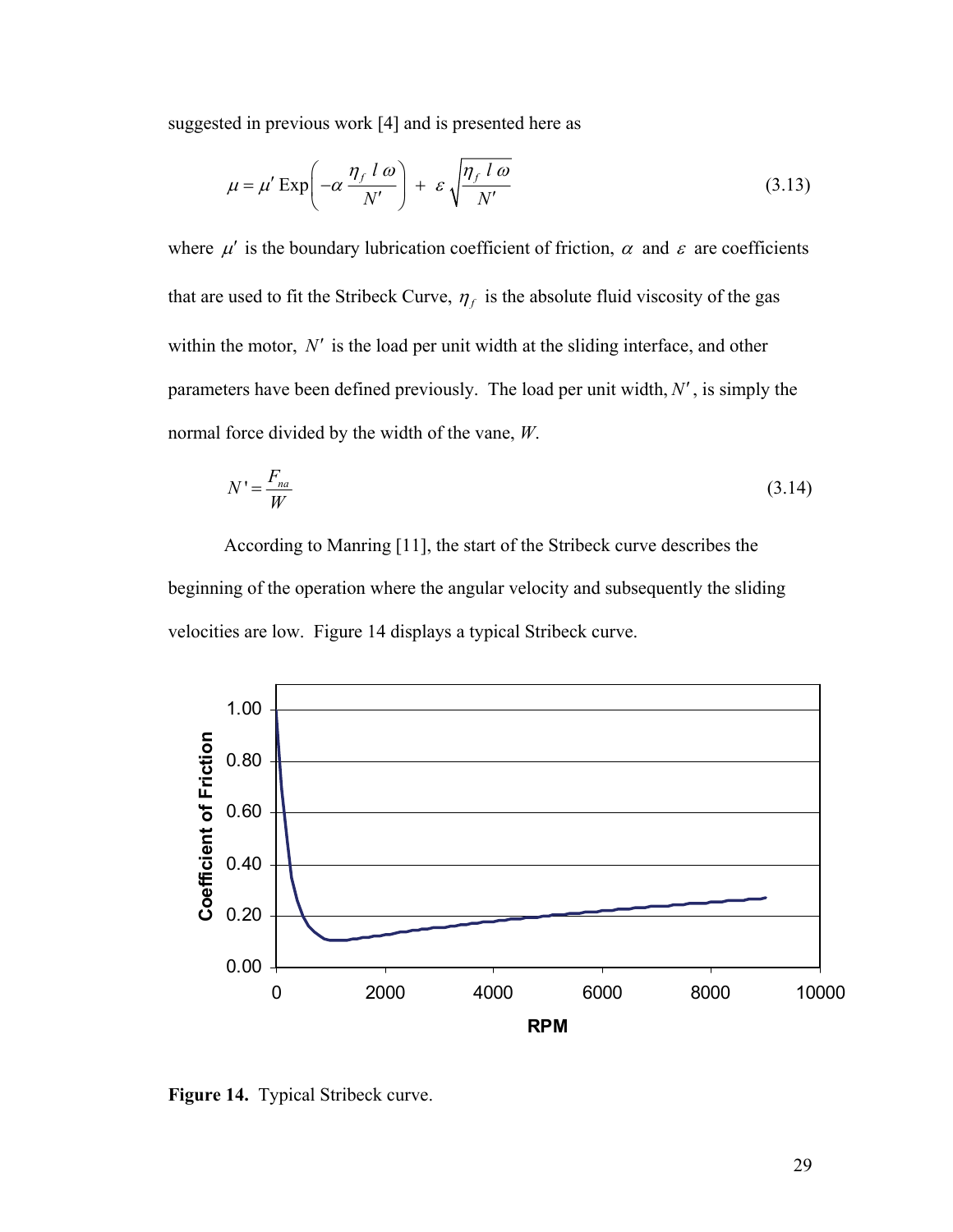suggested in previous work [4] and is presented here as

$$\mu = \mu' \, \text{Exp}\left( -\alpha \, \frac{\eta_f \, l \, \omega}{N'} \right) + \varepsilon \sqrt{\frac{\eta_f \, l \, \omega}{N'}} \tag{3.13}$$

where $\mu'$ is the boundary lubrication coefficient of friction, $\alpha$ and $\varepsilon$ are coefficients that are used to fit the Stribeck Curve, $\eta_f$ is the absolute fluid viscosity of the gas within the motor, $N'$ is the load per unit width at the sliding interface, and other parameters have been defined previously. The load per unit width, $N'$, is simply the normal force divided by the width of the vane, $W$.

$$N' = \frac{F_{na}}{W} \tag{3.14}$$

According to Manring [11], the start of the Stribeck curve describes the beginning of the operation where the angular velocity and subsequently the sliding velocities are low. Figure 14 displays a typical Stribeck curve.

**Figure 14.** Typical Stribeck curve.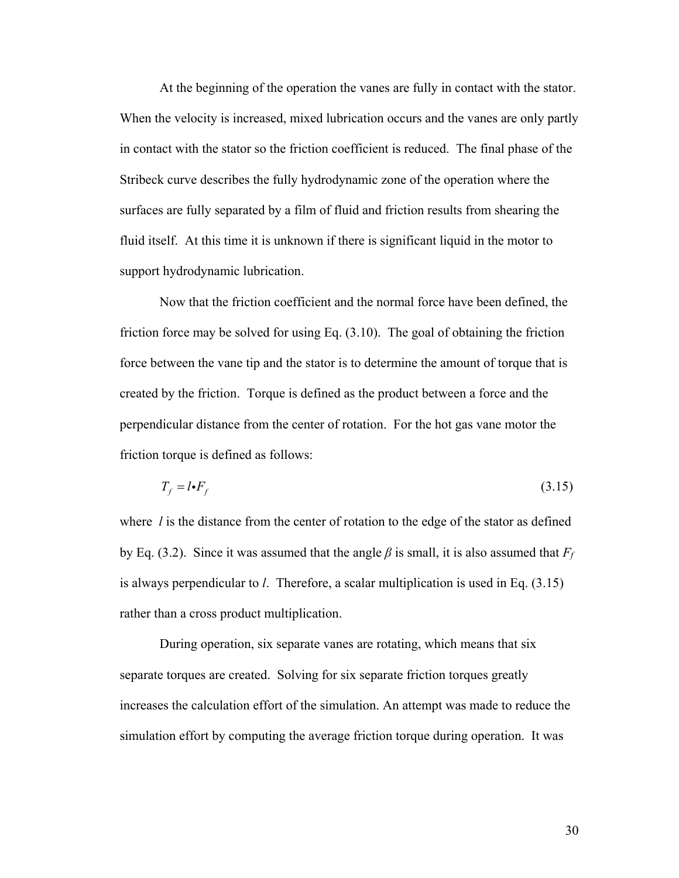At the beginning of the operation the vanes are fully in contact with the stator. When the velocity is increased, mixed lubrication occurs and the vanes are only partly in contact with the stator so the friction coefficient is reduced. The final phase of the Stribeck curve describes the fully hydrodynamic zone of the operation where the surfaces are fully separated by a film of fluid and friction results from shearing the fluid itself. At this time it is unknown if there is significant liquid in the motor to support hydrodynamic lubrication.

Now that the friction coefficient and the normal force have been defined, the friction force may be solved for using Eq. (3.10). The goal of obtaining the friction force between the vane tip and the stator is to determine the amount of torque that is created by the friction. Torque is defined as the product between a force and the perpendicular distance from the center of rotation. For the hot gas vane motor the friction torque is defined as follows:

$$T_f = l \bullet F_f \tag{3.15}$$

where $l$ is the distance from the center of rotation to the edge of the stator as defined by Eq. (3.2). Since it was assumed that the angle $\beta$ is small, it is also assumed that $F_f$ is always perpendicular to $l$. Therefore, a scalar multiplication is used in Eq. (3.15) rather than a cross product multiplication.

During operation, six separate vanes are rotating, which means that six separate torques are created. Solving for six separate friction torques greatly increases the calculation effort of the simulation. An attempt was made to reduce the simulation effort by computing the average friction torque during operation. It was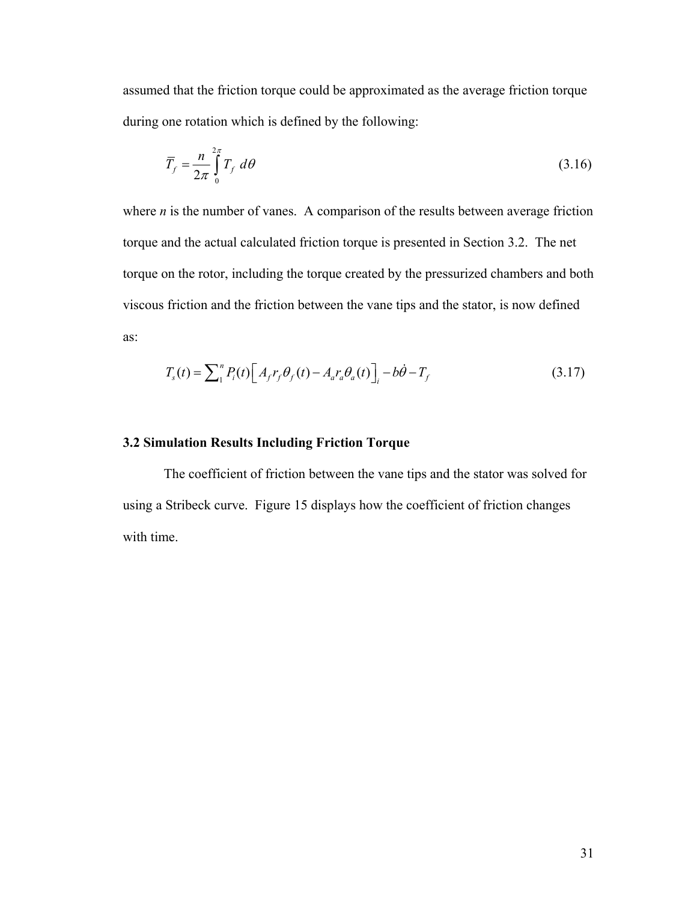assumed that the friction torque could be approximated as the average friction torque during one rotation which is defined by the following:

$$\overline{T}_f = \frac{n}{2\pi} \int_0^{2\pi} T_f \, d\theta \tag{3.16}$$

where *n* is the number of vanes. A comparison of the results between average friction torque and the actual calculated friction torque is presented in Section 3.2. The net torque on the rotor, including the torque created by the pressurized chambers and both viscous friction and the friction between the vane tips and the stator, is now defined as:

$$T_s(t) = \sum_1^n P_i(t)\left[ A_f r_f \theta_f(t) - A_a r_a \theta_a(t) \right]_i - b\dot{\theta} - T_f \tag{3.17}$$

### 3.2 Simulation Results Including Friction Torque

The coefficient of friction between the vane tips and the stator was solved for using a Stribeck curve. Figure 15 displays how the coefficient of friction changes with time.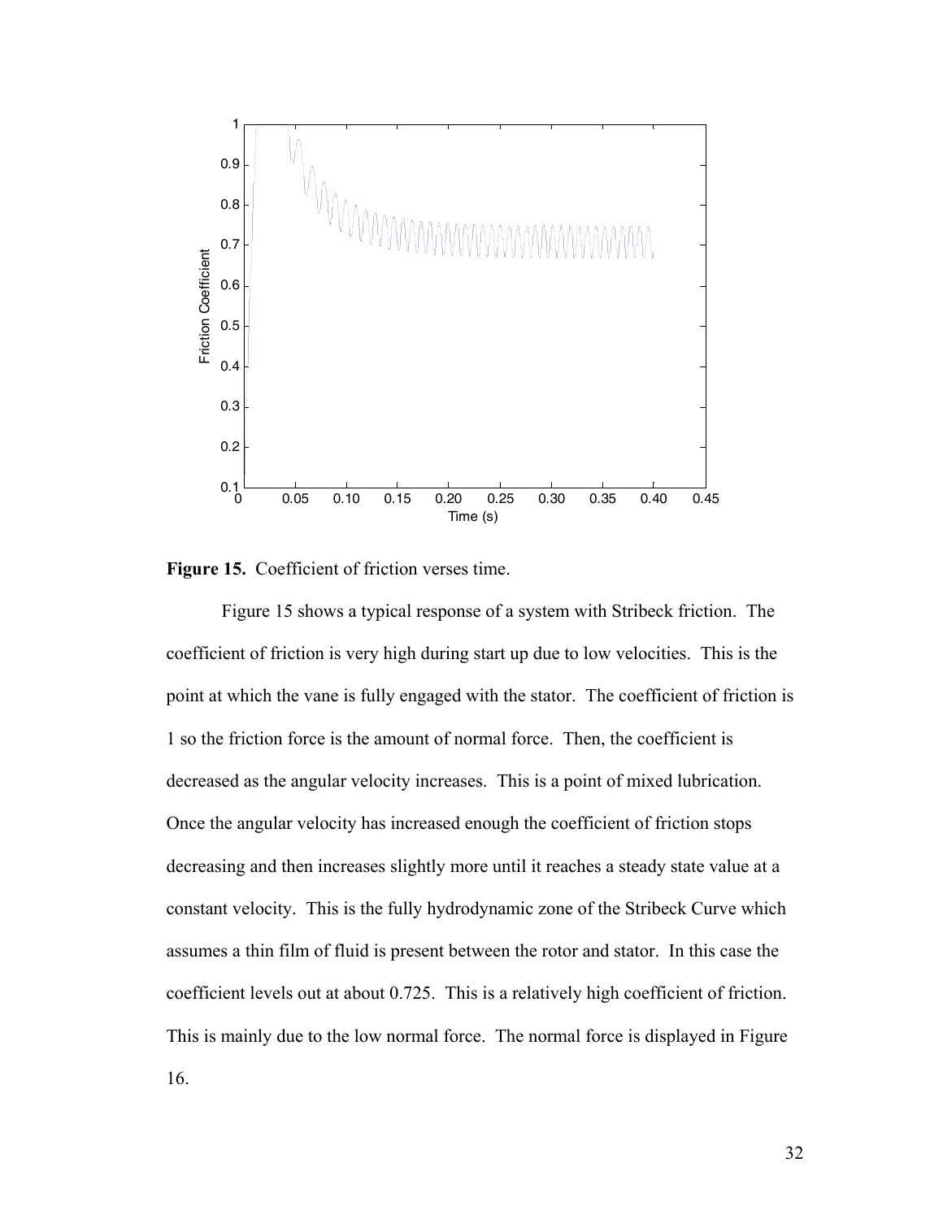**Figure 15.** Coefficient of friction verses time.

Figure 15 shows a typical response of a system with Stribeck friction. The coefficient of friction is very high during start up due to low velocities. This is the point at which the vane is fully engaged with the stator. The coefficient of friction is 1 so the friction force is the amount of normal force. Then, the coefficient is decreased as the angular velocity increases. This is a point of mixed lubrication. Once the angular velocity has increased enough the coefficient of friction stops decreasing and then increases slightly more until it reaches a steady state value at a constant velocity. This is the fully hydrodynamic zone of the Stribeck Curve which assumes a thin film of fluid is present between the rotor and stator. In this case the coefficient levels out at about 0.725. This is a relatively high coefficient of friction. This is mainly due to the low normal force. The normal force is displayed in Figure 16.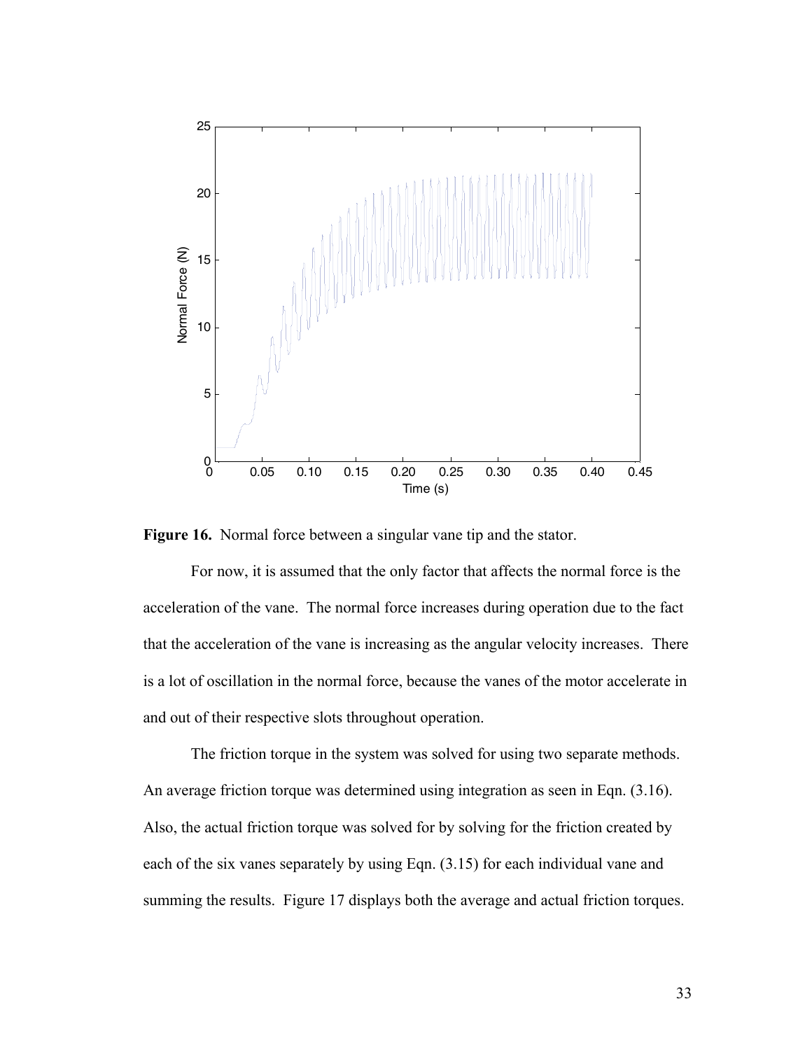**Figure 16.** Normal force between a singular vane tip and the stator.

For now, it is assumed that the only factor that affects the normal force is the acceleration of the vane. The normal force increases during operation due to the fact that the acceleration of the vane is increasing as the angular velocity increases. There is a lot of oscillation in the normal force, because the vanes of the motor accelerate in and out of their respective slots throughout operation.

The friction torque in the system was solved for using two separate methods. An average friction torque was determined using integration as seen in Eqn. (3.16). Also, the actual friction torque was solved for by solving for the friction created by each of the six vanes separately by using Eqn. (3.15) for each individual vane and summing the results. Figure 17 displays both the average and actual friction torques.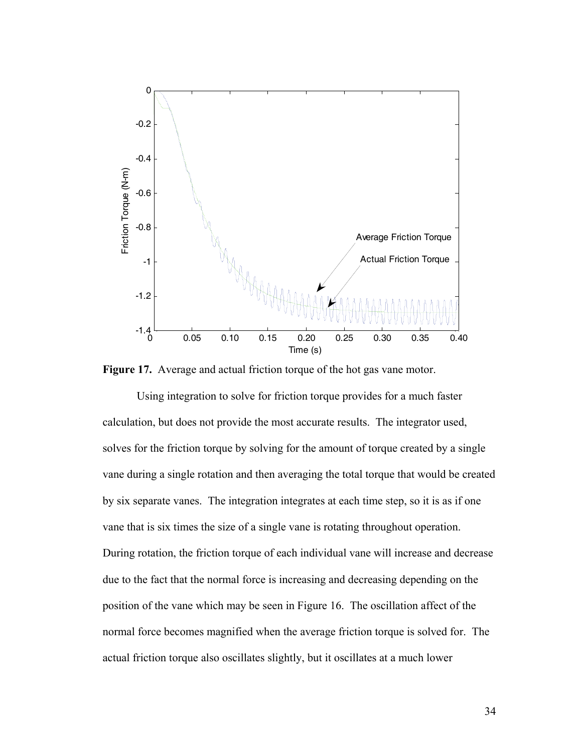**Figure 17.** Average and actual friction torque of the hot gas vane motor.

Using integration to solve for friction torque provides for a much faster calculation, but does not provide the most accurate results. The integrator used, solves for the friction torque by solving for the amount of torque created by a single vane during a single rotation and then averaging the total torque that would be created by six separate vanes. The integration integrates at each time step, so it is as if one vane that is six times the size of a single vane is rotating throughout operation. During rotation, the friction torque of each individual vane will increase and decrease due to the fact that the normal force is increasing and decreasing depending on the position of the vane which may be seen in Figure 16. The oscillation affect of the normal force becomes magnified when the average friction torque is solved for. The actual friction torque also oscillates slightly, but it oscillates at a much lower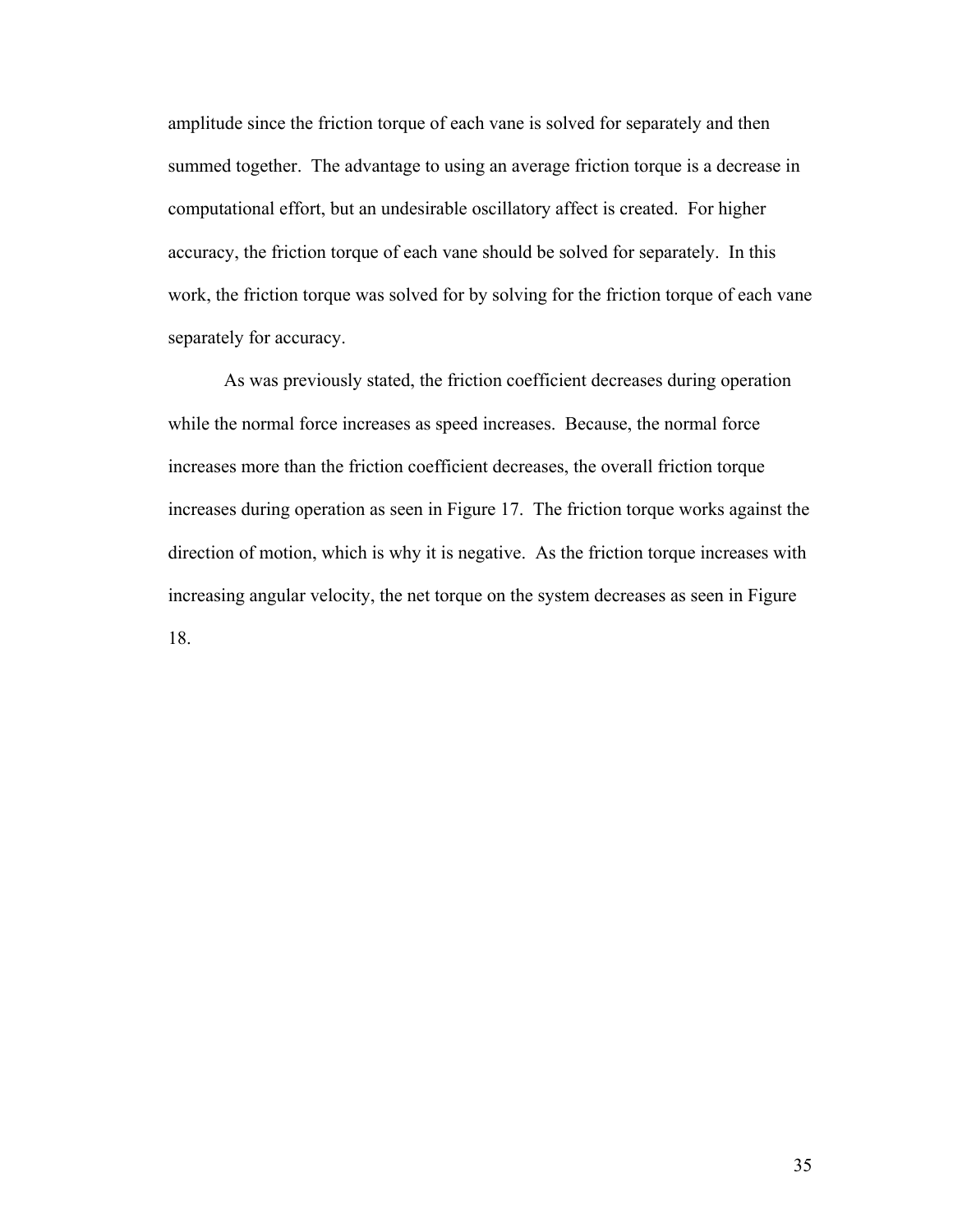amplitude since the friction torque of each vane is solved for separately and then summed together. The advantage to using an average friction torque is a decrease in computational effort, but an undesirable oscillatory affect is created. For higher accuracy, the friction torque of each vane should be solved for separately. In this work, the friction torque was solved for by solving for the friction torque of each vane separately for accuracy.

As was previously stated, the friction coefficient decreases during operation while the normal force increases as speed increases. Because, the normal force increases more than the friction coefficient decreases, the overall friction torque increases during operation as seen in Figure 17. The friction torque works against the direction of motion, which is why it is negative. As the friction torque increases with increasing angular velocity, the net torque on the system decreases as seen in Figure 18.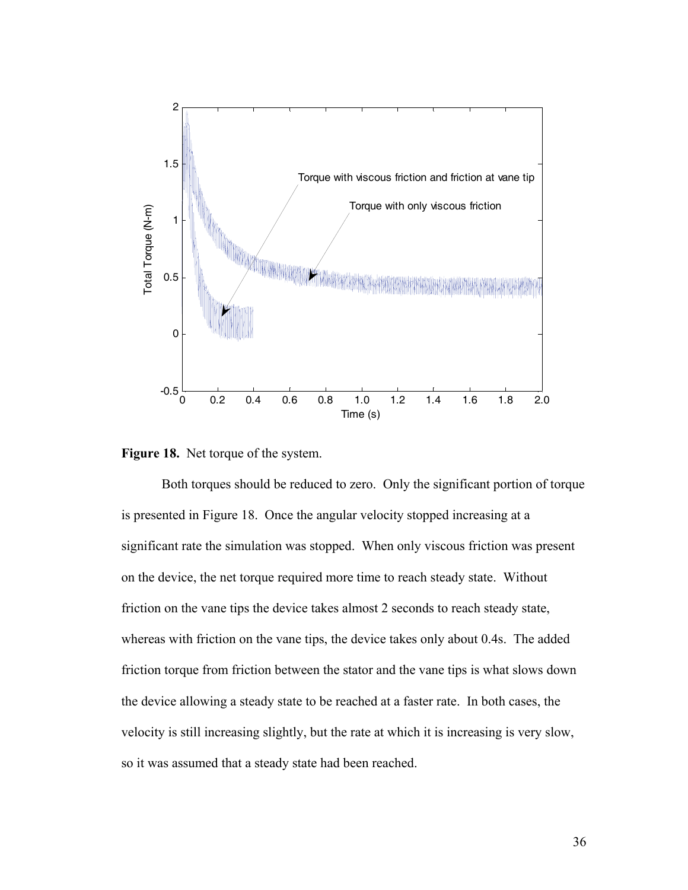**Figure 18.** Net torque of the system.

Both torques should be reduced to zero. Only the significant portion of torque is presented in Figure 18. Once the angular velocity stopped increasing at a significant rate the simulation was stopped. When only viscous friction was present on the device, the net torque required more time to reach steady state. Without friction on the vane tips the device takes almost 2 seconds to reach steady state, whereas with friction on the vane tips, the device takes only about 0.4s. The added friction torque from friction between the stator and the vane tips is what slows down the device allowing a steady state to be reached at a faster rate. In both cases, the velocity is still increasing slightly, but the rate at which it is increasing is very slow, so it was assumed that a steady state had been reached.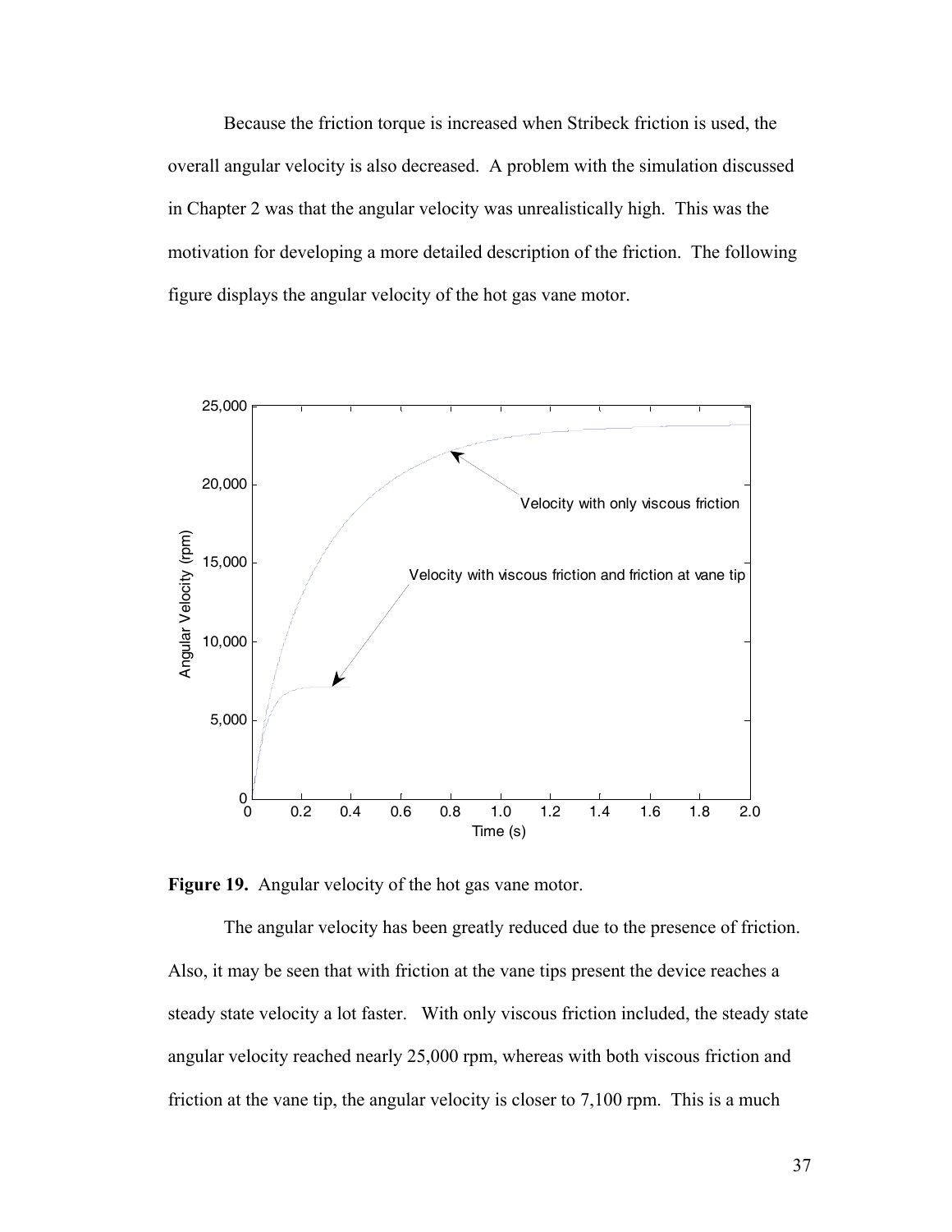Because the friction torque is increased when Stribeck friction is used, the overall angular velocity is also decreased. A problem with the simulation discussed in Chapter 2 was that the angular velocity was unrealistically high. This was the motivation for developing a more detailed description of the friction. The following figure displays the angular velocity of the hot gas vane motor.

**Figure 19.** Angular velocity of the hot gas vane motor.

The angular velocity has been greatly reduced due to the presence of friction. Also, it may be seen that with friction at the vane tips present the device reaches a steady state velocity a lot faster. With only viscous friction included, the steady state angular velocity reached nearly 25,000 rpm, whereas with both viscous friction and friction at the vane tip, the angular velocity is closer to 7,100 rpm. This is a much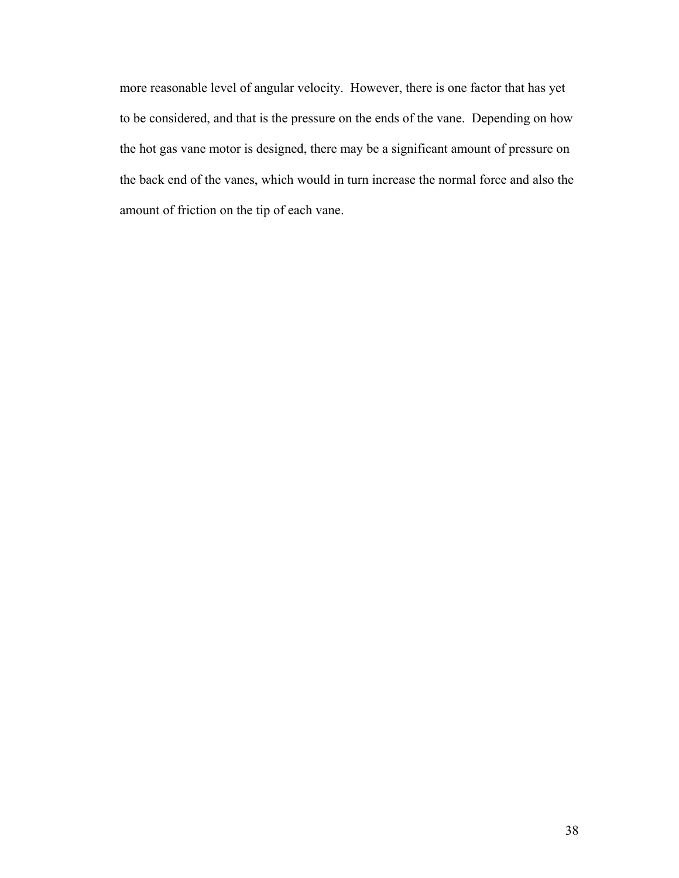more reasonable level of angular velocity. However, there is one factor that has yet to be considered, and that is the pressure on the ends of the vane. Depending on how the hot gas vane motor is designed, there may be a significant amount of pressure on the back end of the vanes, which would in turn increase the normal force and also the amount of friction on the tip of each vane.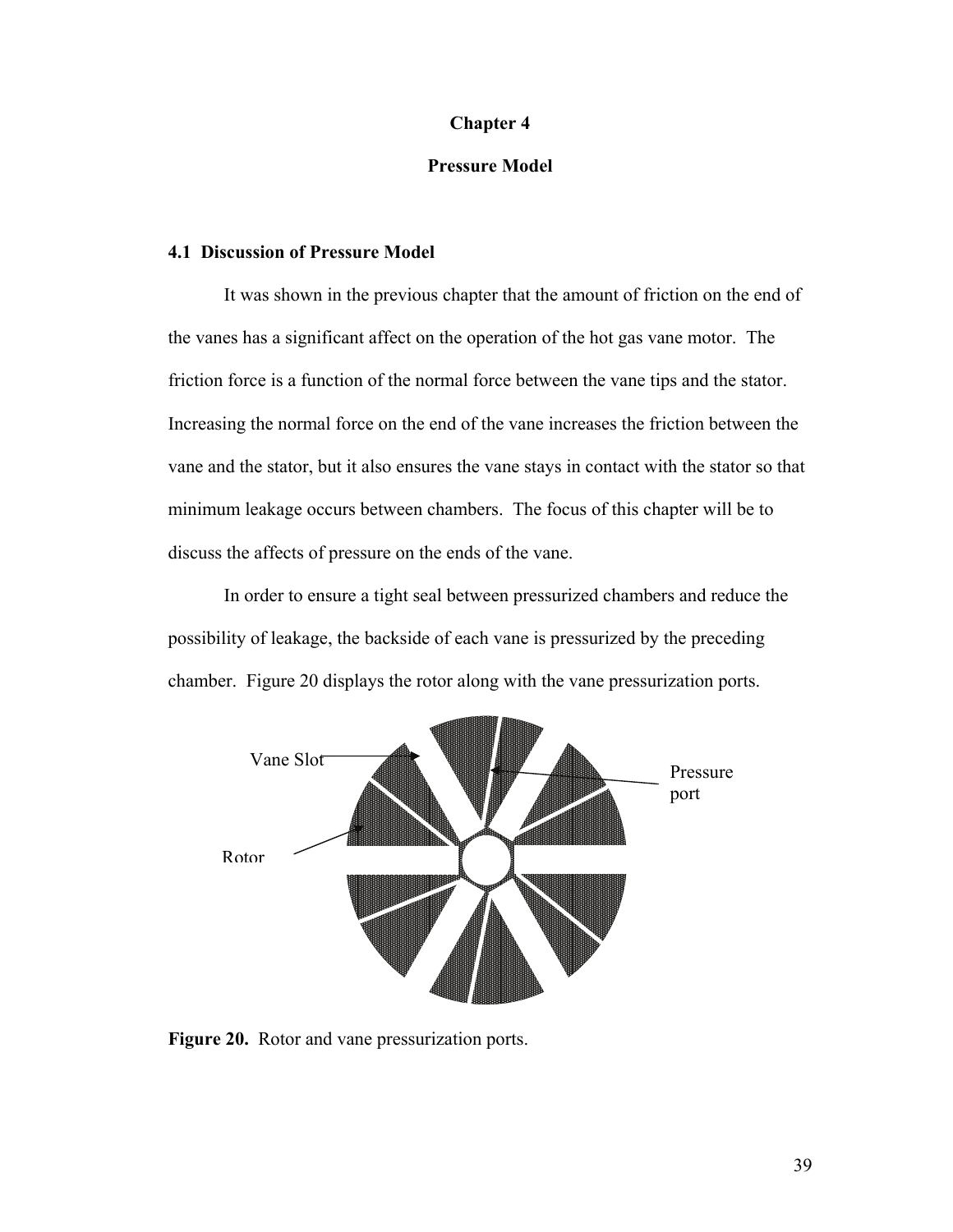# Chapter 4

## Pressure Model

### 4.1 Discussion of Pressure Model

It was shown in the previous chapter that the amount of friction on the end of the vanes has a significant affect on the operation of the hot gas vane motor. The friction force is a function of the normal force between the vane tips and the stator. Increasing the normal force on the end of the vane increases the friction between the vane and the stator, but it also ensures the vane stays in contact with the stator so that minimum leakage occurs between chambers. The focus of this chapter will be to discuss the affects of pressure on the ends of the vane.

In order to ensure a tight seal between pressurized chambers and reduce the possibility of leakage, the backside of each vane is pressurized by the preceding chamber. Figure 20 displays the rotor along with the vane pressurization ports.

Vane Slot

Pressure port

Rotor

**Figure 20.** Rotor and vane pressurization ports.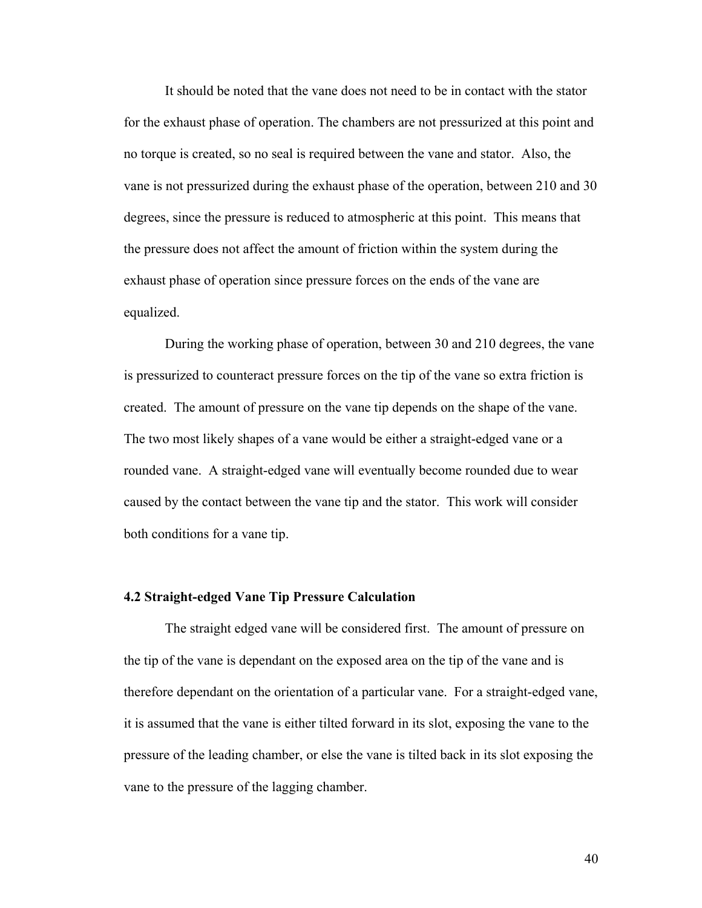It should be noted that the vane does not need to be in contact with the stator for the exhaust phase of operation. The chambers are not pressurized at this point and no torque is created, so no seal is required between the vane and stator. Also, the vane is not pressurized during the exhaust phase of the operation, between 210 and 30 degrees, since the pressure is reduced to atmospheric at this point. This means that the pressure does not affect the amount of friction within the system during the exhaust phase of operation since pressure forces on the ends of the vane are equalized.

During the working phase of operation, between 30 and 210 degrees, the vane is pressurized to counteract pressure forces on the tip of the vane so extra friction is created. The amount of pressure on the vane tip depends on the shape of the vane. The two most likely shapes of a vane would be either a straight-edged vane or a rounded vane. A straight-edged vane will eventually become rounded due to wear caused by the contact between the vane tip and the stator. This work will consider both conditions for a vane tip.

### 4.2 Straight-edged Vane Tip Pressure Calculation

The straight edged vane will be considered first. The amount of pressure on the tip of the vane is dependant on the exposed area on the tip of the vane and is therefore dependant on the orientation of a particular vane. For a straight-edged vane, it is assumed that the vane is either tilted forward in its slot, exposing the vane to the pressure of the leading chamber, or else the vane is tilted back in its slot exposing the vane to the pressure of the lagging chamber.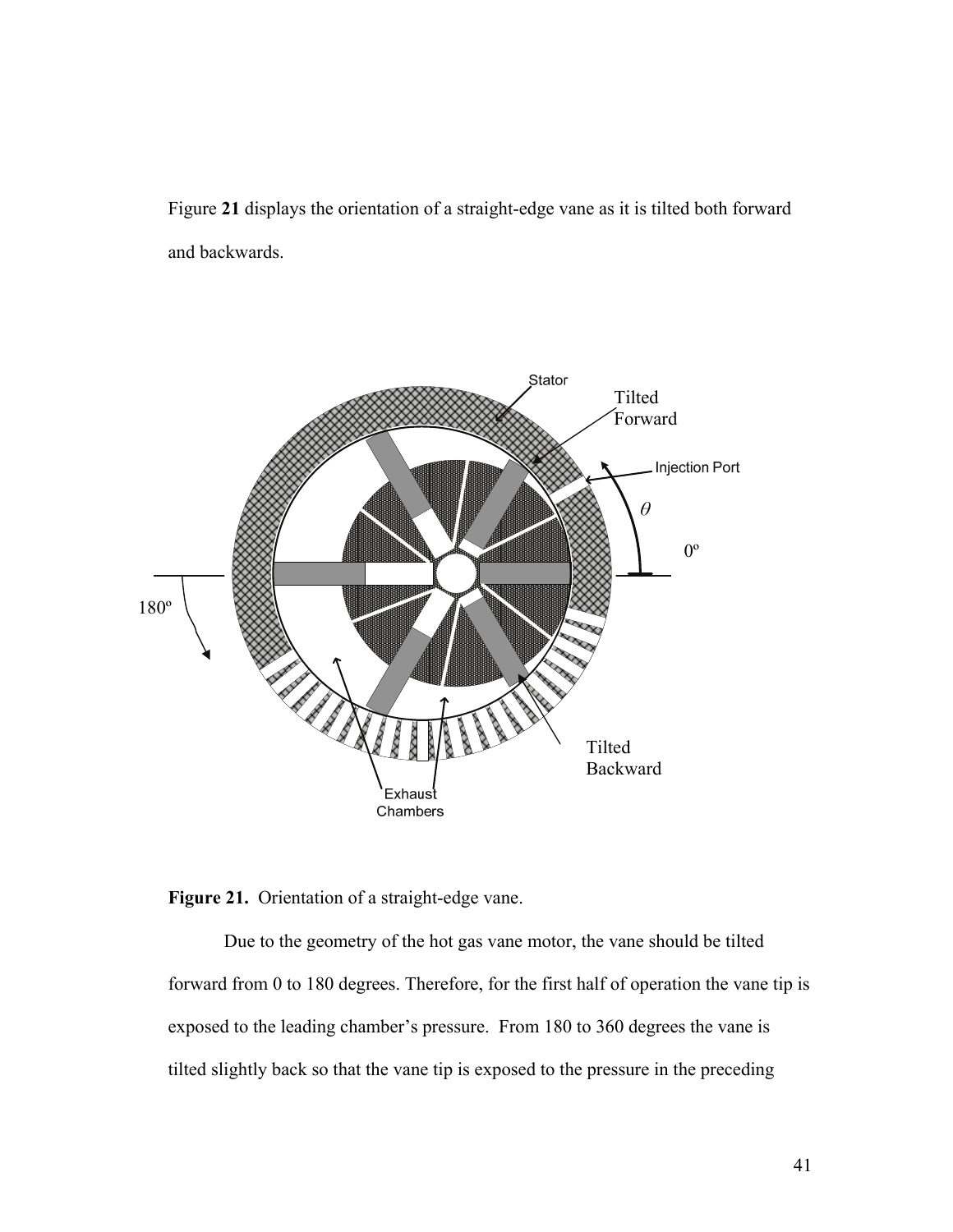Figure **21** displays the orientation of a straight-edge vane as it is tilted both forward and backwards.

**Figure 21.** Orientation of a straight-edge vane.

Due to the geometry of the hot gas vane motor, the vane should be tilted forward from 0 to 180 degrees. Therefore, for the first half of operation the vane tip is exposed to the leading chamber's pressure. From 180 to 360 degrees the vane is tilted slightly back so that the vane tip is exposed to the pressure in the preceding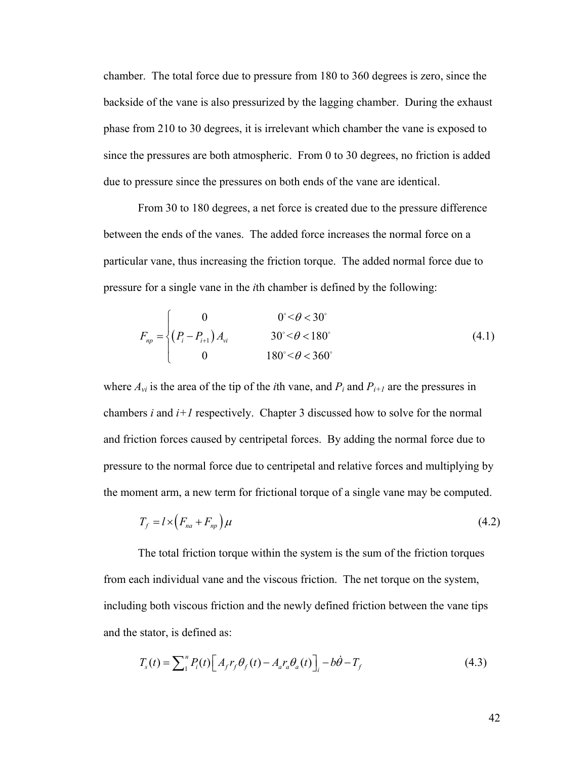chamber. The total force due to pressure from 180 to 360 degrees is zero, since the backside of the vane is also pressurized by the lagging chamber. During the exhaust phase from 210 to 30 degrees, it is irrelevant which chamber the vane is exposed to since the pressures are both atmospheric. From 0 to 30 degrees, no friction is added due to pressure since the pressures on both ends of the vane are identical.

From 30 to 180 degrees, a net force is created due to the pressure difference between the ends of the vanes. The added force increases the normal force on a particular vane, thus increasing the friction torque. The added normal force due to pressure for a single vane in the *i*th chamber is defined by the following:

$$F_{np} = \begin{cases} 0 & 0^\circ < \theta < 30^\circ \\ \left(P_i - P_{i+1}\right) A_{vi} & 30^\circ < \theta < 180^\circ \\ 0 & 180^\circ < \theta < 360^\circ \end{cases} \tag{4.1}$$

where $A_{vi}$ is the area of the tip of the *i*th vane, and $P_i$ and $P_{i+1}$ are the pressures in chambers *i* and *i+1* respectively. Chapter 3 discussed how to solve for the normal and friction forces caused by centripetal forces. By adding the normal force due to pressure to the normal force due to centripetal and relative forces and multiplying by the moment arm, a new term for frictional torque of a single vane may be computed.

$$T_f = l \times \left(F_{na} + F_{np}\right)\mu \tag{4.2}$$

The total friction torque within the system is the sum of the friction torques from each individual vane and the viscous friction. The net torque on the system, including both viscous friction and the newly defined friction between the vane tips and the stator, is defined as:

$$T_s(t) = \sum_1^n P_i(t)\left[A_f r_f \theta_f(t) - A_a r_a \theta_a(t)\right]_i - b\dot{\theta} - T_f \tag{4.3}$$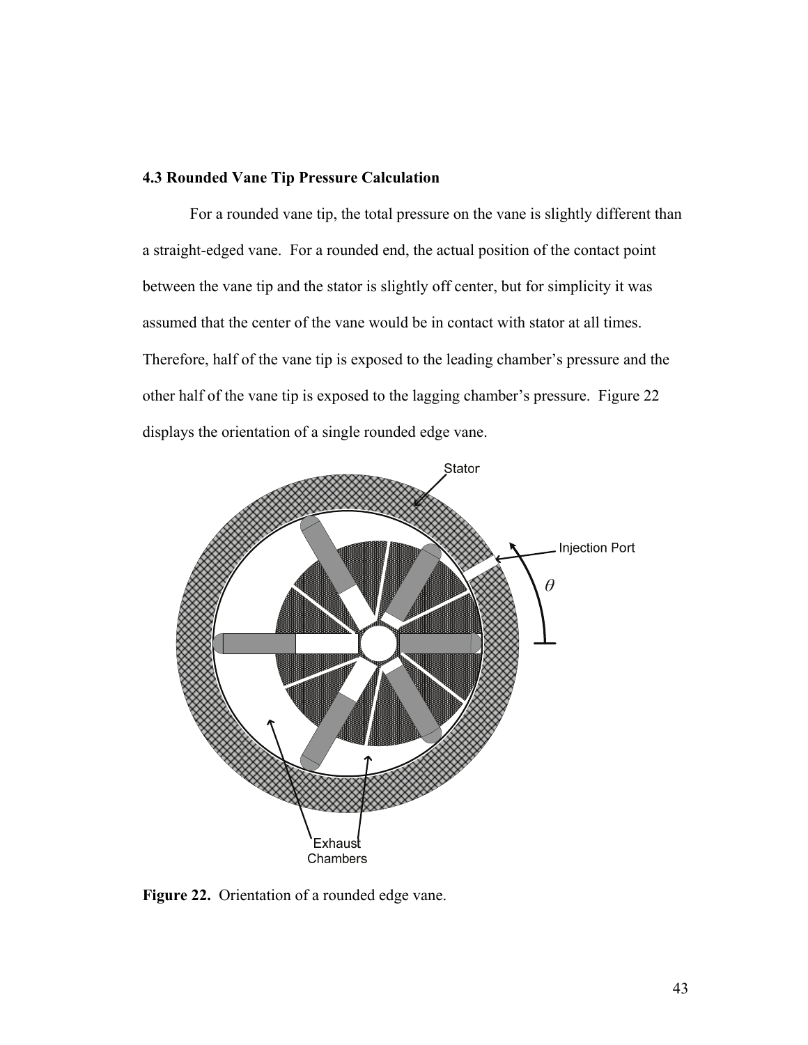### 4.3 Rounded Vane Tip Pressure Calculation

For a rounded vane tip, the total pressure on the vane is slightly different than a straight-edged vane. For a rounded end, the actual position of the contact point between the vane tip and the stator is slightly off center, but for simplicity it was assumed that the center of the vane would be in contact with stator at all times. Therefore, half of the vane tip is exposed to the leading chamber's pressure and the other half of the vane tip is exposed to the lagging chamber's pressure. Figure 22 displays the orientation of a single rounded edge vane.

**Figure 22.** Orientation of a rounded edge vane.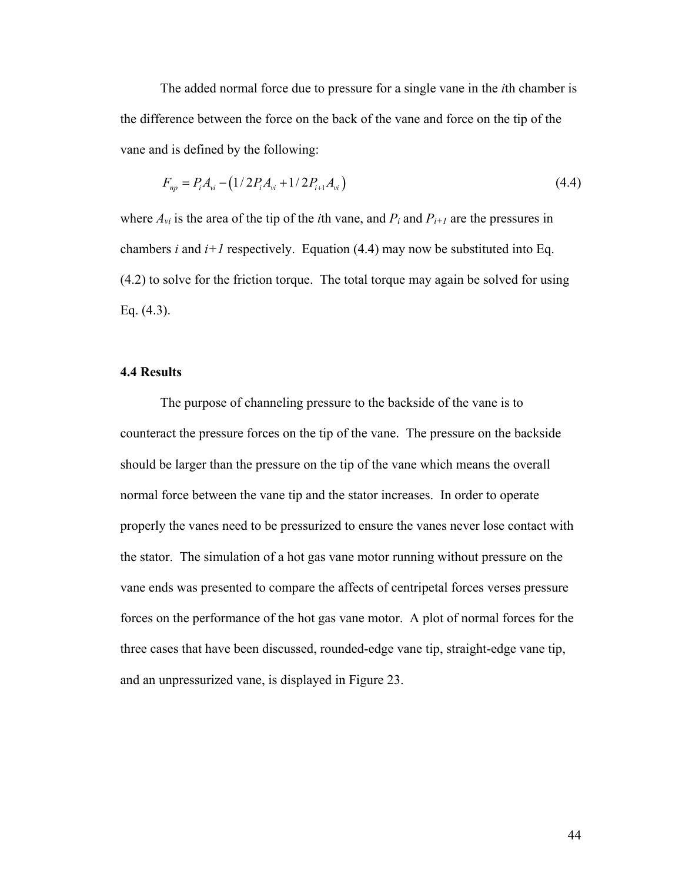The added normal force due to pressure for a single vane in the *i*th chamber is the difference between the force on the back of the vane and force on the tip of the vane and is defined by the following:

$$F_{np} = P_i A_{vi} - \left(1/2 P_i A_{vi} + 1/2 P_{i+1} A_{vi}\right) \tag{4.4}$$

where $A_{vi}$ is the area of the tip of the *i*th vane, and $P_i$ and $P_{i+1}$ are the pressures in chambers $i$ and $i+1$ respectively. Equation (4.4) may now be substituted into Eq. (4.2) to solve for the friction torque. The total torque may again be solved for using Eq. (4.3).

### 4.4 Results

The purpose of channeling pressure to the backside of the vane is to counteract the pressure forces on the tip of the vane. The pressure on the backside should be larger than the pressure on the tip of the vane which means the overall normal force between the vane tip and the stator increases. In order to operate properly the vanes need to be pressurized to ensure the vanes never lose contact with the stator. The simulation of a hot gas vane motor running without pressure on the vane ends was presented to compare the affects of centripetal forces verses pressure forces on the performance of the hot gas vane motor. A plot of normal forces for the three cases that have been discussed, rounded-edge vane tip, straight-edge vane tip, and an unpressurized vane, is displayed in Figure 23.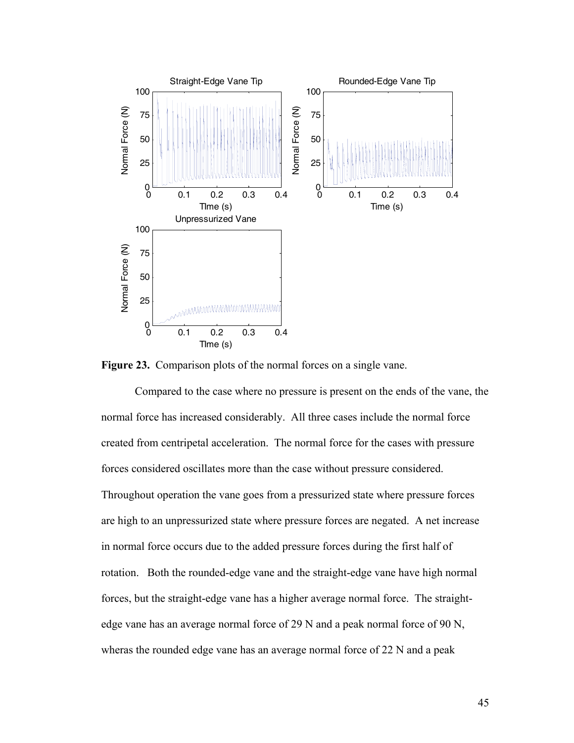**Figure 23.** Comparison plots of the normal forces on a single vane.

Compared to the case where no pressure is present on the ends of the vane, the normal force has increased considerably. All three cases include the normal force created from centripetal acceleration. The normal force for the cases with pressure forces considered oscillates more than the case without pressure considered. Throughout operation the vane goes from a pressurized state where pressure forces are high to an unpressurized state where pressure forces are negated. A net increase in normal force occurs due to the added pressure forces during the first half of rotation. Both the rounded-edge vane and the straight-edge vane have high normal forces, but the straight-edge vane has a higher average normal force. The straight-edge vane has an average normal force of 29 N and a peak normal force of 90 N, wheras the rounded edge vane has an average normal force of 22 N and a peak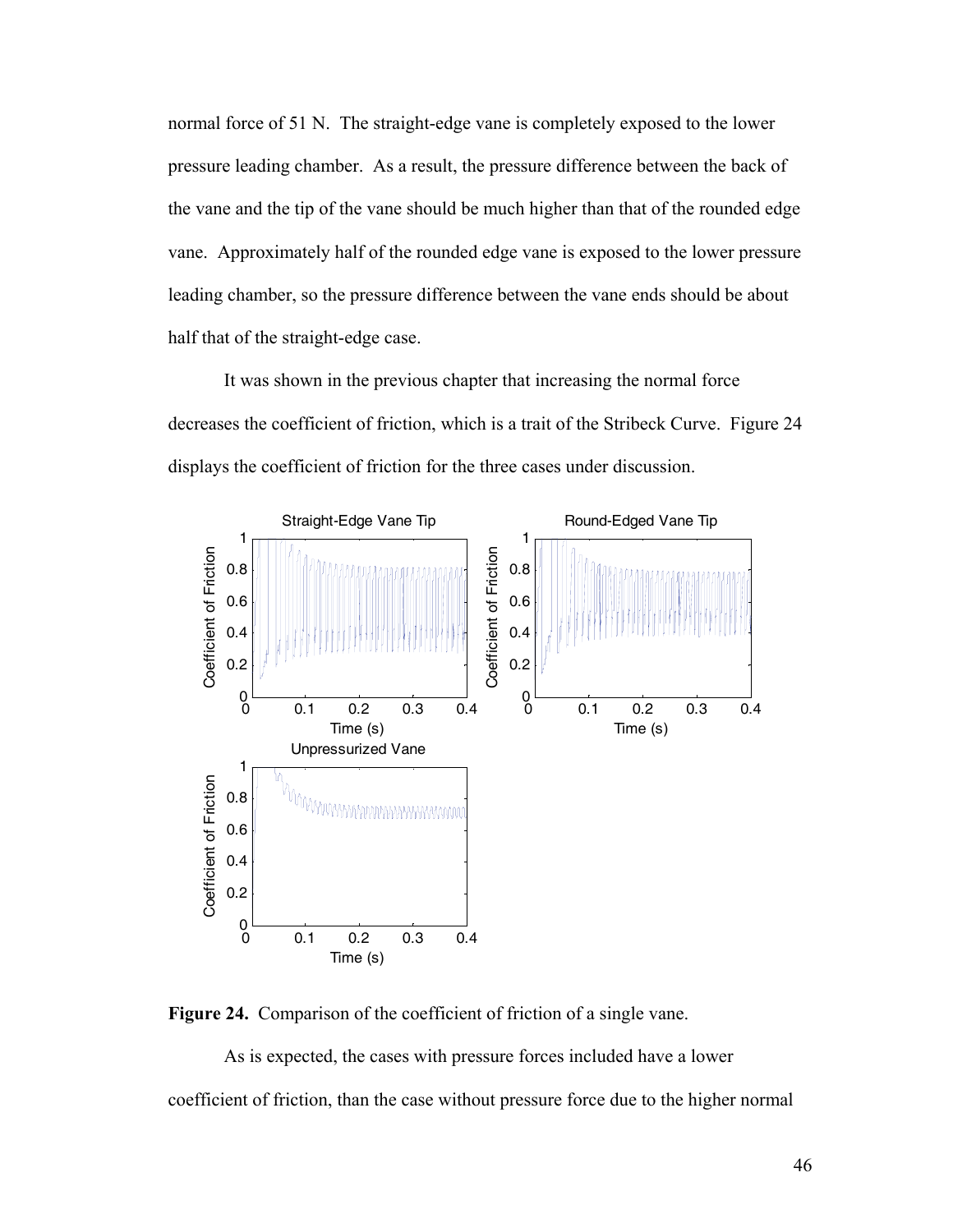normal force of 51 N. The straight-edge vane is completely exposed to the lower pressure leading chamber. As a result, the pressure difference between the back of the vane and the tip of the vane should be much higher than that of the rounded edge vane. Approximately half of the rounded edge vane is exposed to the lower pressure leading chamber, so the pressure difference between the vane ends should be about half that of the straight-edge case.

It was shown in the previous chapter that increasing the normal force decreases the coefficient of friction, which is a trait of the Stribeck Curve. Figure 24 displays the coefficient of friction for the three cases under discussion.

**Figure 24.** Comparison of the coefficient of friction of a single vane.

As is expected, the cases with pressure forces included have a lower coefficient of friction, than the case without pressure force due to the higher normal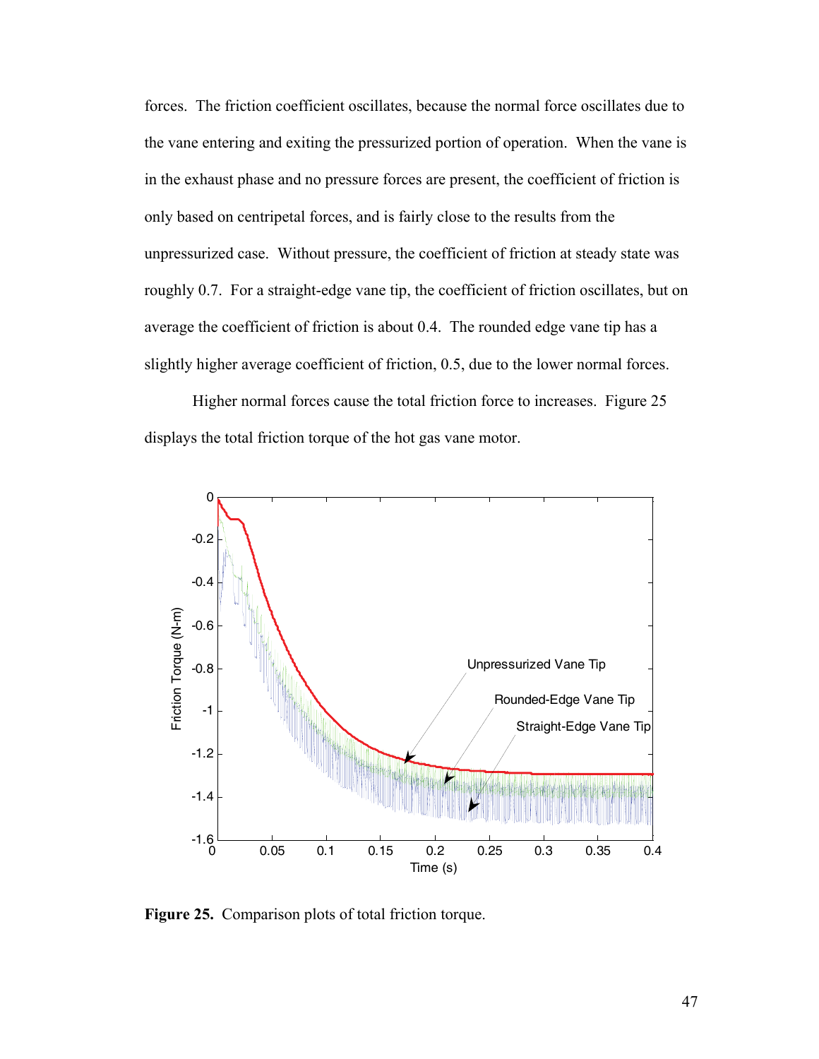forces. The friction coefficient oscillates, because the normal force oscillates due to the vane entering and exiting the pressurized portion of operation. When the vane is in the exhaust phase and no pressure forces are present, the coefficient of friction is only based on centripetal forces, and is fairly close to the results from the unpressurized case. Without pressure, the coefficient of friction at steady state was roughly 0.7. For a straight-edge vane tip, the coefficient of friction oscillates, but on average the coefficient of friction is about 0.4. The rounded edge vane tip has a slightly higher average coefficient of friction, 0.5, due to the lower normal forces.

Higher normal forces cause the total friction force to increases. Figure 25 displays the total friction torque of the hot gas vane motor.

**Figure 25.** Comparison plots of total friction torque.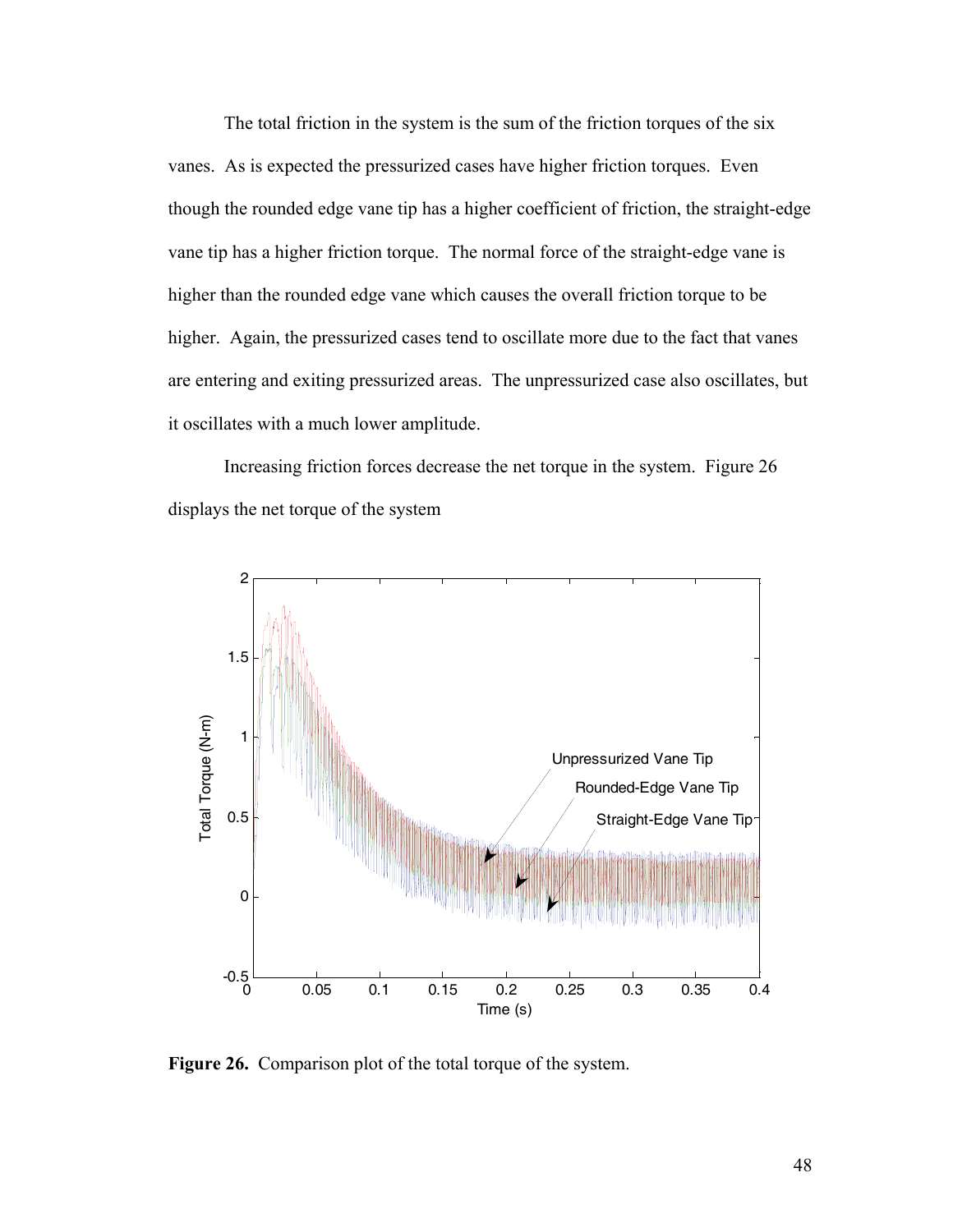The total friction in the system is the sum of the friction torques of the six vanes. As is expected the pressurized cases have higher friction torques. Even though the rounded edge vane tip has a higher coefficient of friction, the straight-edge vane tip has a higher friction torque. The normal force of the straight-edge vane is higher than the rounded edge vane which causes the overall friction torque to be higher. Again, the pressurized cases tend to oscillate more due to the fact that vanes are entering and exiting pressurized areas. The unpressurized case also oscillates, but it oscillates with a much lower amplitude.

Increasing friction forces decrease the net torque in the system. Figure 26 displays the net torque of the system

**Figure 26.** Comparison plot of the total torque of the system.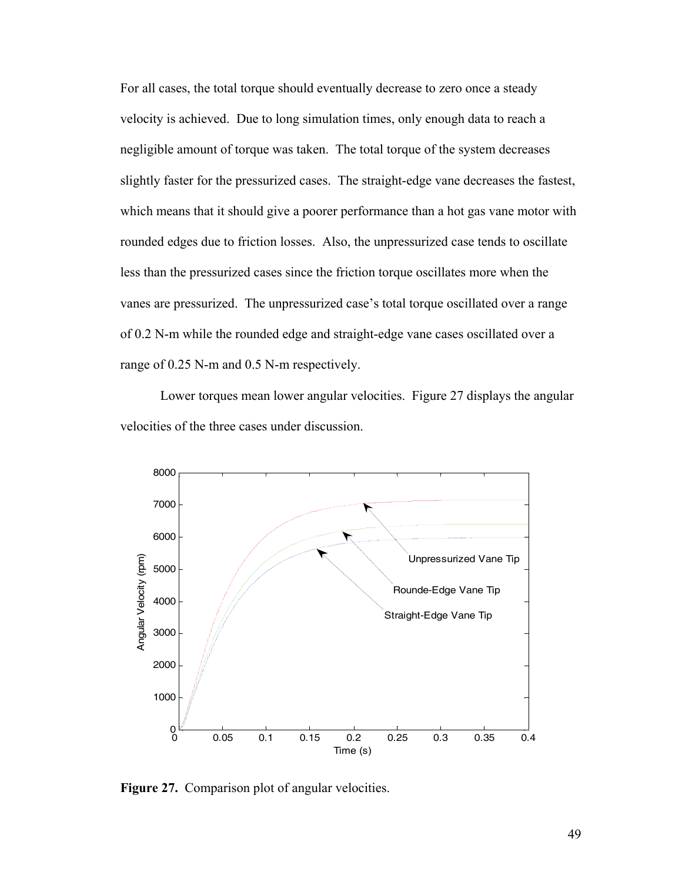For all cases, the total torque should eventually decrease to zero once a steady velocity is achieved. Due to long simulation times, only enough data to reach a negligible amount of torque was taken. The total torque of the system decreases slightly faster for the pressurized cases. The straight-edge vane decreases the fastest, which means that it should give a poorer performance than a hot gas vane motor with rounded edges due to friction losses. Also, the unpressurized case tends to oscillate less than the pressurized cases since the friction torque oscillates more when the vanes are pressurized. The unpressurized case's total torque oscillated over a range of 0.2 N-m while the rounded edge and straight-edge vane cases oscillated over a range of 0.25 N-m and 0.5 N-m respectively.

Lower torques mean lower angular velocities. Figure 27 displays the angular velocities of the three cases under discussion.

**Figure 27.** Comparison plot of angular velocities.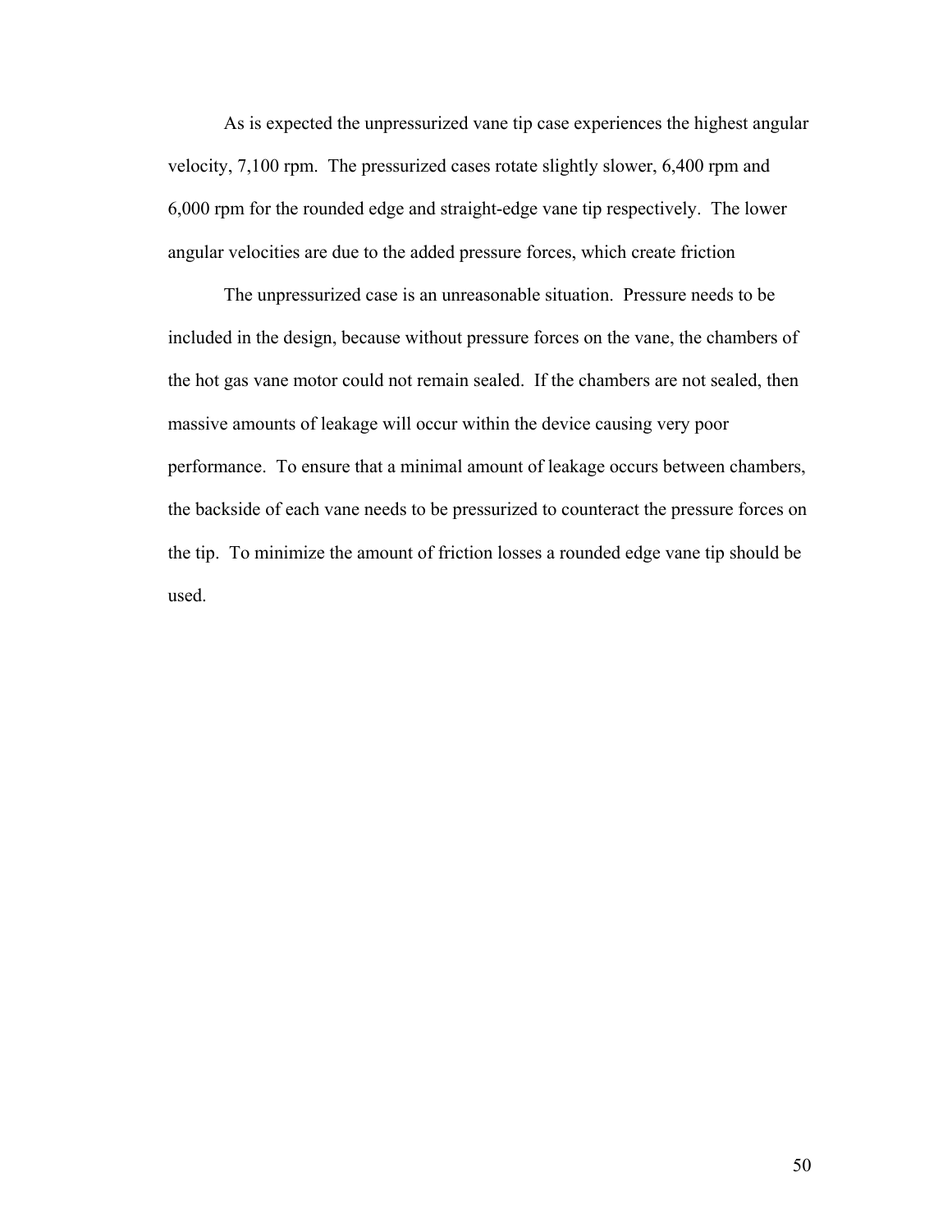As is expected the unpressurized vane tip case experiences the highest angular velocity, 7,100 rpm. The pressurized cases rotate slightly slower, 6,400 rpm and 6,000 rpm for the rounded edge and straight-edge vane tip respectively. The lower angular velocities are due to the added pressure forces, which create friction

The unpressurized case is an unreasonable situation. Pressure needs to be included in the design, because without pressure forces on the vane, the chambers of the hot gas vane motor could not remain sealed. If the chambers are not sealed, then massive amounts of leakage will occur within the device causing very poor performance. To ensure that a minimal amount of leakage occurs between chambers, the backside of each vane needs to be pressurized to counteract the pressure forces on the tip. To minimize the amount of friction losses a rounded edge vane tip should be used.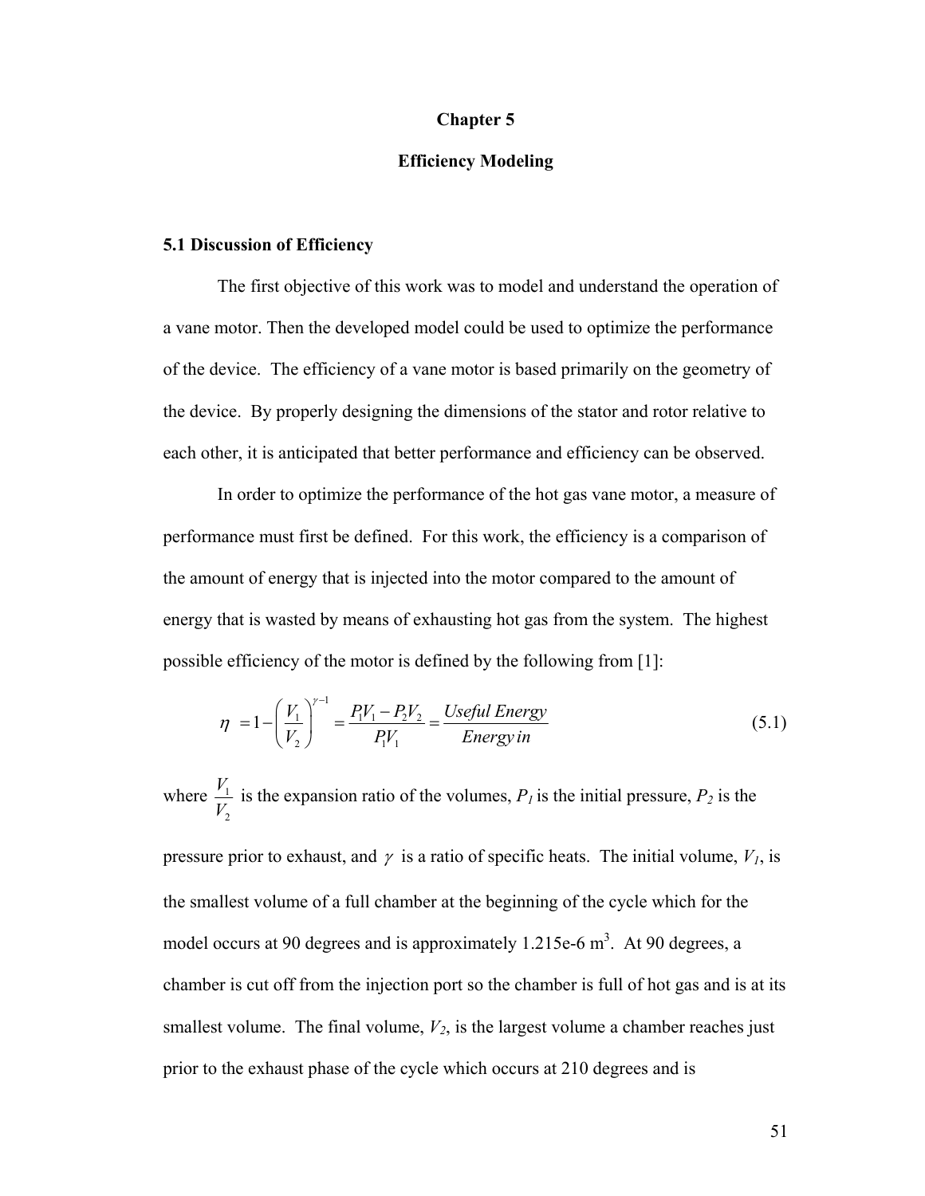# Chapter 5

## Efficiency Modeling

### 5.1 Discussion of Efficiency

The first objective of this work was to model and understand the operation of a vane motor. Then the developed model could be used to optimize the performance of the device. The efficiency of a vane motor is based primarily on the geometry of the device. By properly designing the dimensions of the stator and rotor relative to each other, it is anticipated that better performance and efficiency can be observed.

In order to optimize the performance of the hot gas vane motor, a measure of performance must first be defined. For this work, the efficiency is a comparison of the amount of energy that is injected into the motor compared to the amount of energy that is wasted by means of exhausting hot gas from the system. The highest possible efficiency of the motor is defined by the following from [1]:

$$\eta = 1 - \left(\frac{V_1}{V_2}\right)^{\gamma - 1} = \frac{P_1 V_1 - P_2 V_2}{P_1 V_1} = \frac{Useful\ Energy}{Energy\ in} \tag{5.1}$$

where $\frac{V_1}{V_2}$ is the expansion ratio of the volumes, $P_1$ is the initial pressure, $P_2$ is the pressure prior to exhaust, and $\gamma$ is a ratio of specific heats. The initial volume, $V_1$, is the smallest volume of a full chamber at the beginning of the cycle which for the model occurs at 90 degrees and is approximately 1.215e-6 m$^3$. At 90 degrees, a chamber is cut off from the injection port so the chamber is full of hot gas and is at its smallest volume. The final volume, $V_2$, is the largest volume a chamber reaches just prior to the exhaust phase of the cycle which occurs at 210 degrees and is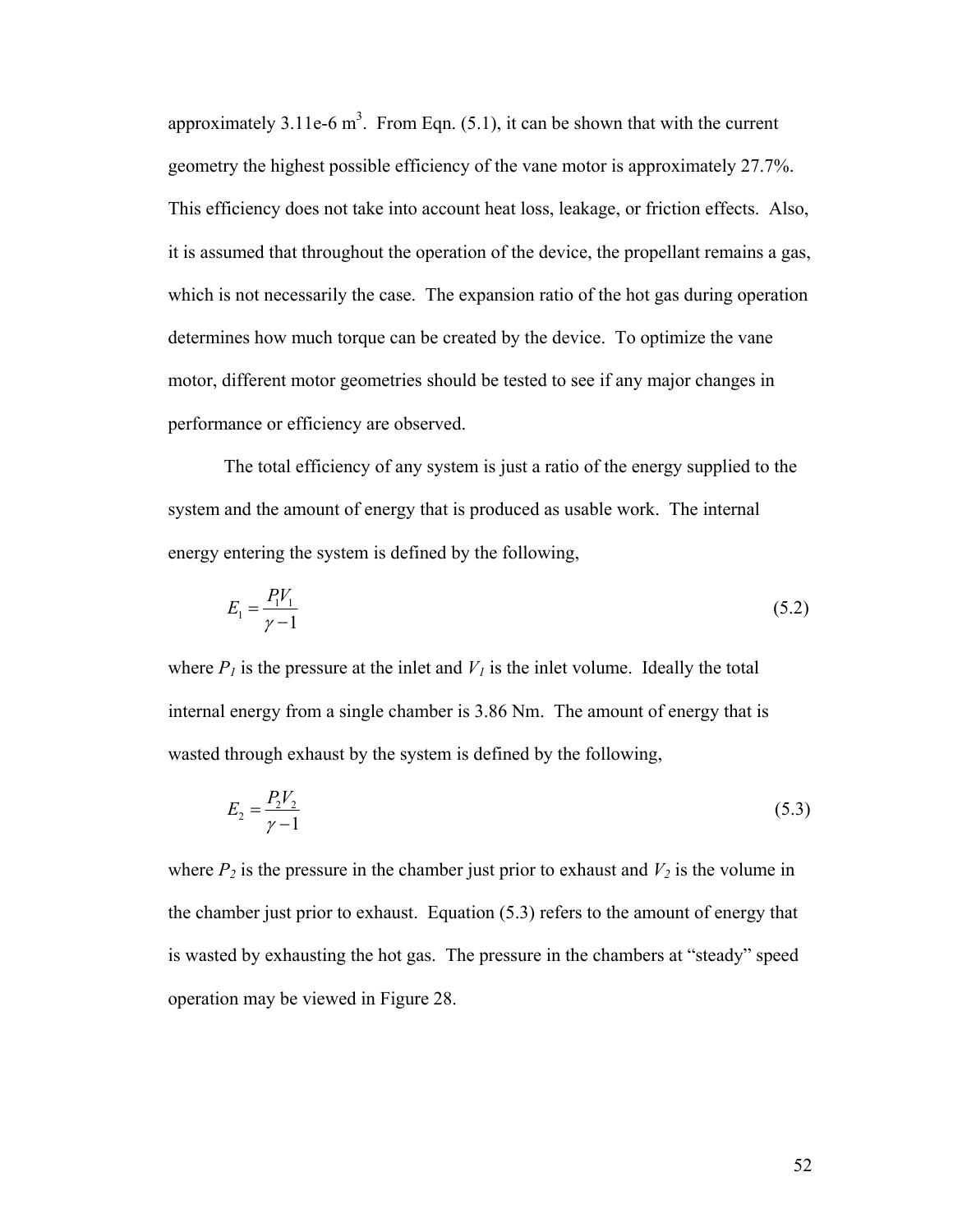approximately 3.11e-6 m$^3$. From Eqn. (5.1), it can be shown that with the current geometry the highest possible efficiency of the vane motor is approximately 27.7%. This efficiency does not take into account heat loss, leakage, or friction effects. Also, it is assumed that throughout the operation of the device, the propellant remains a gas, which is not necessarily the case. The expansion ratio of the hot gas during operation determines how much torque can be created by the device. To optimize the vane motor, different motor geometries should be tested to see if any major changes in performance or efficiency are observed.

The total efficiency of any system is just a ratio of the energy supplied to the system and the amount of energy that is produced as usable work. The internal energy entering the system is defined by the following,

$$E_1 = \frac{P_1 V_1}{\gamma - 1} \tag{5.2}$$

where $P_1$ is the pressure at the inlet and $V_1$ is the inlet volume. Ideally the total internal energy from a single chamber is 3.86 Nm. The amount of energy that is wasted through exhaust by the system is defined by the following,

$$E_2 = \frac{P_2 V_2}{\gamma - 1} \tag{5.3}$$

where $P_2$ is the pressure in the chamber just prior to exhaust and $V_2$ is the volume in the chamber just prior to exhaust. Equation (5.3) refers to the amount of energy that is wasted by exhausting the hot gas. The pressure in the chambers at "steady" speed operation may be viewed in Figure 28.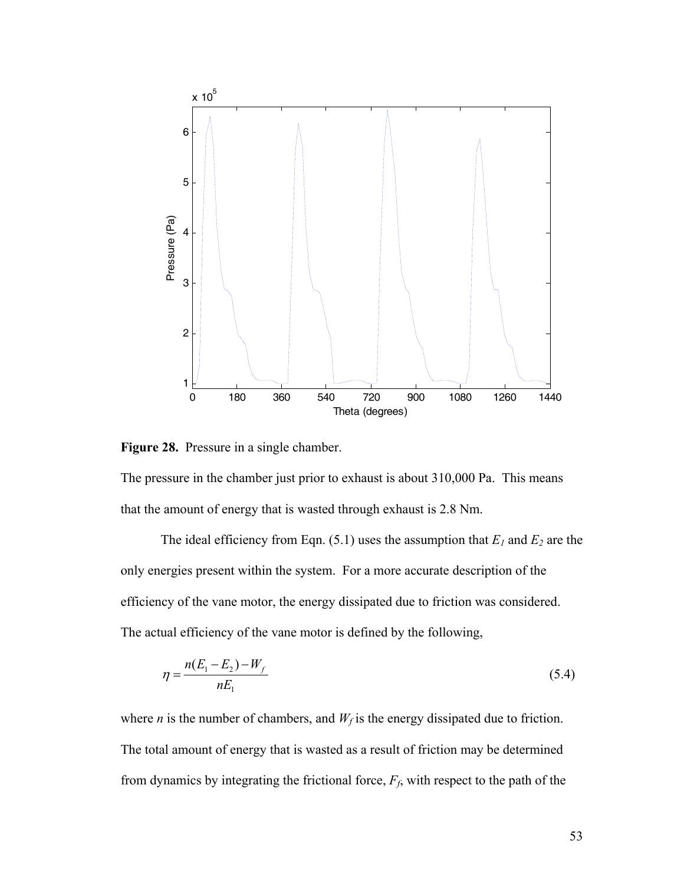**Figure 28.** Pressure in a single chamber.

The pressure in the chamber just prior to exhaust is about 310,000 Pa. This means that the amount of energy that is wasted through exhaust is 2.8 Nm.

The ideal efficiency from Eqn. (5.1) uses the assumption that $E_1$ and $E_2$ are the only energies present within the system. For a more accurate description of the efficiency of the vane motor, the energy dissipated due to friction was considered. The actual efficiency of the vane motor is defined by the following,

$$\eta = \frac{n(E_1 - E_2) - W_f}{nE_1} \tag{5.4}$$

where $n$ is the number of chambers, and $W_f$ is the energy dissipated due to friction. The total amount of energy that is wasted as a result of friction may be determined from dynamics by integrating the frictional force, $F_f$, with respect to the path of the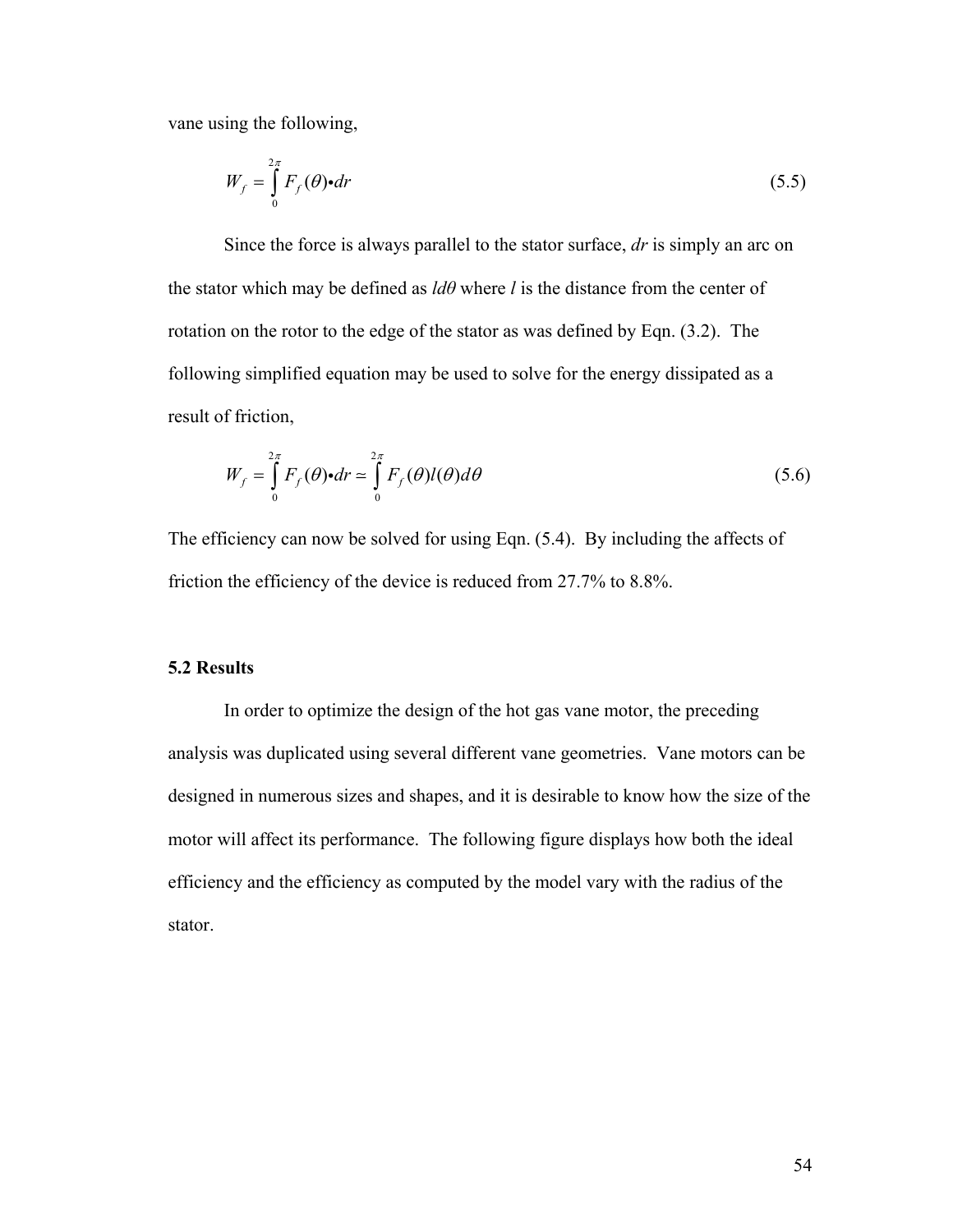vane using the following,

$$W_f = \int_0^{2\pi} F_f(\theta) \bullet dr \tag{5.5}$$

Since the force is always parallel to the stator surface, *dr* is simply an arc on the stator which may be defined as *ldθ* where *l* is the distance from the center of rotation on the rotor to the edge of the stator as was defined by Eqn. (3.2). The following simplified equation may be used to solve for the energy dissipated as a result of friction,

$$W_f = \int_0^{2\pi} F_f(\theta) \bullet dr \simeq \int_0^{2\pi} F_f(\theta) l(\theta) d\theta \tag{5.6}$$

The efficiency can now be solved for using Eqn. (5.4). By including the affects of friction the efficiency of the device is reduced from 27.7% to 8.8%.

### 5.2 Results

In order to optimize the design of the hot gas vane motor, the preceding analysis was duplicated using several different vane geometries. Vane motors can be designed in numerous sizes and shapes, and it is desirable to know how the size of the motor will affect its performance. The following figure displays how both the ideal efficiency and the efficiency as computed by the model vary with the radius of the stator.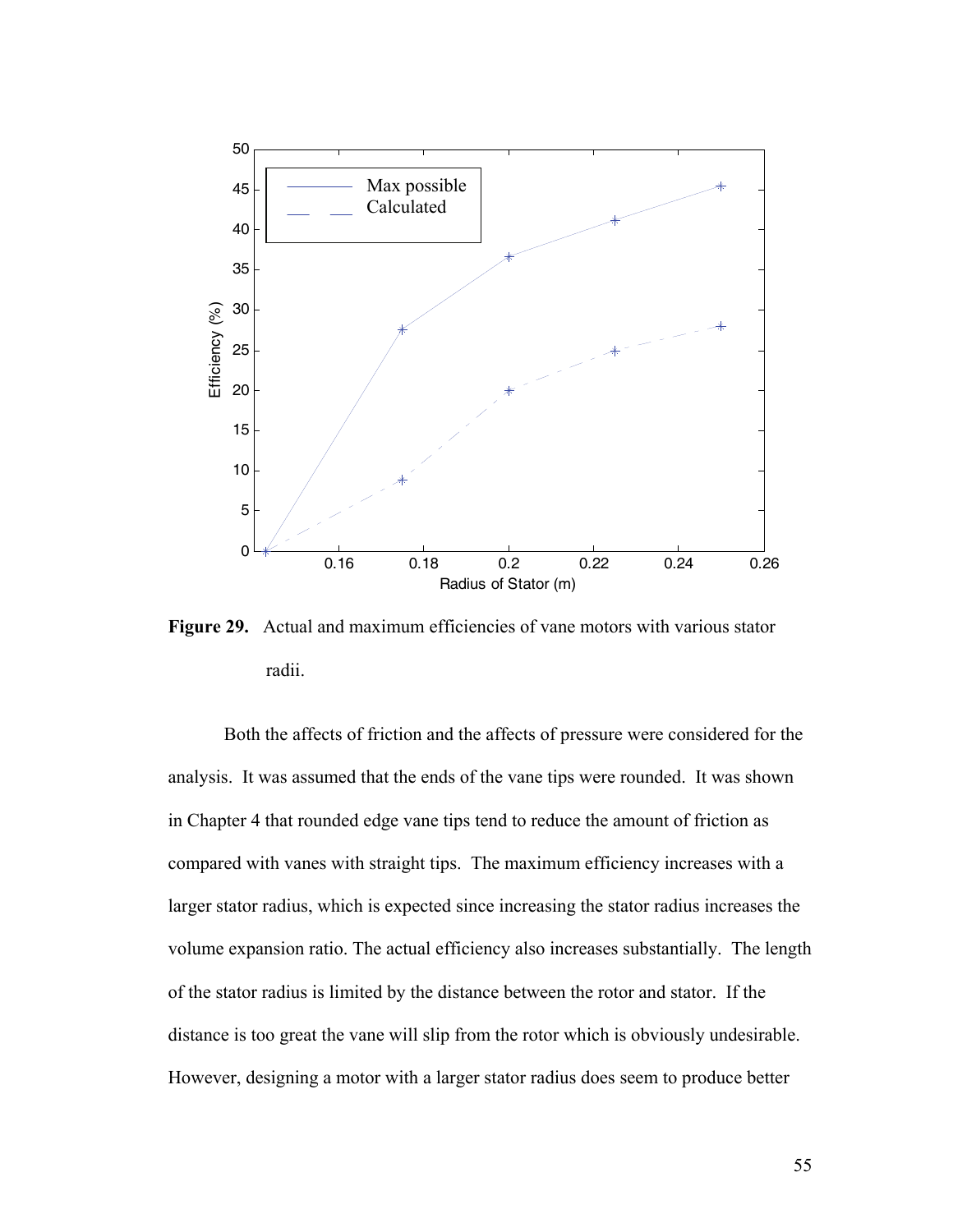**Figure 29.** Actual and maximum efficiencies of vane motors with various stator radii.

Both the affects of friction and the affects of pressure were considered for the analysis. It was assumed that the ends of the vane tips were rounded. It was shown in Chapter 4 that rounded edge vane tips tend to reduce the amount of friction as compared with vanes with straight tips. The maximum efficiency increases with a larger stator radius, which is expected since increasing the stator radius increases the volume expansion ratio. The actual efficiency also increases substantially. The length of the stator radius is limited by the distance between the rotor and stator. If the distance is too great the vane will slip from the rotor which is obviously undesirable. However, designing a motor with a larger stator radius does seem to produce better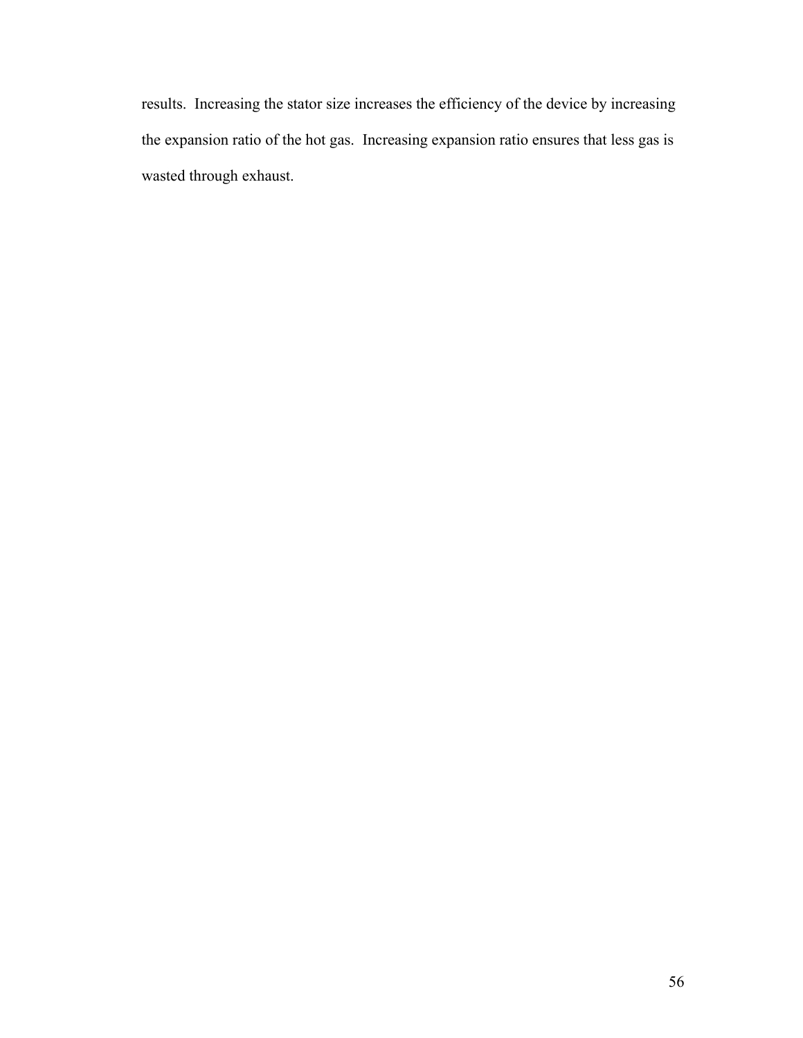results. Increasing the stator size increases the efficiency of the device by increasing the expansion ratio of the hot gas. Increasing expansion ratio ensures that less gas is wasted through exhaust.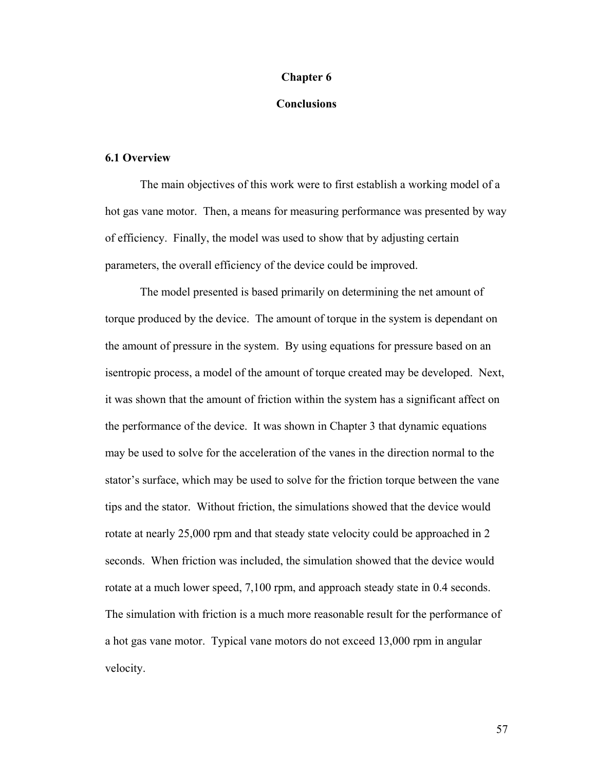# Chapter 6

# Conclusions

## 6.1 Overview

The main objectives of this work were to first establish a working model of a hot gas vane motor. Then, a means for measuring performance was presented by way of efficiency. Finally, the model was used to show that by adjusting certain parameters, the overall efficiency of the device could be improved.

The model presented is based primarily on determining the net amount of torque produced by the device. The amount of torque in the system is dependant on the amount of pressure in the system. By using equations for pressure based on an isentropic process, a model of the amount of torque created may be developed. Next, it was shown that the amount of friction within the system has a significant affect on the performance of the device. It was shown in Chapter 3 that dynamic equations may be used to solve for the acceleration of the vanes in the direction normal to the stator's surface, which may be used to solve for the friction torque between the vane tips and the stator. Without friction, the simulations showed that the device would rotate at nearly 25,000 rpm and that steady state velocity could be approached in 2 seconds. When friction was included, the simulation showed that the device would rotate at a much lower speed, 7,100 rpm, and approach steady state in 0.4 seconds. The simulation with friction is a much more reasonable result for the performance of a hot gas vane motor. Typical vane motors do not exceed 13,000 rpm in angular velocity.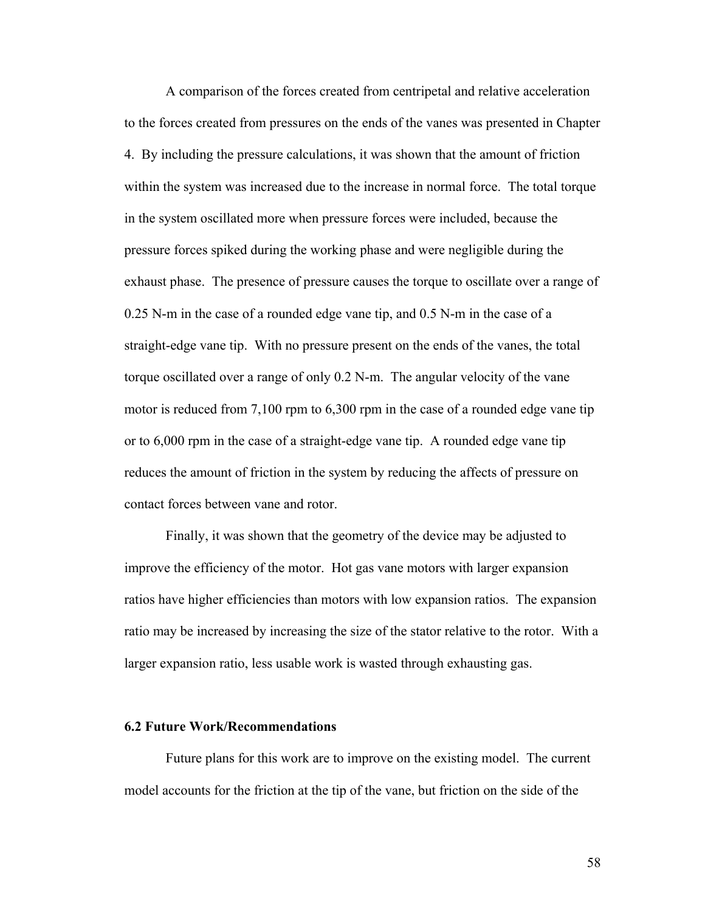A comparison of the forces created from centripetal and relative acceleration to the forces created from pressures on the ends of the vanes was presented in Chapter 4. By including the pressure calculations, it was shown that the amount of friction within the system was increased due to the increase in normal force. The total torque in the system oscillated more when pressure forces were included, because the pressure forces spiked during the working phase and were negligible during the exhaust phase. The presence of pressure causes the torque to oscillate over a range of 0.25 N-m in the case of a rounded edge vane tip, and 0.5 N-m in the case of a straight-edge vane tip. With no pressure present on the ends of the vanes, the total torque oscillated over a range of only 0.2 N-m. The angular velocity of the vane motor is reduced from 7,100 rpm to 6,300 rpm in the case of a rounded edge vane tip or to 6,000 rpm in the case of a straight-edge vane tip. A rounded edge vane tip reduces the amount of friction in the system by reducing the affects of pressure on contact forces between vane and rotor.

Finally, it was shown that the geometry of the device may be adjusted to improve the efficiency of the motor. Hot gas vane motors with larger expansion ratios have higher efficiencies than motors with low expansion ratios. The expansion ratio may be increased by increasing the size of the stator relative to the rotor. With a larger expansion ratio, less usable work is wasted through exhausting gas.

### 6.2 Future Work/Recommendations

Future plans for this work are to improve on the existing model. The current model accounts for the friction at the tip of the vane, but friction on the side of the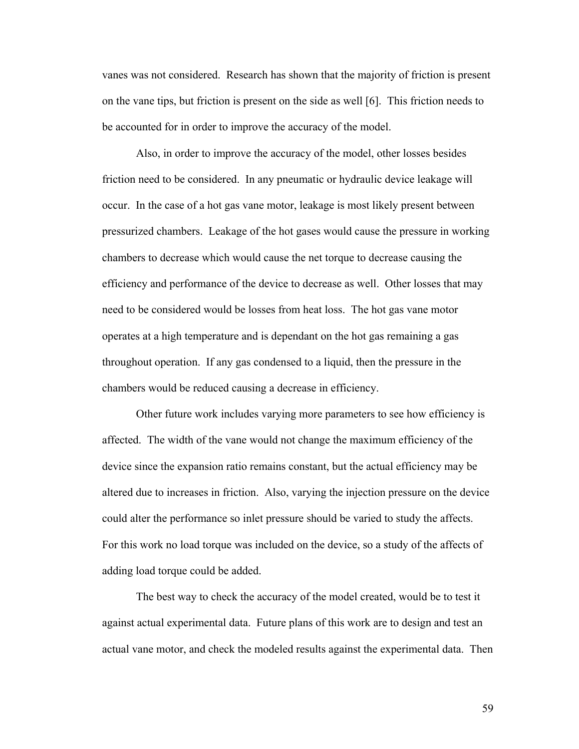vanes was not considered. Research has shown that the majority of friction is present on the vane tips, but friction is present on the side as well [6]. This friction needs to be accounted for in order to improve the accuracy of the model.

Also, in order to improve the accuracy of the model, other losses besides friction need to be considered. In any pneumatic or hydraulic device leakage will occur. In the case of a hot gas vane motor, leakage is most likely present between pressurized chambers. Leakage of the hot gases would cause the pressure in working chambers to decrease which would cause the net torque to decrease causing the efficiency and performance of the device to decrease as well. Other losses that may need to be considered would be losses from heat loss. The hot gas vane motor operates at a high temperature and is dependant on the hot gas remaining a gas throughout operation. If any gas condensed to a liquid, then the pressure in the chambers would be reduced causing a decrease in efficiency.

Other future work includes varying more parameters to see how efficiency is affected. The width of the vane would not change the maximum efficiency of the device since the expansion ratio remains constant, but the actual efficiency may be altered due to increases in friction. Also, varying the injection pressure on the device could alter the performance so inlet pressure should be varied to study the affects. For this work no load torque was included on the device, so a study of the affects of adding load torque could be added.

The best way to check the accuracy of the model created, would be to test it against actual experimental data. Future plans of this work are to design and test an actual vane motor, and check the modeled results against the experimental data. Then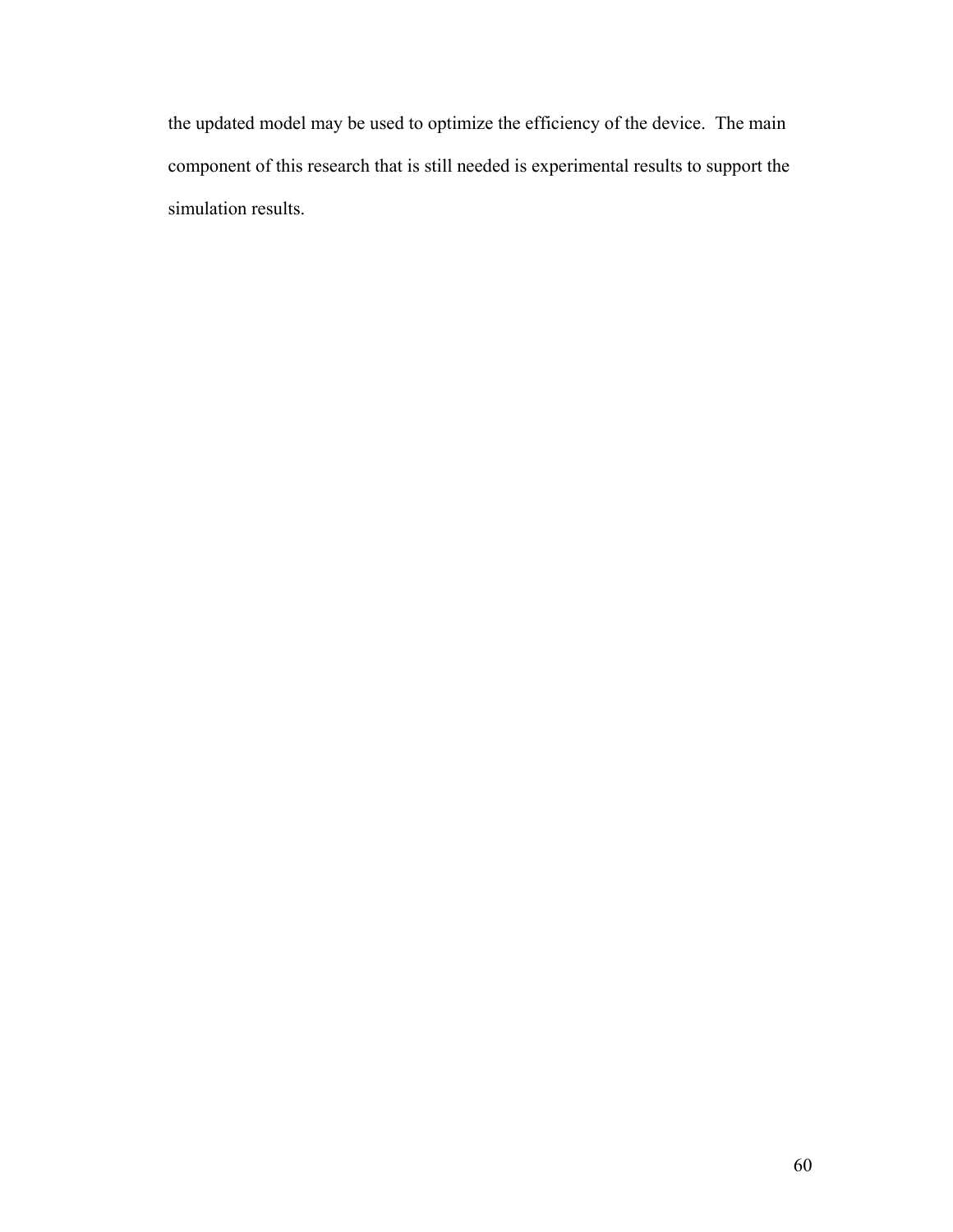the updated model may be used to optimize the efficiency of the device. The main component of this research that is still needed is experimental results to support the simulation results.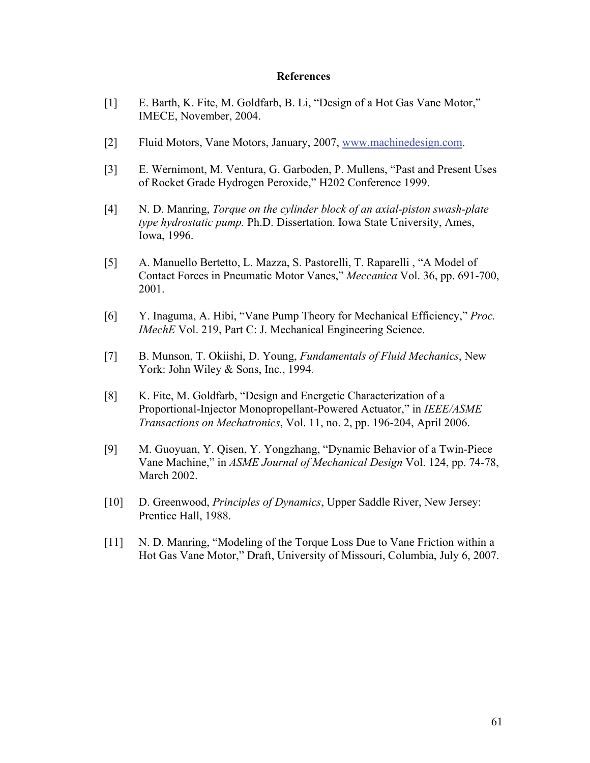# References

[1] E. Barth, K. Fite, M. Goldfarb, B. Li, "Design of a Hot Gas Vane Motor," IMECE, November, 2004.

[2] Fluid Motors, Vane Motors, January, 2007, www.machinedesign.com.

[3] E. Wernimont, M. Ventura, G. Garboden, P. Mullens, "Past and Present Uses of Rocket Grade Hydrogen Peroxide," H202 Conference 1999.

[4] N. D. Manring, *Torque on the cylinder block of an axial-piston swash-plate type hydrostatic pump.* Ph.D. Dissertation. Iowa State University, Ames, Iowa, 1996.

[5] A. Manuello Bertetto, L. Mazza, S. Pastorelli, T. Raparelli , "A Model of Contact Forces in Pneumatic Motor Vanes," *Meccanica* Vol. 36, pp. 691-700, 2001.

[6] Y. Inaguma, A. Hibi, "Vane Pump Theory for Mechanical Efficiency," *Proc. IMechE* Vol. 219, Part C: J. Mechanical Engineering Science.

[7] B. Munson, T. Okiishi, D. Young, *Fundamentals of Fluid Mechanics*, New York: John Wiley & Sons, Inc., 1994.

[8] K. Fite, M. Goldfarb, "Design and Energetic Characterization of a Proportional-Injector Monopropellant-Powered Actuator," in *IEEE/ASME Transactions on Mechatronics*, Vol. 11, no. 2, pp. 196-204, April 2006.

[9] M. Guoyuan, Y. Qisen, Y. Yongzhang, "Dynamic Behavior of a Twin-Piece Vane Machine," in *ASME Journal of Mechanical Design* Vol. 124, pp. 74-78, March 2002.

[10] D. Greenwood, *Principles of Dynamics*, Upper Saddle River, New Jersey: Prentice Hall, 1988.

[11] N. D. Manring, "Modeling of the Torque Loss Due to Vane Friction within a Hot Gas Vane Motor," Draft, University of Missouri, Columbia, July 6, 2007.